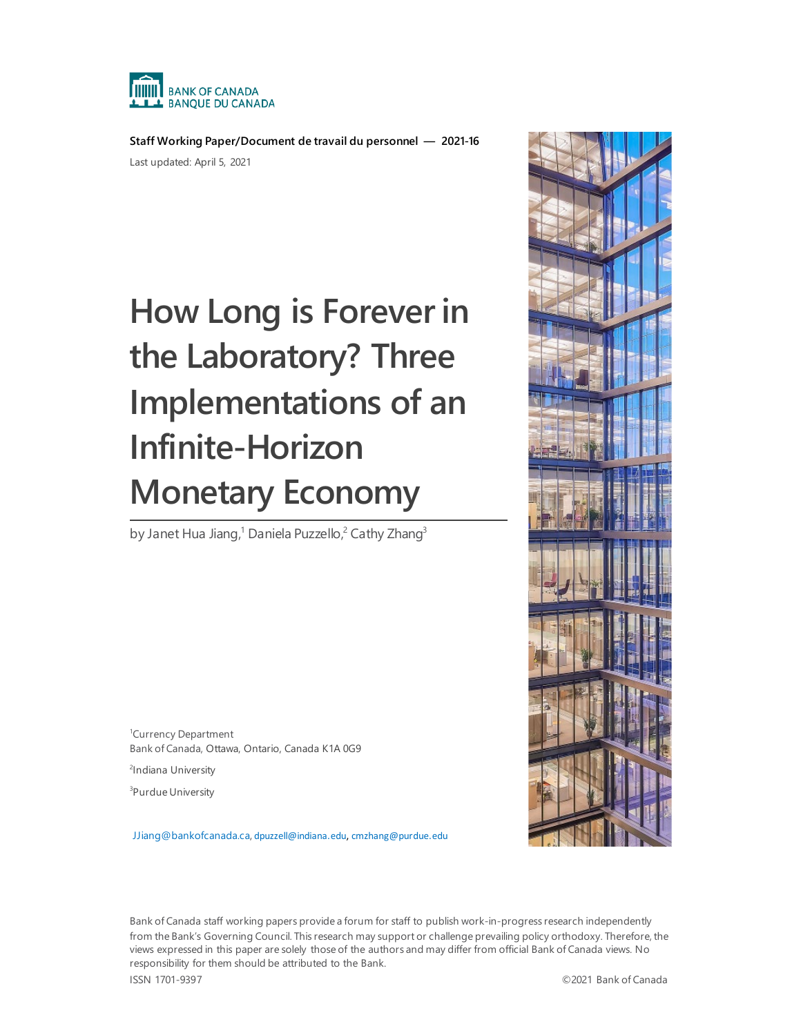BANK OF CANADA
BANQUE DU CANADA

**Staff Working Paper/Document de travail du personnel — 2021-16**

Last updated: April 5, 2021

# How Long is Forever in the Laboratory? Three Implementations of an Infinite-Horizon Monetary Economy

by Janet Hua Jiang,[1] Daniela Puzzello,[2] Cathy Zhang[3]

[1]Currency Department
Bank of Canada, Ottawa, Ontario, Canada K1A 0G9

[2]Indiana University

[3]Purdue University

JJiang@bankofcanada.ca, dpuzzell@indiana.edu, cmzhang@purdue.edu

Bank of Canada staff working papers provide a forum for staff to publish work-in-progress research independently from the Bank's Governing Council. This research may support or challenge prevailing policy orthodoxy. Therefore, the views expressed in this paper are solely those of the authors and may differ from official Bank of Canada views. No responsibility for them should be attributed to the Bank.

ISSN 1701-9397 ©2021 Bank of Canada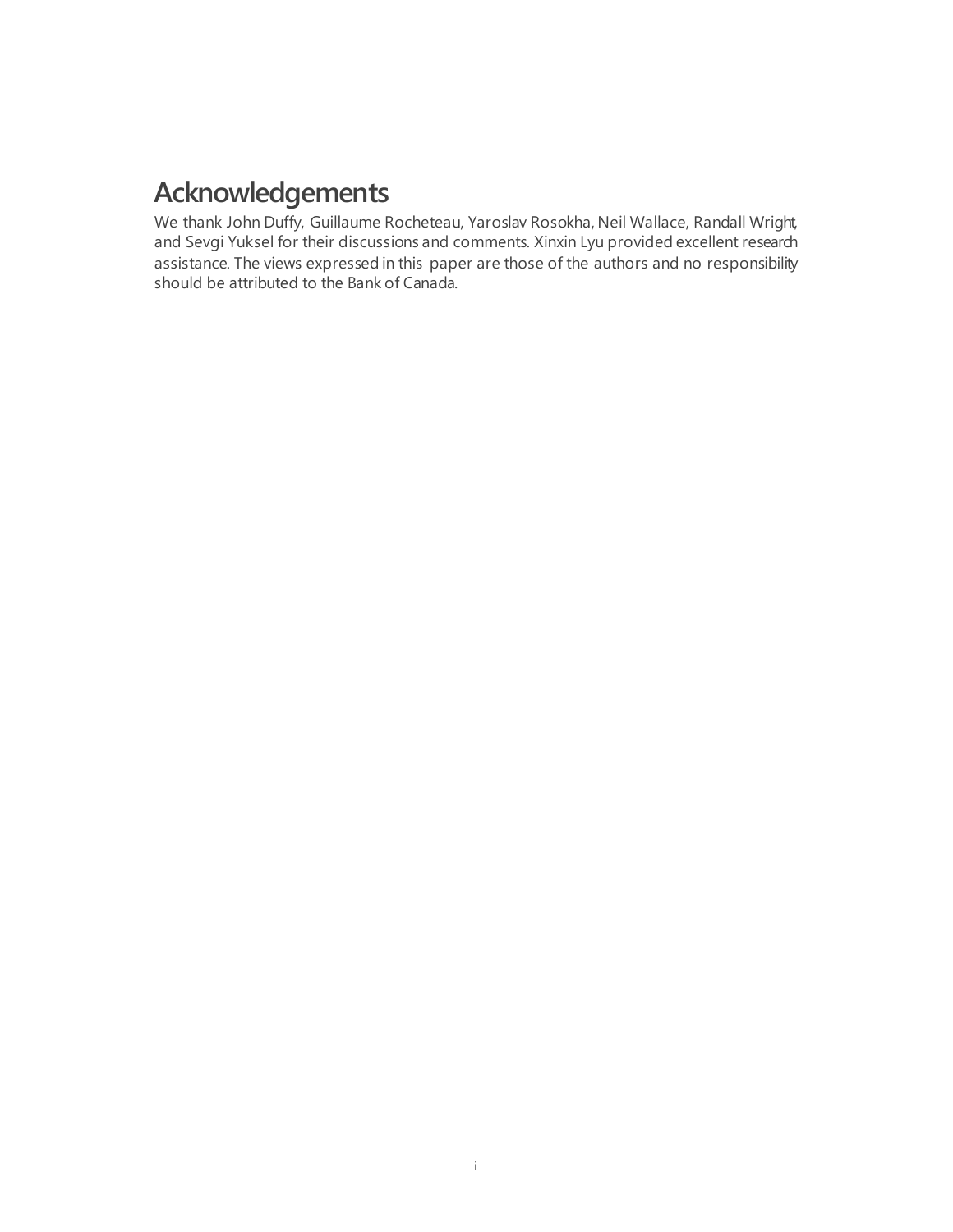# Acknowledgements

We thank John Duffy, Guillaume Rocheteau, Yaroslav Rosokha, Neil Wallace, Randall Wright, and Sevgi Yuksel for their discussions and comments. Xinxin Lyu provided excellent research assistance. The views expressed in this paper are those of the authors and no responsibility should be attributed to the Bank of Canada.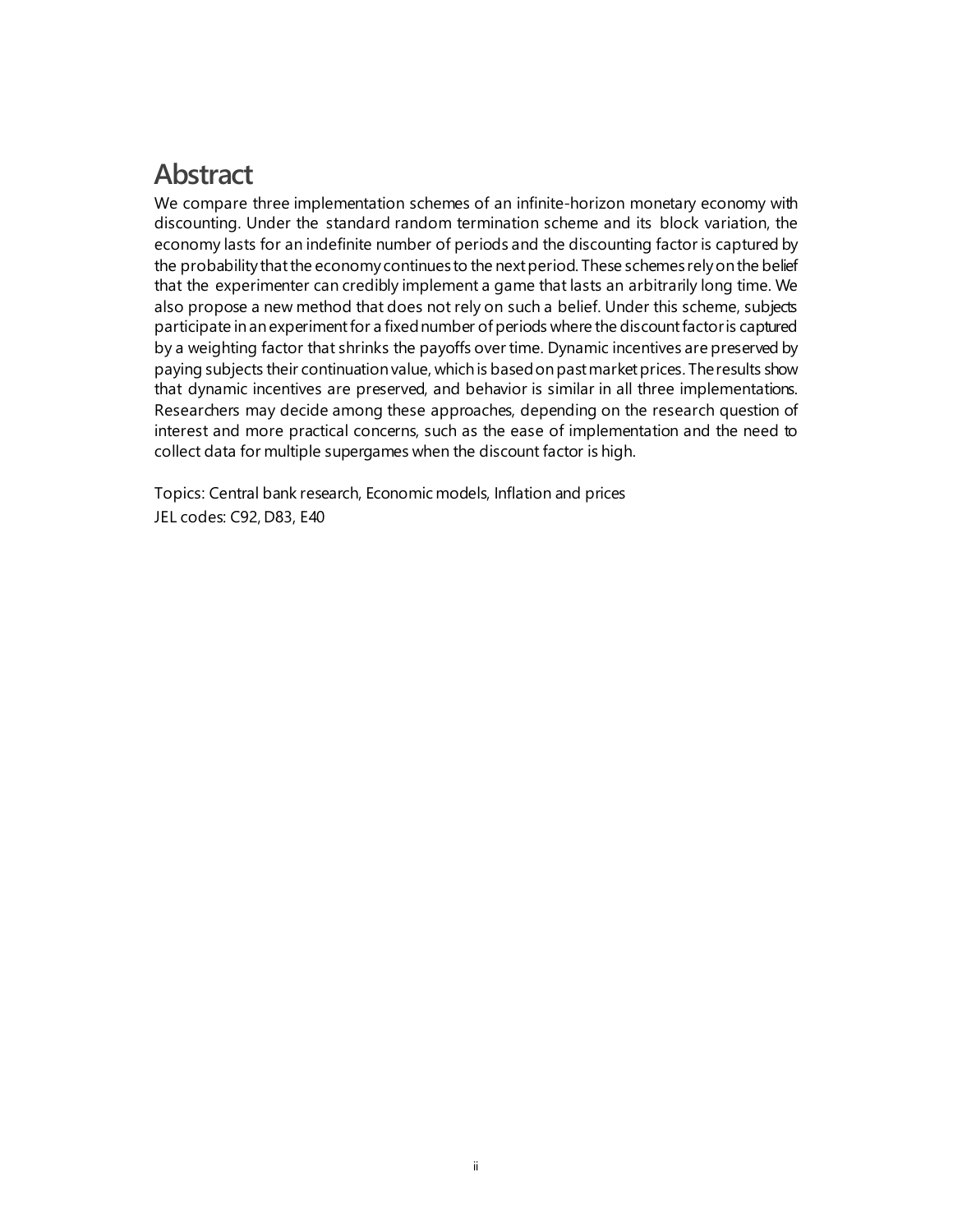# Abstract

We compare three implementation schemes of an infinite-horizon monetary economy with discounting. Under the standard random termination scheme and its block variation, the economy lasts for an indefinite number of periods and the discounting factor is captured by the probability that the economy continues to the next period. These schemes rely on the belief that the experimenter can credibly implement a game that lasts an arbitrarily long time. We also propose a new method that does not rely on such a belief. Under this scheme, subjects participate in an experiment for a fixed number of periods where the discount factor is captured by a weighting factor that shrinks the payoffs over time. Dynamic incentives are preserved by paying subjects their continuation value, which is based on past market prices. The results show that dynamic incentives are preserved, and behavior is similar in all three implementations. Researchers may decide among these approaches, depending on the research question of interest and more practical concerns, such as the ease of implementation and the need to collect data for multiple supergames when the discount factor is high.

Topics: Central bank research, Economic models, Inflation and prices

JEL codes: C92, D83, E40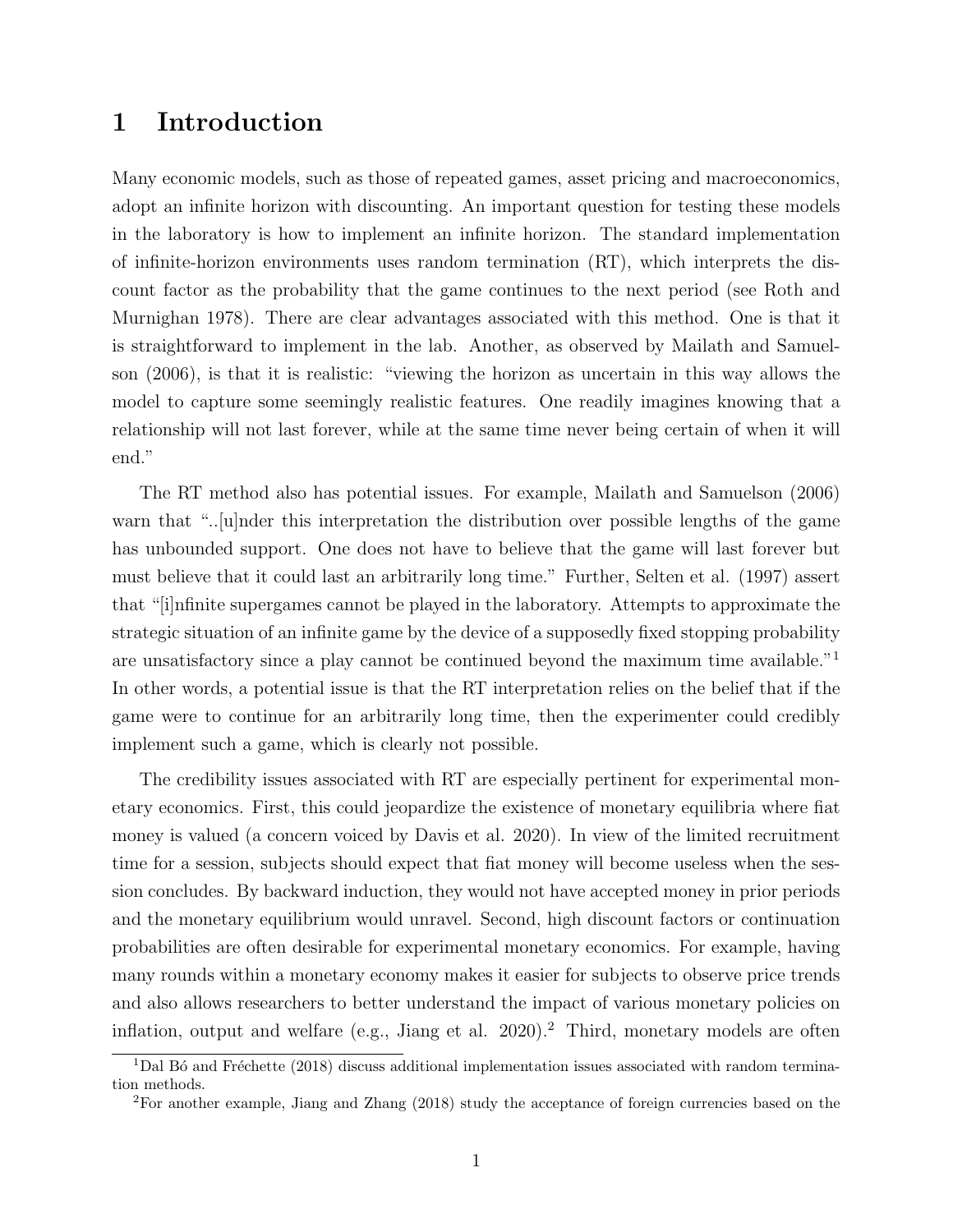# 1 Introduction

Many economic models, such as those of repeated games, asset pricing and macroeconomics, adopt an infinite horizon with discounting. An important question for testing these models in the laboratory is how to implement an infinite horizon. The standard implementation of infinite-horizon environments uses random termination (RT), which interprets the discount factor as the probability that the game continues to the next period (see Roth and Murnighan 1978). There are clear advantages associated with this method. One is that it is straightforward to implement in the lab. Another, as observed by Mailath and Samuelson (2006), is that it is realistic: "viewing the horizon as uncertain in this way allows the model to capture some seemingly realistic features. One readily imagines knowing that a relationship will not last forever, while at the same time never being certain of when it will end."

The RT method also has potential issues. For example, Mailath and Samuelson (2006) warn that "..[u]nder this interpretation the distribution over possible lengths of the game has unbounded support. One does not have to believe that the game will last forever but must believe that it could last an arbitrarily long time." Further, Selten et al. (1997) assert that "[i]nfinite supergames cannot be played in the laboratory. Attempts to approximate the strategic situation of an infinite game by the device of a supposedly fixed stopping probability are unsatisfactory since a play cannot be continued beyond the maximum time available."[1] In other words, a potential issue is that the RT interpretation relies on the belief that if the game were to continue for an arbitrarily long time, then the experimenter could credibly implement such a game, which is clearly not possible.

The credibility issues associated with RT are especially pertinent for experimental monetary economics. First, this could jeopardize the existence of monetary equilibria where fiat money is valued (a concern voiced by Davis et al. 2020). In view of the limited recruitment time for a session, subjects should expect that fiat money will become useless when the session concludes. By backward induction, they would not have accepted money in prior periods and the monetary equilibrium would unravel. Second, high discount factors or continuation probabilities are often desirable for experimental monetary economics. For example, having many rounds within a monetary economy makes it easier for subjects to observe price trends and also allows researchers to better understand the impact of various monetary policies on inflation, output and welfare (e.g., Jiang et al. 2020).[2] Third, monetary models are often

[1] Dal Bó and Fréchette (2018) discuss additional implementation issues associated with random termination methods.

[2] For another example, Jiang and Zhang (2018) study the acceptance of foreign currencies based on the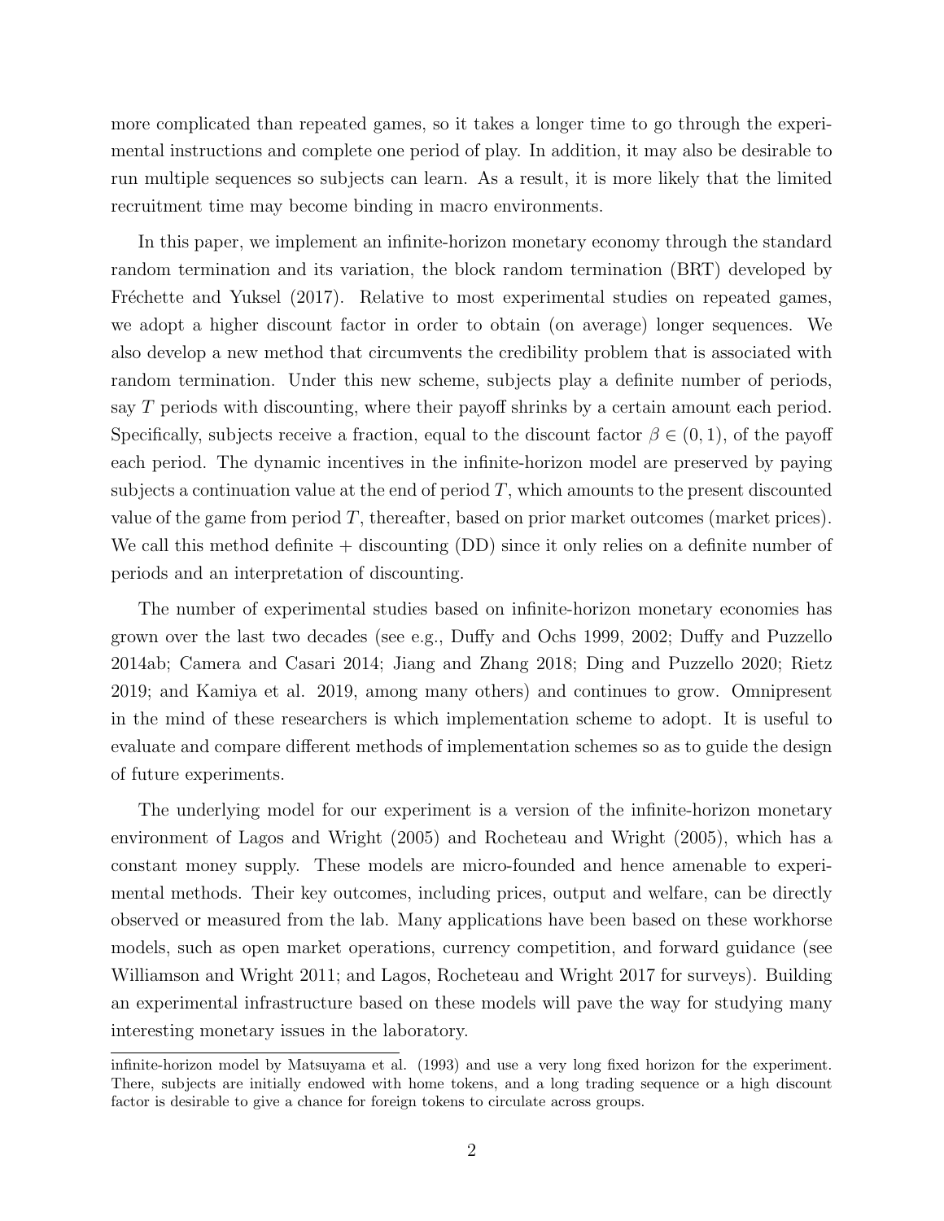more complicated than repeated games, so it takes a longer time to go through the experimental instructions and complete one period of play. In addition, it may also be desirable to run multiple sequences so subjects can learn. As a result, it is more likely that the limited recruitment time may become binding in macro environments.

In this paper, we implement an infinite-horizon monetary economy through the standard random termination and its variation, the block random termination (BRT) developed by Fréchette and Yuksel (2017). Relative to most experimental studies on repeated games, we adopt a higher discount factor in order to obtain (on average) longer sequences. We also develop a new method that circumvents the credibility problem that is associated with random termination. Under this new scheme, subjects play a definite number of periods, say $T$ periods with discounting, where their payoff shrinks by a certain amount each period. Specifically, subjects receive a fraction, equal to the discount factor $\beta \in (0, 1)$, of the payoff each period. The dynamic incentives in the infinite-horizon model are preserved by paying subjects a continuation value at the end of period $T$, which amounts to the present discounted value of the game from period $T$, thereafter, based on prior market outcomes (market prices). We call this method definite + discounting (DD) since it only relies on a definite number of periods and an interpretation of discounting.

The number of experimental studies based on infinite-horizon monetary economies has grown over the last two decades (see e.g., Duffy and Ochs 1999, 2002; Duffy and Puzzello 2014ab; Camera and Casari 2014; Jiang and Zhang 2018; Ding and Puzzello 2020; Rietz 2019; and Kamiya et al. 2019, among many others) and continues to grow. Omnipresent in the mind of these researchers is which implementation scheme to adopt. It is useful to evaluate and compare different methods of implementation schemes so as to guide the design of future experiments.

The underlying model for our experiment is a version of the infinite-horizon monetary environment of Lagos and Wright (2005) and Rocheteau and Wright (2005), which has a constant money supply. These models are micro-founded and hence amenable to experimental methods. Their key outcomes, including prices, output and welfare, can be directly observed or measured from the lab. Many applications have been based on these workhorse models, such as open market operations, currency competition, and forward guidance (see Williamson and Wright 2011; and Lagos, Rocheteau and Wright 2017 for surveys). Building an experimental infrastructure based on these models will pave the way for studying many interesting monetary issues in the laboratory.

infinite-horizon model by Matsuyama et al. (1993) and use a very long fixed horizon for the experiment. There, subjects are initially endowed with home tokens, and a long trading sequence or a high discount factor is desirable to give a chance for foreign tokens to circulate across groups.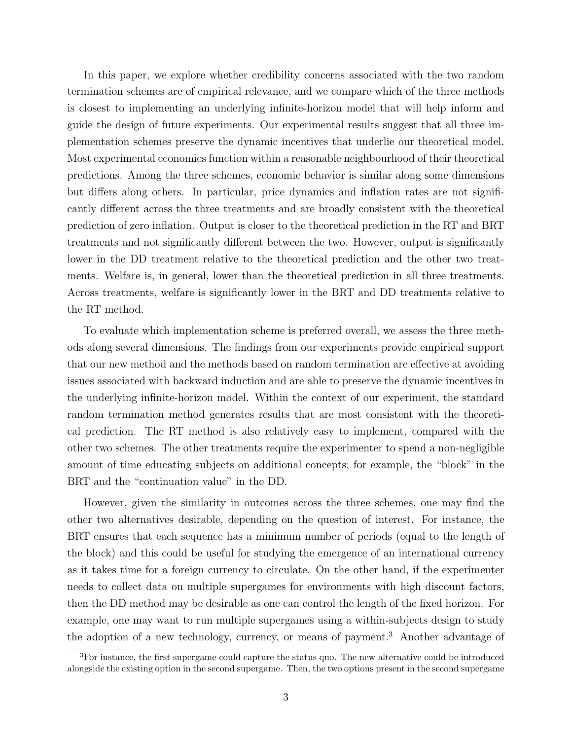In this paper, we explore whether credibility concerns associated with the two random termination schemes are of empirical relevance, and we compare which of the three methods is closest to implementing an underlying infinite-horizon model that will help inform and guide the design of future experiments. Our experimental results suggest that all three implementation schemes preserve the dynamic incentives that underlie our theoretical model. Most experimental economies function within a reasonable neighbourhood of their theoretical predictions. Among the three schemes, economic behavior is similar along some dimensions but differs along others. In particular, price dynamics and inflation rates are not significantly different across the three treatments and are broadly consistent with the theoretical prediction of zero inflation. Output is closer to the theoretical prediction in the RT and BRT treatments and not significantly different between the two. However, output is significantly lower in the DD treatment relative to the theoretical prediction and the other two treatments. Welfare is, in general, lower than the theoretical prediction in all three treatments. Across treatments, welfare is significantly lower in the BRT and DD treatments relative to the RT method.

To evaluate which implementation scheme is preferred overall, we assess the three methods along several dimensions. The findings from our experiments provide empirical support that our new method and the methods based on random termination are effective at avoiding issues associated with backward induction and are able to preserve the dynamic incentives in the underlying infinite-horizon model. Within the context of our experiment, the standard random termination method generates results that are most consistent with the theoretical prediction. The RT method is also relatively easy to implement, compared with the other two schemes. The other treatments require the experimenter to spend a non-negligible amount of time educating subjects on additional concepts; for example, the "block" in the BRT and the "continuation value" in the DD.

However, given the similarity in outcomes across the three schemes, one may find the other two alternatives desirable, depending on the question of interest. For instance, the BRT ensures that each sequence has a minimum number of periods (equal to the length of the block) and this could be useful for studying the emergence of an international currency as it takes time for a foreign currency to circulate. On the other hand, if the experimenter needs to collect data on multiple supergames for environments with high discount factors, then the DD method may be desirable as one can control the length of the fixed horizon. For example, one may want to run multiple supergames using a within-subjects design to study the adoption of a new technology, currency, or means of payment.[3] Another advantage of

[3]For instance, the first supergame could capture the status quo. The new alternative could be introduced alongside the existing option in the second supergame. Then, the two options present in the second supergame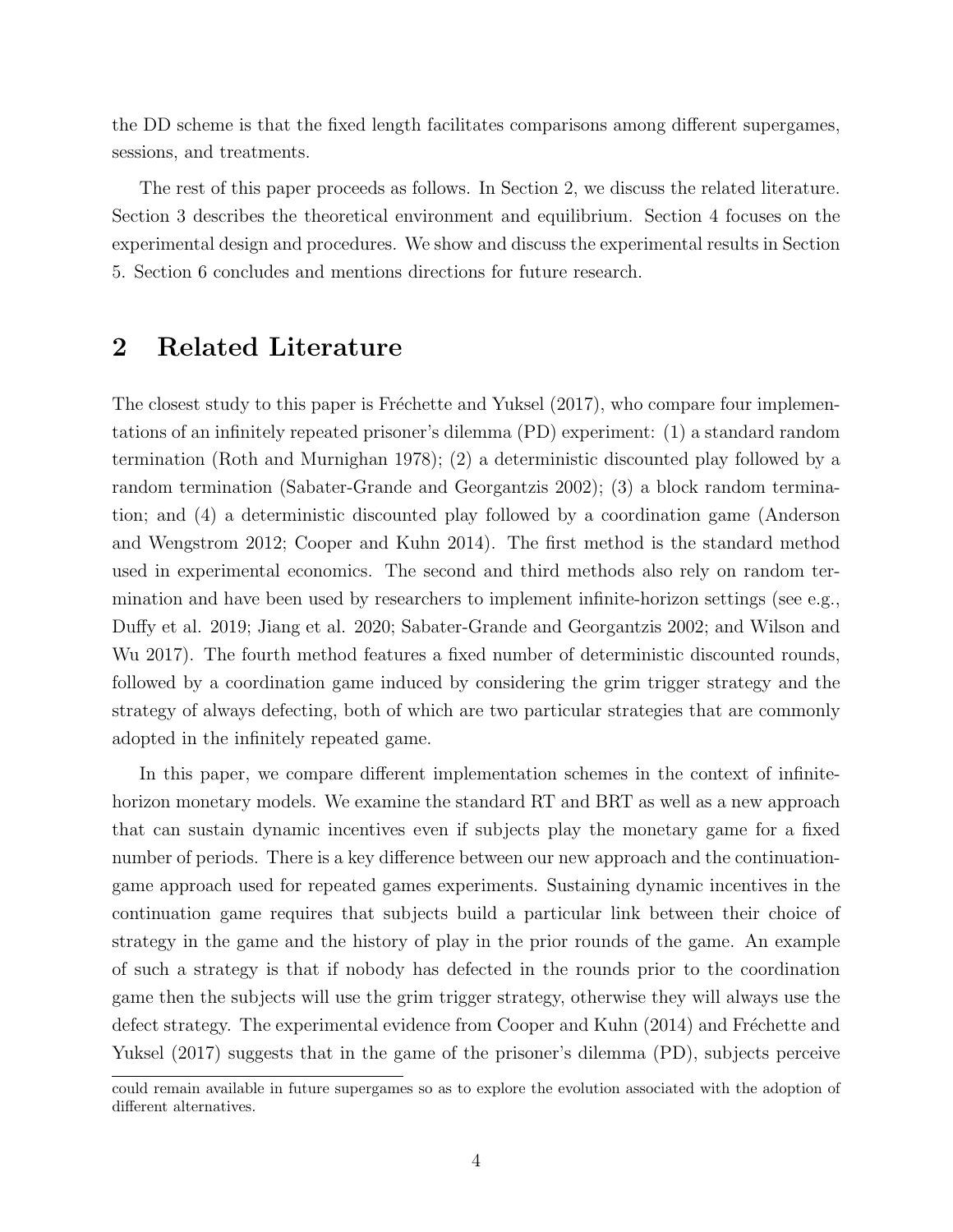the DD scheme is that the fixed length facilitates comparisons among different supergames, sessions, and treatments.

The rest of this paper proceeds as follows. In Section 2, we discuss the related literature. Section 3 describes the theoretical environment and equilibrium. Section 4 focuses on the experimental design and procedures. We show and discuss the experimental results in Section 5. Section 6 concludes and mentions directions for future research.

## 2 Related Literature

The closest study to this paper is Fréchette and Yuksel (2017), who compare four implementations of an infinitely repeated prisoner's dilemma (PD) experiment: (1) a standard random termination (Roth and Murnighan 1978); (2) a deterministic discounted play followed by a random termination (Sabater-Grande and Georgantzis 2002); (3) a block random termination; and (4) a deterministic discounted play followed by a coordination game (Anderson and Wengstrom 2012; Cooper and Kuhn 2014). The first method is the standard method used in experimental economics. The second and third methods also rely on random termination and have been used by researchers to implement infinite-horizon settings (see e.g., Duffy et al. 2019; Jiang et al. 2020; Sabater-Grande and Georgantzis 2002; and Wilson and Wu 2017). The fourth method features a fixed number of deterministic discounted rounds, followed by a coordination game induced by considering the grim trigger strategy and the strategy of always defecting, both of which are two particular strategies that are commonly adopted in the infinitely repeated game.

In this paper, we compare different implementation schemes in the context of infinite-horizon monetary models. We examine the standard RT and BRT as well as a new approach that can sustain dynamic incentives even if subjects play the monetary game for a fixed number of periods. There is a key difference between our new approach and the continuation-game approach used for repeated games experiments. Sustaining dynamic incentives in the continuation game requires that subjects build a particular link between their choice of strategy in the game and the history of play in the prior rounds of the game. An example of such a strategy is that if nobody has defected in the rounds prior to the coordination game then the subjects will use the grim trigger strategy, otherwise they will always use the defect strategy. The experimental evidence from Cooper and Kuhn (2014) and Fréchette and Yuksel (2017) suggests that in the game of the prisoner's dilemma (PD), subjects perceive

could remain available in future supergames so as to explore the evolution associated with the adoption of different alternatives.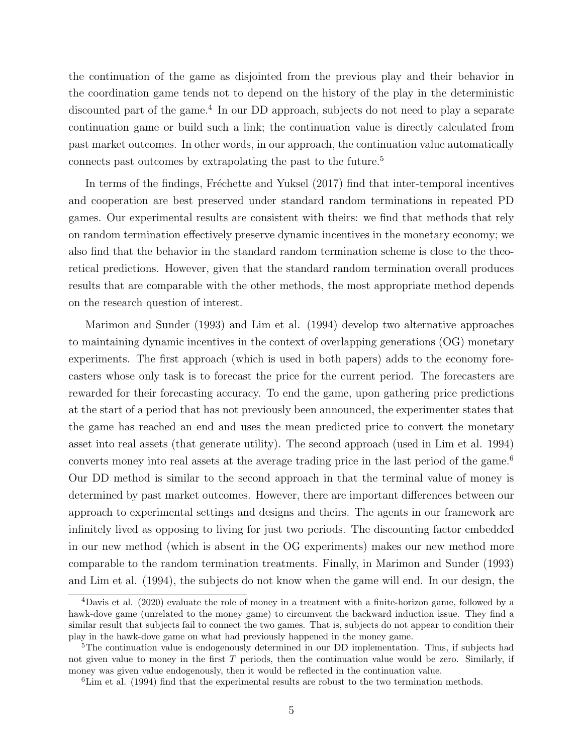the continuation of the game as disjointed from the previous play and their behavior in the coordination game tends not to depend on the history of the play in the deterministic discounted part of the game.[4] In our DD approach, subjects do not need to play a separate continuation game or build such a link; the continuation value is directly calculated from past market outcomes. In other words, in our approach, the continuation value automatically connects past outcomes by extrapolating the past to the future.[5]

In terms of the findings, Fréchette and Yuksel (2017) find that inter-temporal incentives and cooperation are best preserved under standard random terminations in repeated PD games. Our experimental results are consistent with theirs: we find that methods that rely on random termination effectively preserve dynamic incentives in the monetary economy; we also find that the behavior in the standard random termination scheme is close to the theoretical predictions. However, given that the standard random termination overall produces results that are comparable with the other methods, the most appropriate method depends on the research question of interest.

Marimon and Sunder (1993) and Lim et al. (1994) develop two alternative approaches to maintaining dynamic incentives in the context of overlapping generations (OG) monetary experiments. The first approach (which is used in both papers) adds to the economy forecasters whose only task is to forecast the price for the current period. The forecasters are rewarded for their forecasting accuracy. To end the game, upon gathering price predictions at the start of a period that has not previously been announced, the experimenter states that the game has reached an end and uses the mean predicted price to convert the monetary asset into real assets (that generate utility). The second approach (used in Lim et al. 1994) converts money into real assets at the average trading price in the last period of the game.[6] Our DD method is similar to the second approach in that the terminal value of money is determined by past market outcomes. However, there are important differences between our approach to experimental settings and designs and theirs. The agents in our framework are infinitely lived as opposing to living for just two periods. The discounting factor embedded in our new method (which is absent in the OG experiments) makes our new method more comparable to the random termination treatments. Finally, in Marimon and Sunder (1993) and Lim et al. (1994), the subjects do not know when the game will end. In our design, the

[4] Davis et al. (2020) evaluate the role of money in a treatment with a finite-horizon game, followed by a hawk-dove game (unrelated to the money game) to circumvent the backward induction issue. They find a similar result that subjects fail to connect the two games. That is, subjects do not appear to condition their play in the hawk-dove game on what had previously happened in the money game.

[5] The continuation value is endogenously determined in our DD implementation. Thus, if subjects had not given value to money in the first $T$ periods, then the continuation value would be zero. Similarly, if money was given value endogenously, then it would be reflected in the continuation value.

[6] Lim et al. (1994) find that the experimental results are robust to the two termination methods.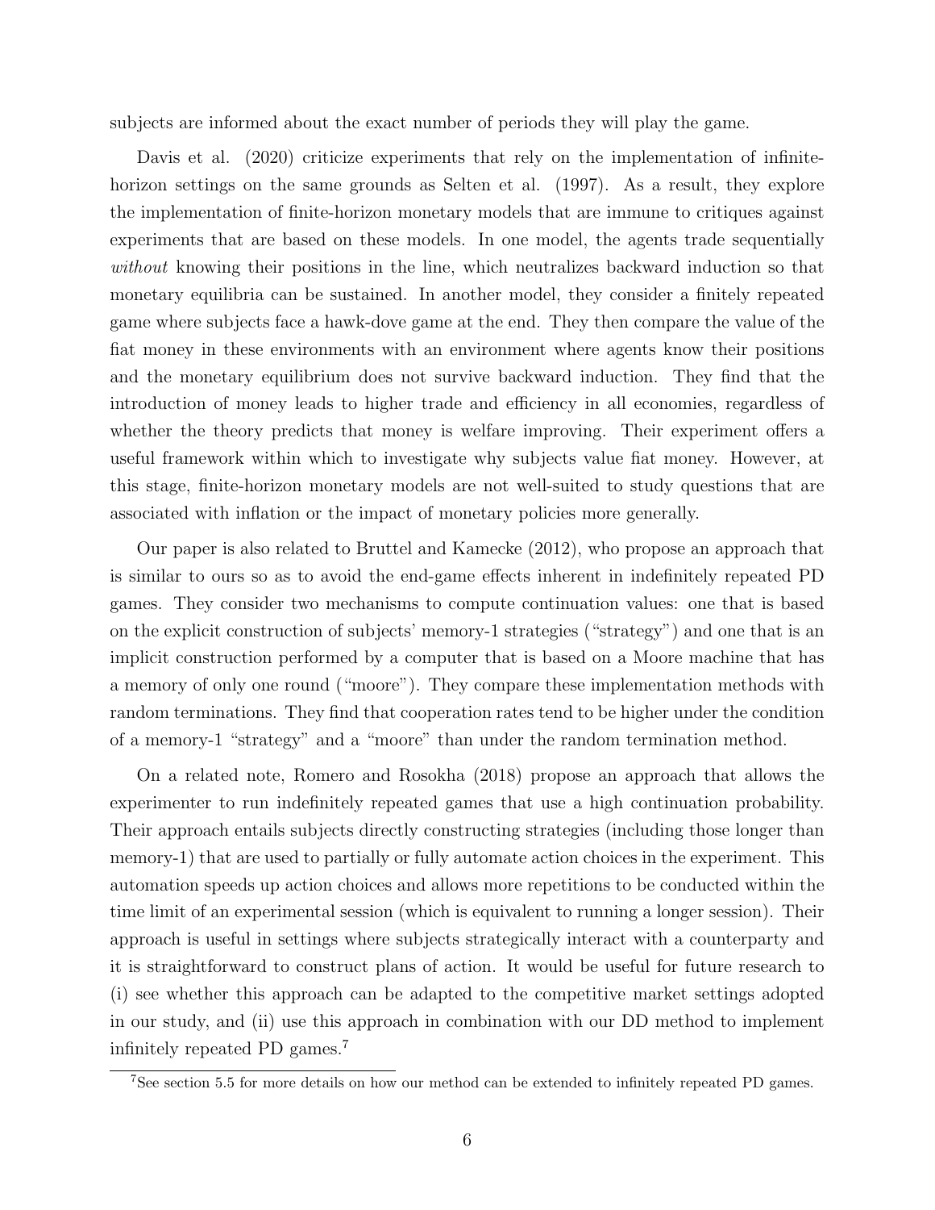subjects are informed about the exact number of periods they will play the game.

Davis et al. (2020) criticize experiments that rely on the implementation of infinite-horizon settings on the same grounds as Selten et al. (1997). As a result, they explore the implementation of finite-horizon monetary models that are immune to critiques against experiments that are based on these models. In one model, the agents trade sequentially *without* knowing their positions in the line, which neutralizes backward induction so that monetary equilibria can be sustained. In another model, they consider a finitely repeated game where subjects face a hawk-dove game at the end. They then compare the value of the fiat money in these environments with an environment where agents know their positions and the monetary equilibrium does not survive backward induction. They find that the introduction of money leads to higher trade and efficiency in all economies, regardless of whether the theory predicts that money is welfare improving. Their experiment offers a useful framework within which to investigate why subjects value fiat money. However, at this stage, finite-horizon monetary models are not well-suited to study questions that are associated with inflation or the impact of monetary policies more generally.

Our paper is also related to Bruttel and Kamecke (2012), who propose an approach that is similar to ours so as to avoid the end-game effects inherent in indefinitely repeated PD games. They consider two mechanisms to compute continuation values: one that is based on the explicit construction of subjects' memory-1 strategies ("strategy") and one that is an implicit construction performed by a computer that is based on a Moore machine that has a memory of only one round ("moore"). They compare these implementation methods with random terminations. They find that cooperation rates tend to be higher under the condition of a memory-1 "strategy" and a "moore" than under the random termination method.

On a related note, Romero and Rosokha (2018) propose an approach that allows the experimenter to run indefinitely repeated games that use a high continuation probability. Their approach entails subjects directly constructing strategies (including those longer than memory-1) that are used to partially or fully automate action choices in the experiment. This automation speeds up action choices and allows more repetitions to be conducted within the time limit of an experimental session (which is equivalent to running a longer session). Their approach is useful in settings where subjects strategically interact with a counterparty and it is straightforward to construct plans of action. It would be useful for future research to (i) see whether this approach can be adapted to the competitive market settings adopted in our study, and (ii) use this approach in combination with our DD method to implement infinitely repeated PD games.[7]

[7] See section 5.5 for more details on how our method can be extended to infinitely repeated PD games.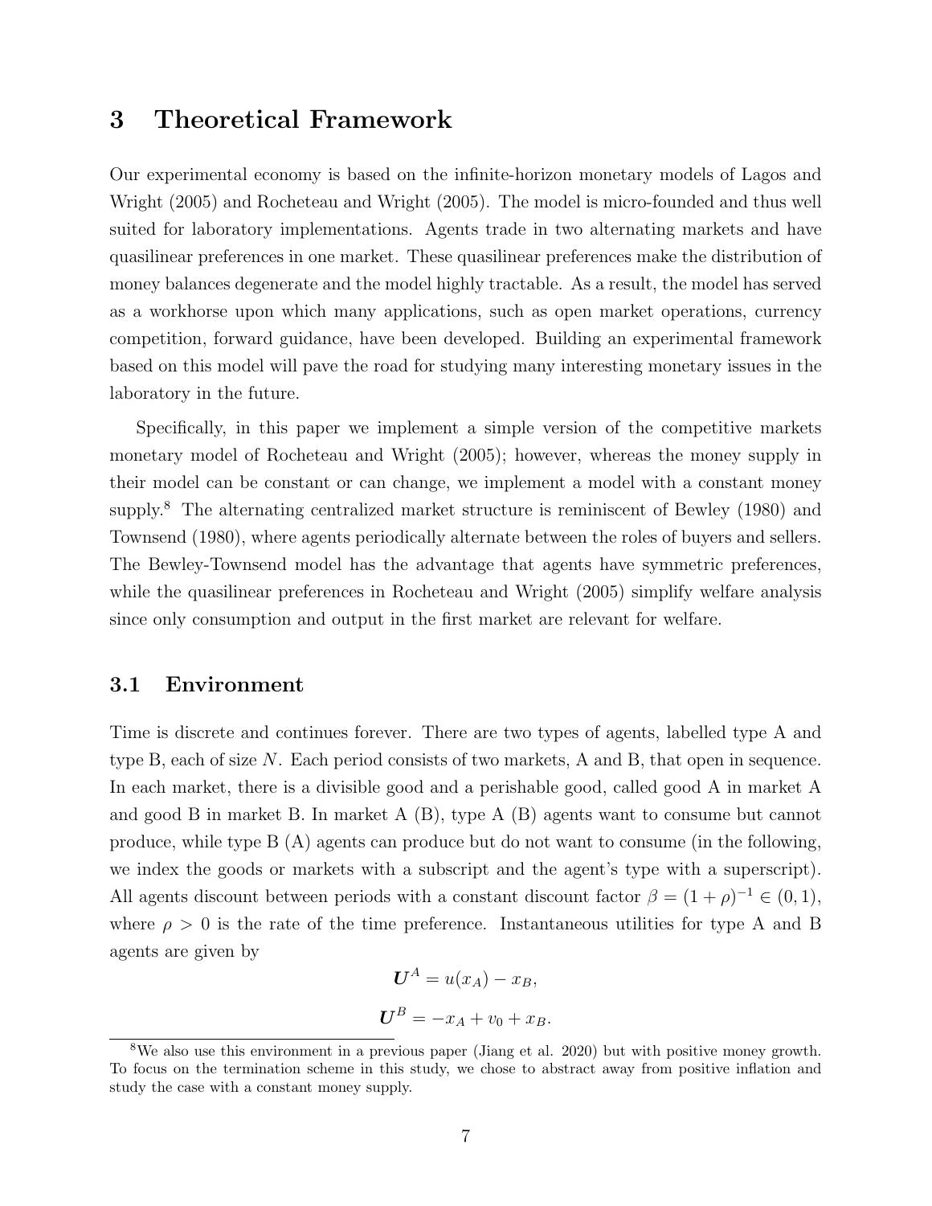# 3 Theoretical Framework

Our experimental economy is based on the infinite-horizon monetary models of Lagos and Wright (2005) and Rocheteau and Wright (2005). The model is micro-founded and thus well suited for laboratory implementations. Agents trade in two alternating markets and have quasilinear preferences in one market. These quasilinear preferences make the distribution of money balances degenerate and the model highly tractable. As a result, the model has served as a workhorse upon which many applications, such as open market operations, currency competition, forward guidance, have been developed. Building an experimental framework based on this model will pave the road for studying many interesting monetary issues in the laboratory in the future.

Specifically, in this paper we implement a simple version of the competitive markets monetary model of Rocheteau and Wright (2005); however, whereas the money supply in their model can be constant or can change, we implement a model with a constant money supply.[8] The alternating centralized market structure is reminiscent of Bewley (1980) and Townsend (1980), where agents periodically alternate between the roles of buyers and sellers. The Bewley-Townsend model has the advantage that agents have symmetric preferences, while the quasilinear preferences in Rocheteau and Wright (2005) simplify welfare analysis since only consumption and output in the first market are relevant for welfare.

## 3.1 Environment

Time is discrete and continues forever. There are two types of agents, labelled type A and type B, each of size $N$. Each period consists of two markets, A and B, that open in sequence. In each market, there is a divisible good and a perishable good, called good A in market A and good B in market B. In market A (B), type A (B) agents want to consume but cannot produce, while type B (A) agents can produce but do not want to consume (in the following, we index the goods or markets with a subscript and the agent's type with a superscript). All agents discount between periods with a constant discount factor $\beta = (1 + \rho)^{-1} \in (0, 1)$, where $\rho > 0$ is the rate of the time preference. Instantaneous utilities for type A and B agents are given by

$$\boldsymbol{U}^A = u(x_A) - x_B,$$

$$\boldsymbol{U}^B = -x_A + v_0 + x_B.$$

[8] We also use this environment in a previous paper (Jiang et al. 2020) but with positive money growth. To focus on the termination scheme in this study, we chose to abstract away from positive inflation and study the case with a constant money supply.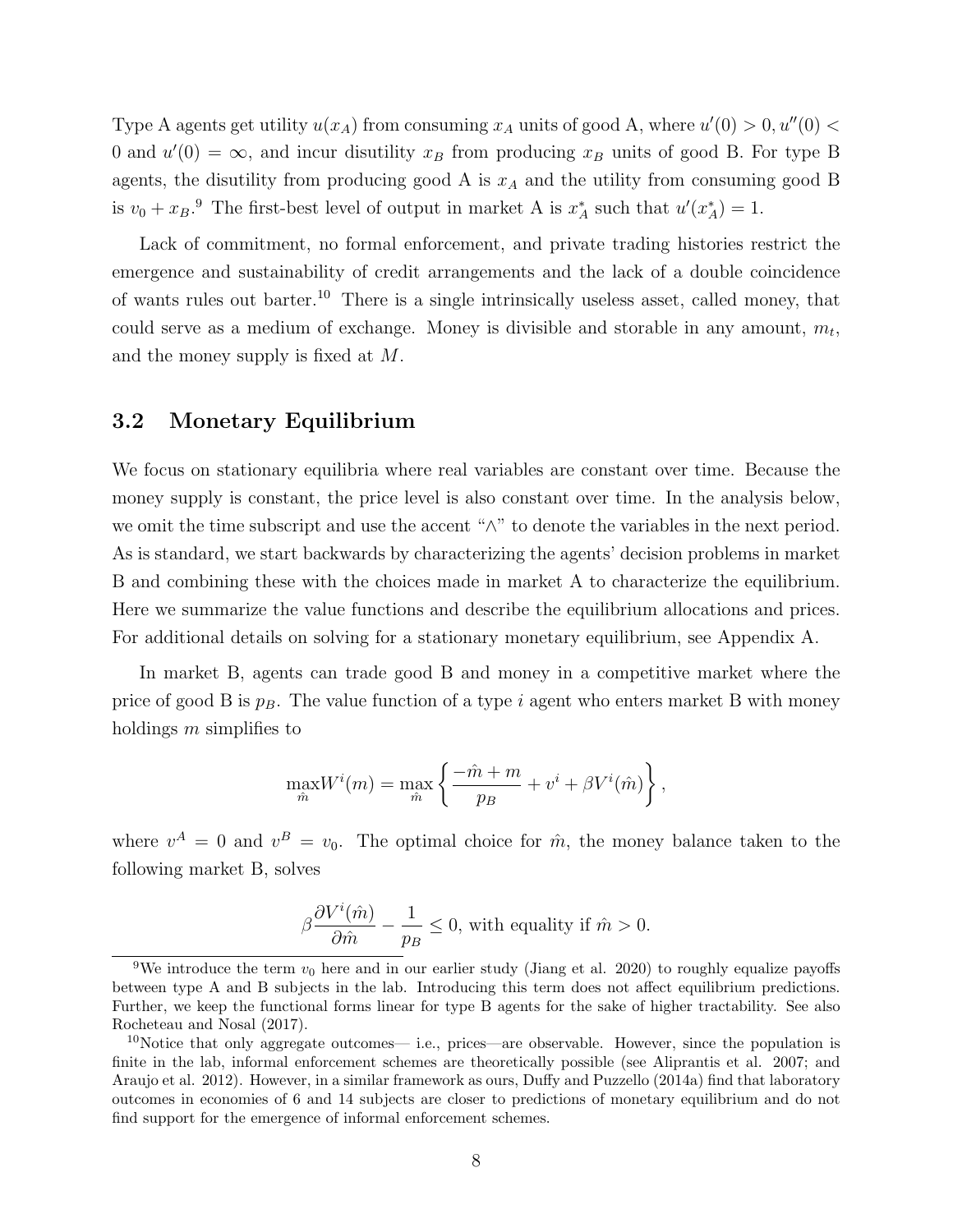Type A agents get utility $u(x_A)$ from consuming $x_A$ units of good A, where $u'(0) > 0, u''(0) < 0$ and $u'(0) = \infty$, and incur disutility $x_B$ from producing $x_B$ units of good B. For type B agents, the disutility from producing good A is $x_A$ and the utility from consuming good B is $v_0 + x_B$.[9] The first-best level of output in market A is $x_A^*$ such that $u'(x_A^*) = 1$.

Lack of commitment, no formal enforcement, and private trading histories restrict the emergence and sustainability of credit arrangements and the lack of a double coincidence of wants rules out barter.[10] There is a single intrinsically useless asset, called money, that could serve as a medium of exchange. Money is divisible and storable in any amount, $m_t$, and the money supply is fixed at $M$.

## 3.2 Monetary Equilibrium

We focus on stationary equilibria where real variables are constant over time. Because the money supply is constant, the price level is also constant over time. In the analysis below, we omit the time subscript and use the accent "∧" to denote the variables in the next period. As is standard, we start backwards by characterizing the agents' decision problems in market B and combining these with the choices made in market A to characterize the equilibrium. Here we summarize the value functions and describe the equilibrium allocations and prices. For additional details on solving for a stationary monetary equilibrium, see Appendix A.

In market B, agents can trade good B and money in a competitive market where the price of good B is $p_B$. The value function of a type $i$ agent who enters market B with money holdings $m$ simplifies to

$$\max_{\hat{m}} W^i(m) = \max_{\hat{m}} \left\{ \frac{-\hat{m} + m}{p_B} + v^i + \beta V^i(\hat{m}) \right\},$$

where $v^A = 0$ and $v^B = v_0$. The optimal choice for $\hat{m}$, the money balance taken to the following market B, solves

$$\beta \frac{\partial V^i(\hat{m})}{\partial \hat{m}} - \frac{1}{p_B} \leq 0, \text{ with equality if } \hat{m} > 0.$$

[9] We introduce the term $v_0$ here and in our earlier study (Jiang et al. 2020) to roughly equalize payoffs between type A and B subjects in the lab. Introducing this term does not affect equilibrium predictions. Further, we keep the functional forms linear for type B agents for the sake of higher tractability. See also Rocheteau and Nosal (2017).

[10] Notice that only aggregate outcomes— i.e., prices—are observable. However, since the population is finite in the lab, informal enforcement schemes are theoretically possible (see Aliprantis et al. 2007; and Araujo et al. 2012). However, in a similar framework as ours, Duffy and Puzzello (2014a) find that laboratory outcomes in economies of 6 and 14 subjects are closer to predictions of monetary equilibrium and do not find support for the emergence of informal enforcement schemes.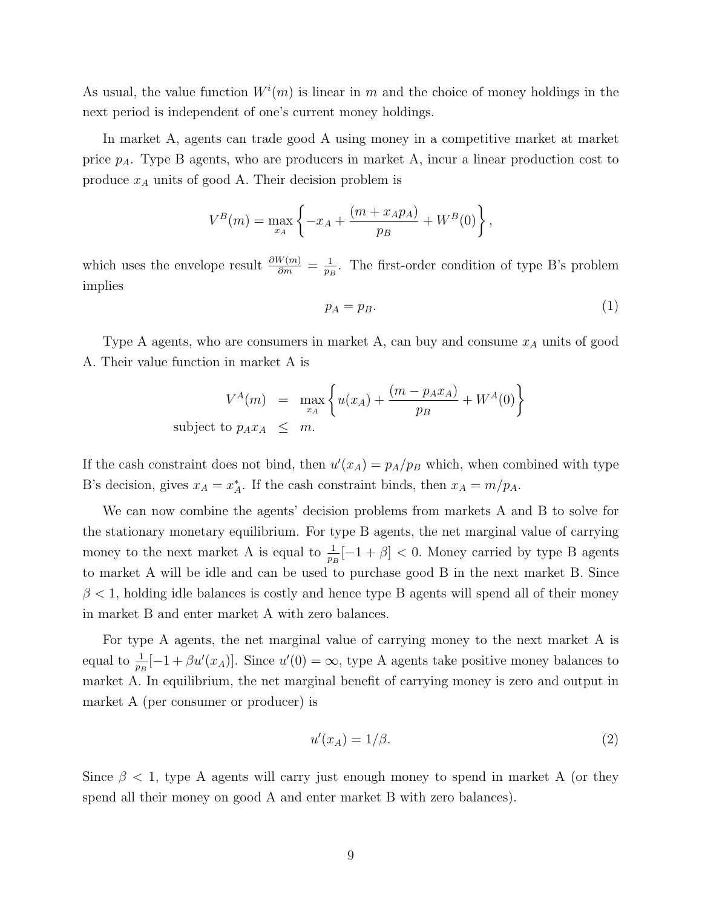As usual, the value function $W^i(m)$ is linear in $m$ and the choice of money holdings in the next period is independent of one's current money holdings.

In market A, agents can trade good A using money in a competitive market at market price $p_A$. Type B agents, who are producers in market A, incur a linear production cost to produce $x_A$ units of good A. Their decision problem is

$$V^B(m) = \max_{x_A} \left\{ -x_A + \frac{(m + x_A p_A)}{p_B} + W^B(0) \right\},$$

which uses the envelope result $\frac{\partial W(m)}{\partial m} = \frac{1}{p_B}$. The first-order condition of type B's problem implies

$$p_A = p_B. \tag{1}$$

Type A agents, who are consumers in market A, can buy and consume $x_A$ units of good A. Their value function in market A is

$$\begin{aligned} V^A(m) &= \max_{x_A} \left\{ u(x_A) + \frac{(m - p_A x_A)}{p_B} + W^A(0) \right\} \\ \text{subject to } p_A x_A &\leq m. \end{aligned}$$

If the cash constraint does not bind, then $u'(x_A) = p_A/p_B$ which, when combined with type B's decision, gives $x_A = x_A^*$. If the cash constraint binds, then $x_A = m/p_A$.

We can now combine the agents' decision problems from markets A and B to solve for the stationary monetary equilibrium. For type B agents, the net marginal value of carrying money to the next market A is equal to $\frac{1}{p_B}[-1 + \beta] < 0$. Money carried by type B agents to market A will be idle and can be used to purchase good B in the next market B. Since $\beta < 1$, holding idle balances is costly and hence type B agents will spend all of their money in market B and enter market A with zero balances.

For type A agents, the net marginal value of carrying money to the next market A is equal to $\frac{1}{p_B}[-1 + \beta u'(x_A)]$. Since $u'(0) = \infty$, type A agents take positive money balances to market A. In equilibrium, the net marginal benefit of carrying money is zero and output in market A (per consumer or producer) is

$$u'(x_A) = 1/\beta. \tag{2}$$

Since $\beta < 1$, type A agents will carry just enough money to spend in market A (or they spend all their money on good A and enter market B with zero balances).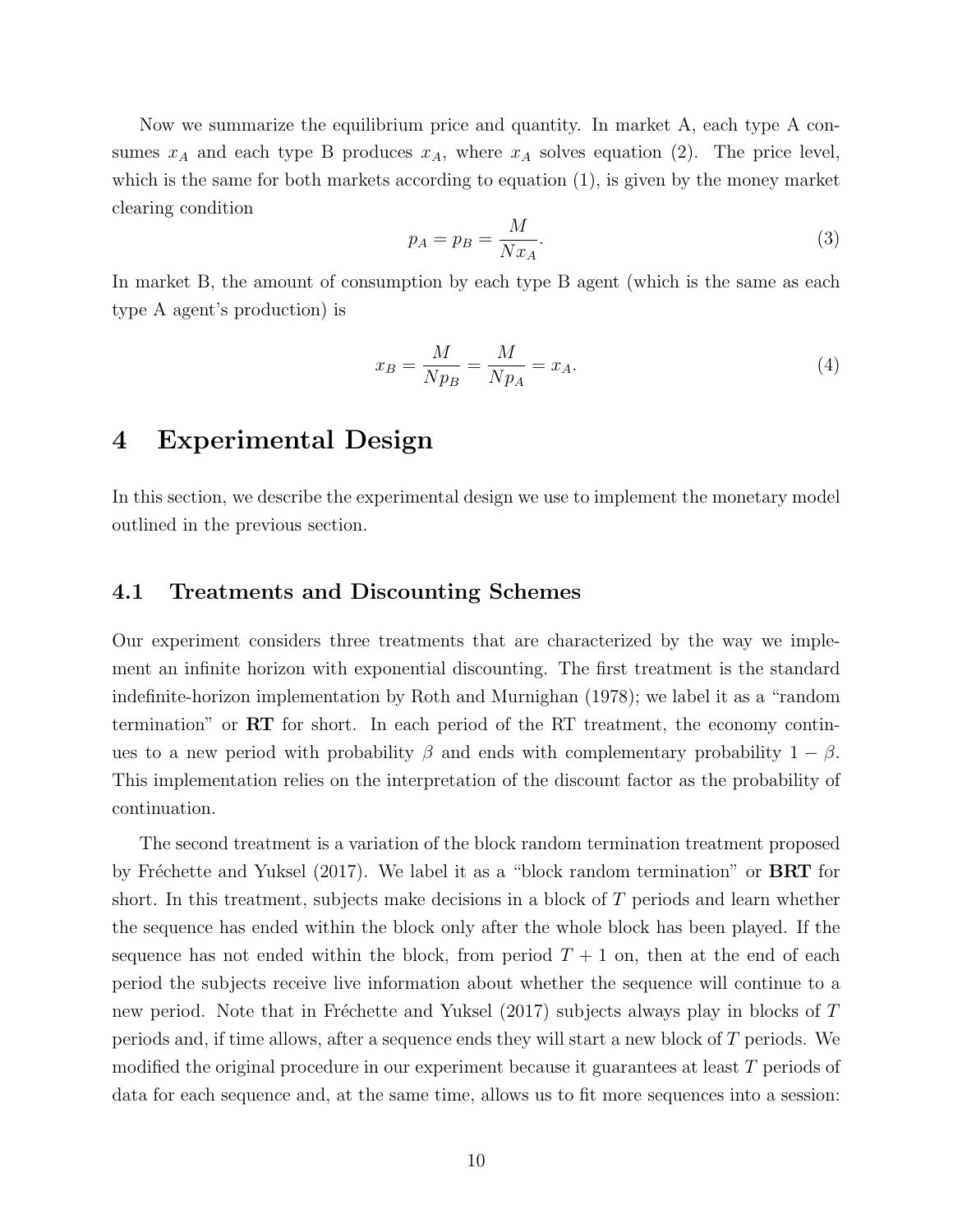Now we summarize the equilibrium price and quantity. In market A, each type A consumes $x_A$ and each type B produces $x_A$, where $x_A$ solves equation (2). The price level, which is the same for both markets according to equation (1), is given by the money market clearing condition

$$p_A = p_B = \frac{M}{Nx_A}. \tag{3}$$

In market B, the amount of consumption by each type B agent (which is the same as each type A agent's production) is

$$x_B = \frac{M}{Np_B} = \frac{M}{Np_A} = x_A. \tag{4}$$

# 4 Experimental Design

In this section, we describe the experimental design we use to implement the monetary model outlined in the previous section.

## 4.1 Treatments and Discounting Schemes

Our experiment considers three treatments that are characterized by the way we implement an infinite horizon with exponential discounting. The first treatment is the standard indefinite-horizon implementation by Roth and Murnighan (1978); we label it as a "random termination" or **RT** for short. In each period of the RT treatment, the economy continues to a new period with probability $\beta$ and ends with complementary probability $1 - \beta$. This implementation relies on the interpretation of the discount factor as the probability of continuation.

The second treatment is a variation of the block random termination treatment proposed by Fréchette and Yuksel (2017). We label it as a "block random termination" or **BRT** for short. In this treatment, subjects make decisions in a block of $T$ periods and learn whether the sequence has ended within the block only after the whole block has been played. If the sequence has not ended within the block, from period $T + 1$ on, then at the end of each period the subjects receive live information about whether the sequence will continue to a new period. Note that in Fréchette and Yuksel (2017) subjects always play in blocks of $T$ periods and, if time allows, after a sequence ends they will start a new block of $T$ periods. We modified the original procedure in our experiment because it guarantees at least $T$ periods of data for each sequence and, at the same time, allows us to fit more sequences into a session: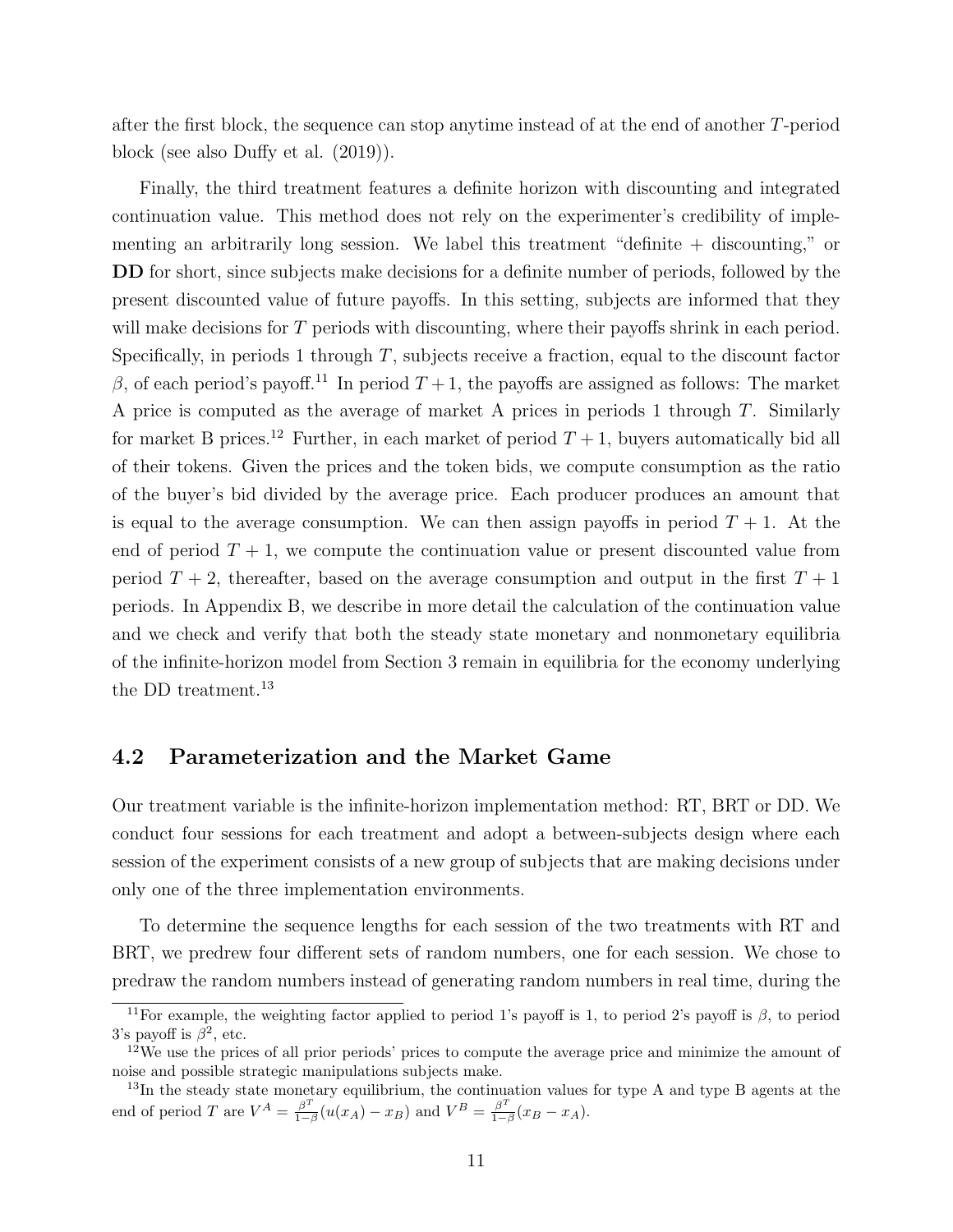after the first block, the sequence can stop anytime instead of at the end of another $T$-period block (see also Duffy et al. (2019)).

Finally, the third treatment features a definite horizon with discounting and integrated continuation value. This method does not rely on the experimenter's credibility of implementing an arbitrarily long session. We label this treatment "definite + discounting," or **DD** for short, since subjects make decisions for a definite number of periods, followed by the present discounted value of future payoffs. In this setting, subjects are informed that they will make decisions for $T$ periods with discounting, where their payoffs shrink in each period. Specifically, in periods 1 through $T$, subjects receive a fraction, equal to the discount factor $\beta$, of each period's payoff.[11] In period $T+1$, the payoffs are assigned as follows: The market A price is computed as the average of market A prices in periods 1 through $T$. Similarly for market B prices.[12] Further, in each market of period $T+1$, buyers automatically bid all of their tokens. Given the prices and the token bids, we compute consumption as the ratio of the buyer's bid divided by the average price. Each producer produces an amount that is equal to the average consumption. We can then assign payoffs in period $T+1$. At the end of period $T+1$, we compute the continuation value or present discounted value from period $T+2$, thereafter, based on the average consumption and output in the first $T+1$ periods. In Appendix B, we describe in more detail the calculation of the continuation value and we check and verify that both the steady state monetary and nonmonetary equilibria of the infinite-horizon model from Section 3 remain in equilibria for the economy underlying the DD treatment.[13]

## 4.2 Parameterization and the Market Game

Our treatment variable is the infinite-horizon implementation method: RT, BRT or DD. We conduct four sessions for each treatment and adopt a between-subjects design where each session of the experiment consists of a new group of subjects that are making decisions under only one of the three implementation environments.

To determine the sequence lengths for each session of the two treatments with RT and BRT, we predrew four different sets of random numbers, one for each session. We chose to predraw the random numbers instead of generating random numbers in real time, during the

[11] For example, the weighting factor applied to period 1's payoff is 1, to period 2's payoff is $\beta$, to period 3's payoff is $\beta^2$, etc.

[12] We use the prices of all prior periods' prices to compute the average price and minimize the amount of noise and possible strategic manipulations subjects make.

[13] In the steady state monetary equilibrium, the continuation values for type A and type B agents at the end of period $T$ are $V^A = \frac{\beta^T}{1-\beta}(u(x_A) - x_B)$ and $V^B = \frac{\beta^T}{1-\beta}(x_B - x_A)$.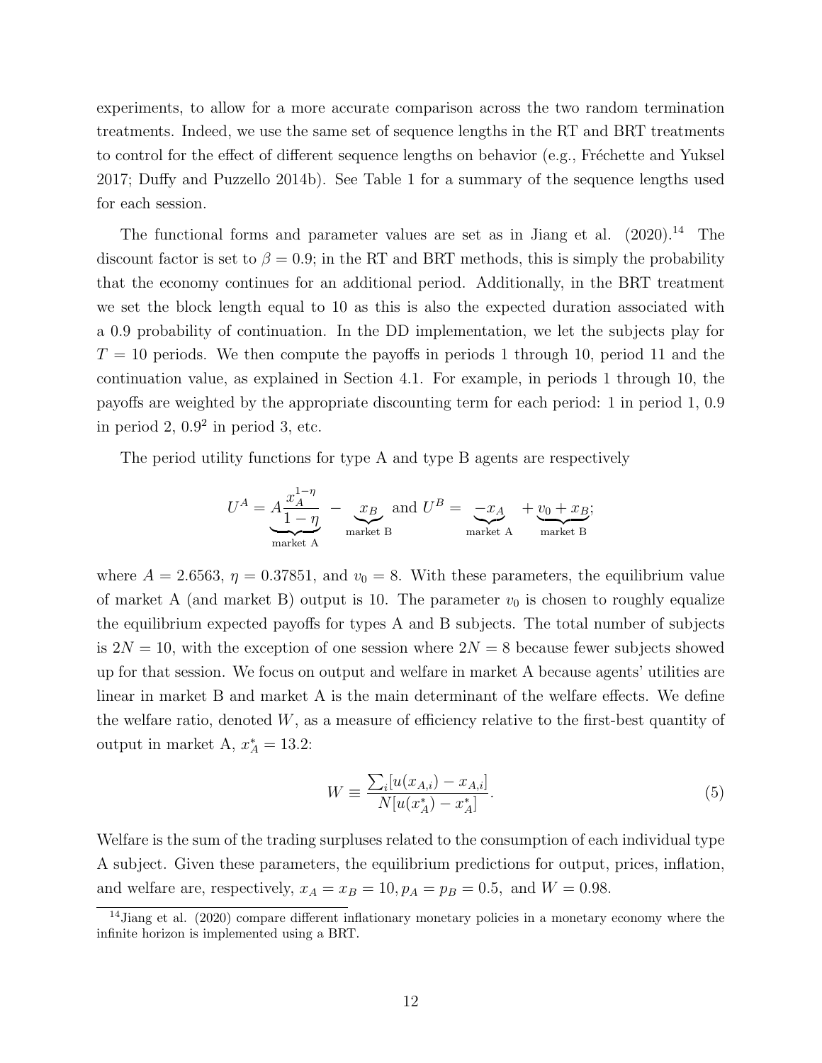experiments, to allow for a more accurate comparison across the two random termination treatments. Indeed, we use the same set of sequence lengths in the RT and BRT treatments to control for the effect of different sequence lengths on behavior (e.g., Fréchette and Yuksel 2017; Duffy and Puzzello 2014b). See Table 1 for a summary of the sequence lengths used for each session.

The functional forms and parameter values are set as in Jiang et al. (2020).[14] The discount factor is set to $\beta = 0.9$; in the RT and BRT methods, this is simply the probability that the economy continues for an additional period. Additionally, in the BRT treatment we set the block length equal to 10 as this is also the expected duration associated with a 0.9 probability of continuation. In the DD implementation, we let the subjects play for $T = 10$ periods. We then compute the payoffs in periods 1 through 10, period 11 and the continuation value, as explained in Section 4.1. For example, in periods 1 through 10, the payoffs are weighted by the appropriate discounting term for each period: 1 in period 1, 0.9 in period 2, $0.9^2$ in period 3, etc.

The period utility functions for type A and type B agents are respectively

$$U^A = \underbrace{A\frac{x_A^{1-\eta}}{1-\eta}}_{\text{market A}} - \underbrace{x_B}_{\text{market B}} \text{ and } U^B = \underbrace{-x_A}_{\text{market A}} + \underbrace{v_0 + x_B}_{\text{market B}};$$

where $A = 2.6563$, $\eta = 0.37851$, and $v_0 = 8$. With these parameters, the equilibrium value of market A (and market B) output is 10. The parameter $v_0$ is chosen to roughly equalize the equilibrium expected payoffs for types A and B subjects. The total number of subjects is $2N = 10$, with the exception of one session where $2N = 8$ because fewer subjects showed up for that session. We focus on output and welfare in market A because agents' utilities are linear in market B and market A is the main determinant of the welfare effects. We define the welfare ratio, denoted $W$, as a measure of efficiency relative to the first-best quantity of output in market A, $x_A^* = 13.2$:

$$W \equiv \frac{\sum_i [u(x_{A,i}) - x_{A,i}]}{N[u(x_A^*) - x_A^*]}. \tag{5}$$

Welfare is the sum of the trading surpluses related to the consumption of each individual type A subject. Given these parameters, the equilibrium predictions for output, prices, inflation, and welfare are, respectively, $x_A = x_B = 10, p_A = p_B = 0.5,$ and $W = 0.98$.

[14] Jiang et al. (2020) compare different inflationary monetary policies in a monetary economy where the infinite horizon is implemented using a BRT.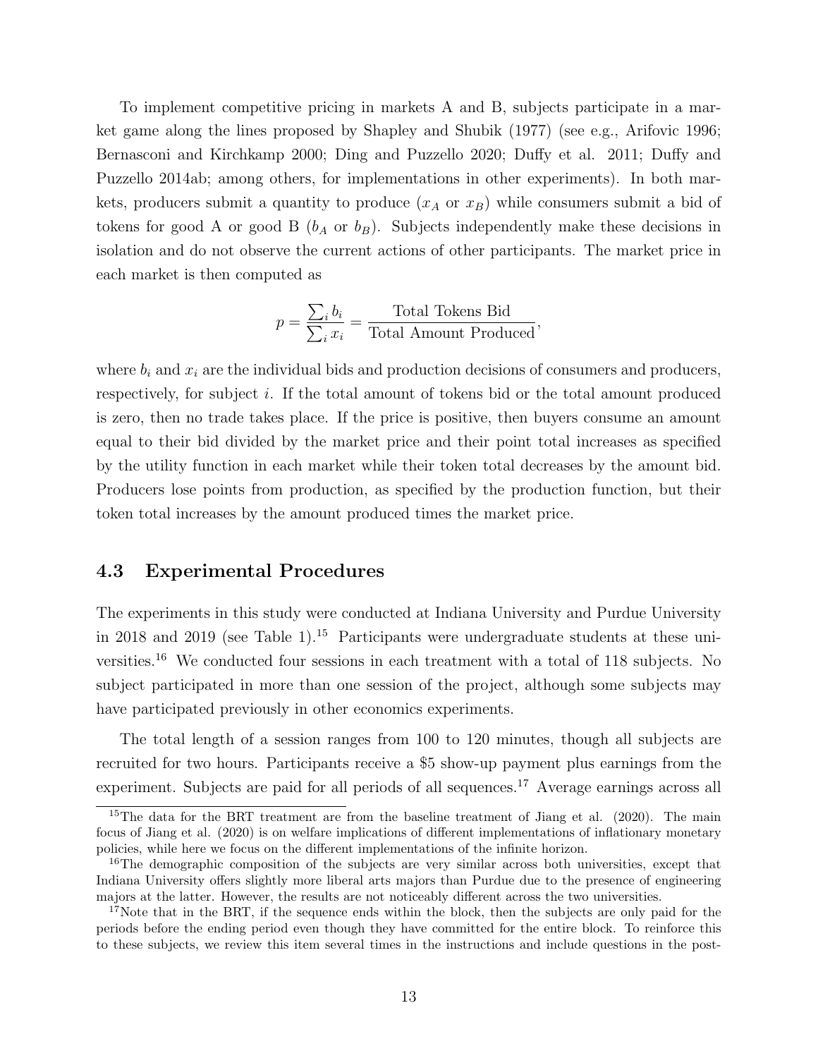To implement competitive pricing in markets A and B, subjects participate in a market game along the lines proposed by Shapley and Shubik (1977) (see e.g., Arifovic 1996; Bernasconi and Kirchkamp 2000; Ding and Puzzello 2020; Duffy et al. 2011; Duffy and Puzzello 2014ab; among others, for implementations in other experiments). In both markets, producers submit a quantity to produce ($x_A$ or $x_B$) while consumers submit a bid of tokens for good A or good B ($b_A$ or $b_B$). Subjects independently make these decisions in isolation and do not observe the current actions of other participants. The market price in each market is then computed as

$$p = \frac{\sum_i b_i}{\sum_i x_i} = \frac{\text{Total Tokens Bid}}{\text{Total Amount Produced}},$$

where $b_i$ and $x_i$ are the individual bids and production decisions of consumers and producers, respectively, for subject $i$. If the total amount of tokens bid or the total amount produced is zero, then no trade takes place. If the price is positive, then buyers consume an amount equal to their bid divided by the market price and their point total increases as specified by the utility function in each market while their token total decreases by the amount bid. Producers lose points from production, as specified by the production function, but their token total increases by the amount produced times the market price.

## 4.3 Experimental Procedures

The experiments in this study were conducted at Indiana University and Purdue University in 2018 and 2019 (see Table 1).[15] Participants were undergraduate students at these universities.[16] We conducted four sessions in each treatment with a total of 118 subjects. No subject participated in more than one session of the project, although some subjects may have participated previously in other economics experiments.

The total length of a session ranges from 100 to 120 minutes, though all subjects are recruited for two hours. Participants receive a \$5 show-up payment plus earnings from the experiment. Subjects are paid for all periods of all sequences.[17] Average earnings across all

[15] The data for the BRT treatment are from the baseline treatment of Jiang et al. (2020). The main focus of Jiang et al. (2020) is on welfare implications of different implementations of inflationary monetary policies, while here we focus on the different implementations of the infinite horizon.

[16] The demographic composition of the subjects are very similar across both universities, except that Indiana University offers slightly more liberal arts majors than Purdue due to the presence of engineering majors at the latter. However, the results are not noticeably different across the two universities.

[17] Note that in the BRT, if the sequence ends within the block, then the subjects are only paid for the periods before the ending period even though they have committed for the entire block. To reinforce this to these subjects, we review this item several times in the instructions and include questions in the post-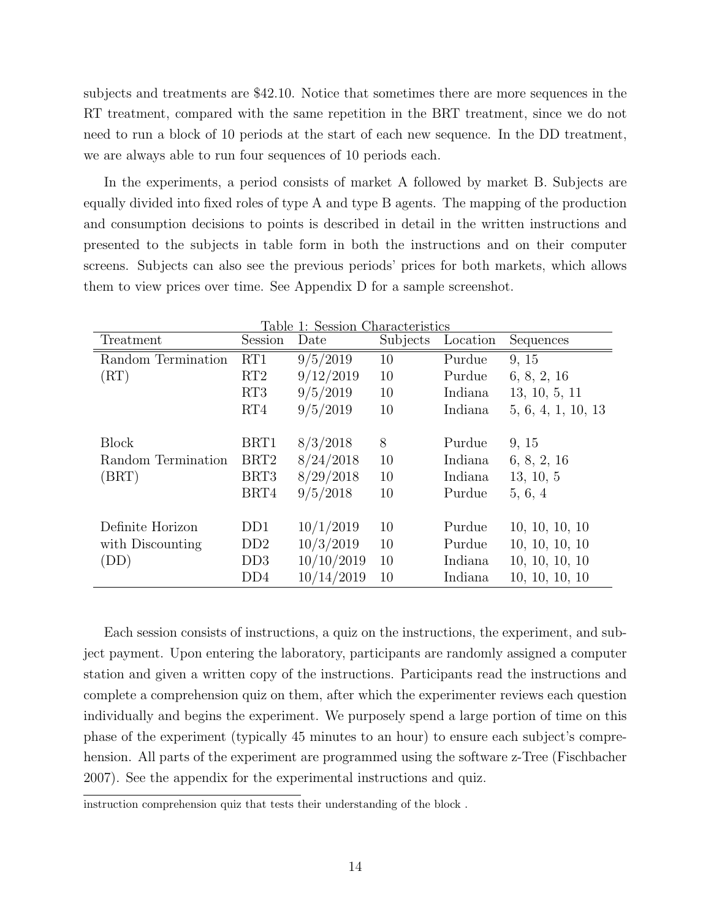subjects and treatments are \$42.10. Notice that sometimes there are more sequences in the RT treatment, compared with the same repetition in the BRT treatment, since we do not need to run a block of 10 periods at the start of each new sequence. In the DD treatment, we are always able to run four sequences of 10 periods each.

In the experiments, a period consists of market A followed by market B. Subjects are equally divided into fixed roles of type A and type B agents. The mapping of the production and consumption decisions to points is described in detail in the written instructions and presented to the subjects in table form in both the instructions and on their computer screens. Subjects can also see the previous periods' prices for both markets, which allows them to view prices over time. See Appendix D for a sample screenshot.

Table 1: Session Characteristics

| Treatment | Session | Date | Subjects | Location | Sequences |
|---|---|---|---|---|---|
| Random Termination | RT1 | 9/5/2019 | 10 | Purdue | 9, 15 |
| (RT) | RT2 | 9/12/2019 | 10 | Purdue | 6, 8, 2, 16 |
| | RT3 | 9/5/2019 | 10 | Indiana | 13, 10, 5, 11 |
| | RT4 | 9/5/2019 | 10 | Indiana | 5, 6, 4, 1, 10, 13 |
| Block | BRT1 | 8/3/2018 | 8 | Purdue | 9, 15 |
| Random Termination | BRT2 | 8/24/2018 | 10 | Indiana | 6, 8, 2, 16 |
| (BRT) | BRT3 | 8/29/2018 | 10 | Indiana | 13, 10, 5 |
| | BRT4 | 9/5/2018 | 10 | Purdue | 5, 6, 4 |
| Definite Horizon | DD1 | 10/1/2019 | 10 | Purdue | 10, 10, 10, 10 |
| with Discounting | DD2 | 10/3/2019 | 10 | Purdue | 10, 10, 10, 10 |
| (DD) | DD3 | 10/10/2019 | 10 | Indiana | 10, 10, 10, 10 |
| | DD4 | 10/14/2019 | 10 | Indiana | 10, 10, 10, 10 |

Each session consists of instructions, a quiz on the instructions, the experiment, and subject payment. Upon entering the laboratory, participants are randomly assigned a computer station and given a written copy of the instructions. Participants read the instructions and complete a comprehension quiz on them, after which the experimenter reviews each question individually and begins the experiment. We purposely spend a large portion of time on this phase of the experiment (typically 45 minutes to an hour) to ensure each subject's comprehension. All parts of the experiment are programmed using the software z-Tree (Fischbacher 2007). See the appendix for the experimental instructions and quiz.

instruction comprehension quiz that tests their understanding of the block .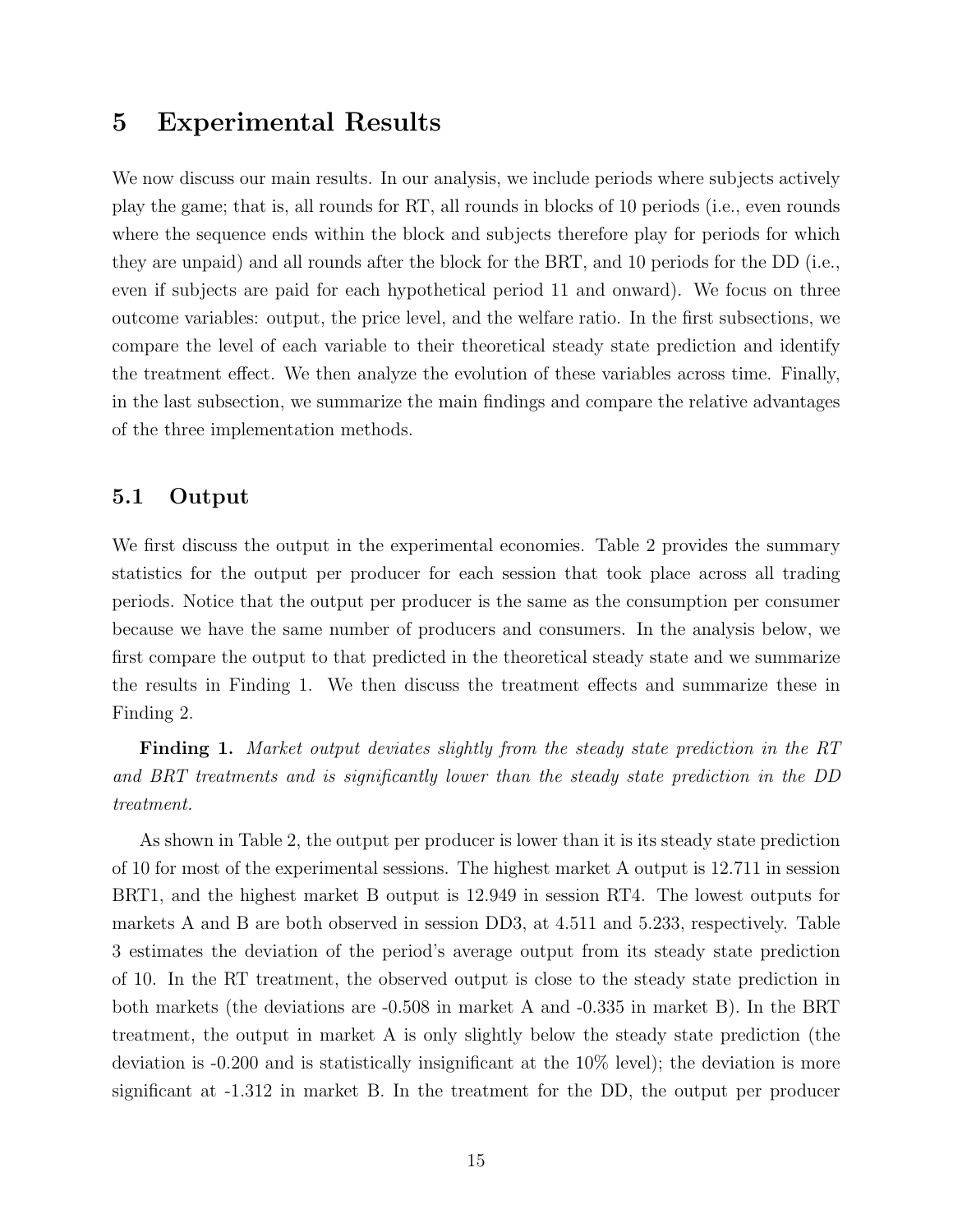# 5 Experimental Results

We now discuss our main results. In our analysis, we include periods where subjects actively play the game; that is, all rounds for RT, all rounds in blocks of 10 periods (i.e., even rounds where the sequence ends within the block and subjects therefore play for periods for which they are unpaid) and all rounds after the block for the BRT, and 10 periods for the DD (i.e., even if subjects are paid for each hypothetical period 11 and onward). We focus on three outcome variables: output, the price level, and the welfare ratio. In the first subsections, we compare the level of each variable to their theoretical steady state prediction and identify the treatment effect. We then analyze the evolution of these variables across time. Finally, in the last subsection, we summarize the main findings and compare the relative advantages of the three implementation methods.

## 5.1 Output

We first discuss the output in the experimental economies. Table 2 provides the summary statistics for the output per producer for each session that took place across all trading periods. Notice that the output per producer is the same as the consumption per consumer because we have the same number of producers and consumers. In the analysis below, we first compare the output to that predicted in the theoretical steady state and we summarize the results in Finding 1. We then discuss the treatment effects and summarize these in Finding 2.

**Finding 1.** *Market output deviates slightly from the steady state prediction in the RT and BRT treatments and is significantly lower than the steady state prediction in the DD treatment.*

As shown in Table 2, the output per producer is lower than it is its steady state prediction of 10 for most of the experimental sessions. The highest market A output is 12.711 in session BRT1, and the highest market B output is 12.949 in session RT4. The lowest outputs for markets A and B are both observed in session DD3, at 4.511 and 5.233, respectively. Table 3 estimates the deviation of the period's average output from its steady state prediction of 10. In the RT treatment, the observed output is close to the steady state prediction in both markets (the deviations are -0.508 in market A and -0.335 in market B). In the BRT treatment, the output in market A is only slightly below the steady state prediction (the deviation is -0.200 and is statistically insignificant at the 10% level); the deviation is more significant at -1.312 in market B. In the treatment for the DD, the output per producer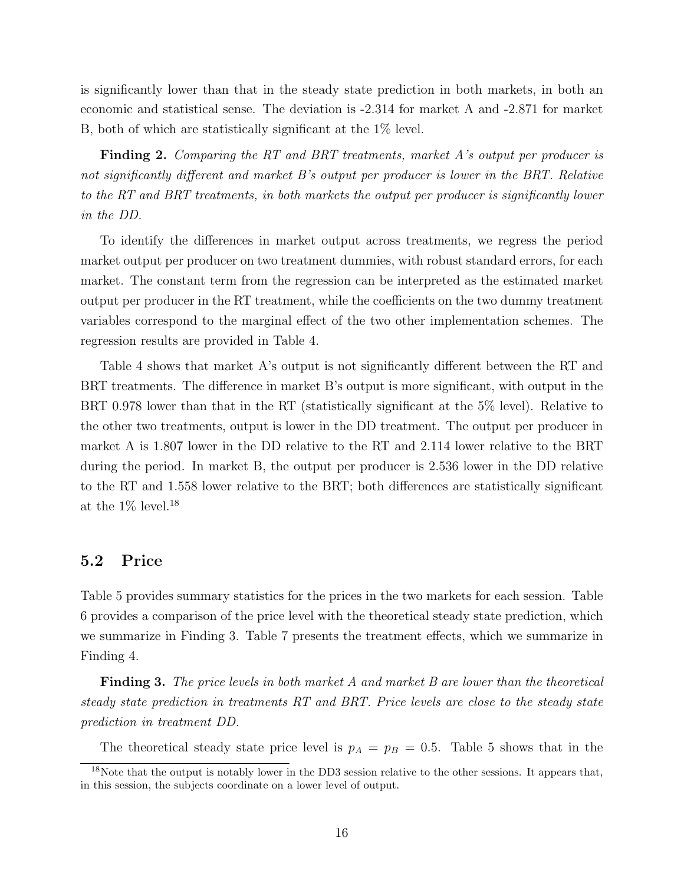is significantly lower than that in the steady state prediction in both markets, in both an economic and statistical sense. The deviation is -2.314 for market A and -2.871 for market B, both of which are statistically significant at the 1% level.

**Finding 2.** *Comparing the RT and BRT treatments, market A's output per producer is not significantly different and market B's output per producer is lower in the BRT. Relative to the RT and BRT treatments, in both markets the output per producer is significantly lower in the DD.*

To identify the differences in market output across treatments, we regress the period market output per producer on two treatment dummies, with robust standard errors, for each market. The constant term from the regression can be interpreted as the estimated market output per producer in the RT treatment, while the coefficients on the two dummy treatment variables correspond to the marginal effect of the two other implementation schemes. The regression results are provided in Table 4.

Table 4 shows that market A's output is not significantly different between the RT and BRT treatments. The difference in market B's output is more significant, with output in the BRT 0.978 lower than that in the RT (statistically significant at the 5% level). Relative to the other two treatments, output is lower in the DD treatment. The output per producer in market A is 1.807 lower in the DD relative to the RT and 2.114 lower relative to the BRT during the period. In market B, the output per producer is 2.536 lower in the DD relative to the RT and 1.558 lower relative to the BRT; both differences are statistically significant at the 1% level.[18]

## 5.2 Price

Table 5 provides summary statistics for the prices in the two markets for each session. Table 6 provides a comparison of the price level with the theoretical steady state prediction, which we summarize in Finding 3. Table 7 presents the treatment effects, which we summarize in Finding 4.

**Finding 3.** *The price levels in both market A and market B are lower than the theoretical steady state prediction in treatments RT and BRT. Price levels are close to the steady state prediction in treatment DD.*

The theoretical steady state price level is $p_A = p_B = 0.5$. Table 5 shows that in the

[18] Note that the output is notably lower in the DD3 session relative to the other sessions. It appears that, in this session, the subjects coordinate on a lower level of output.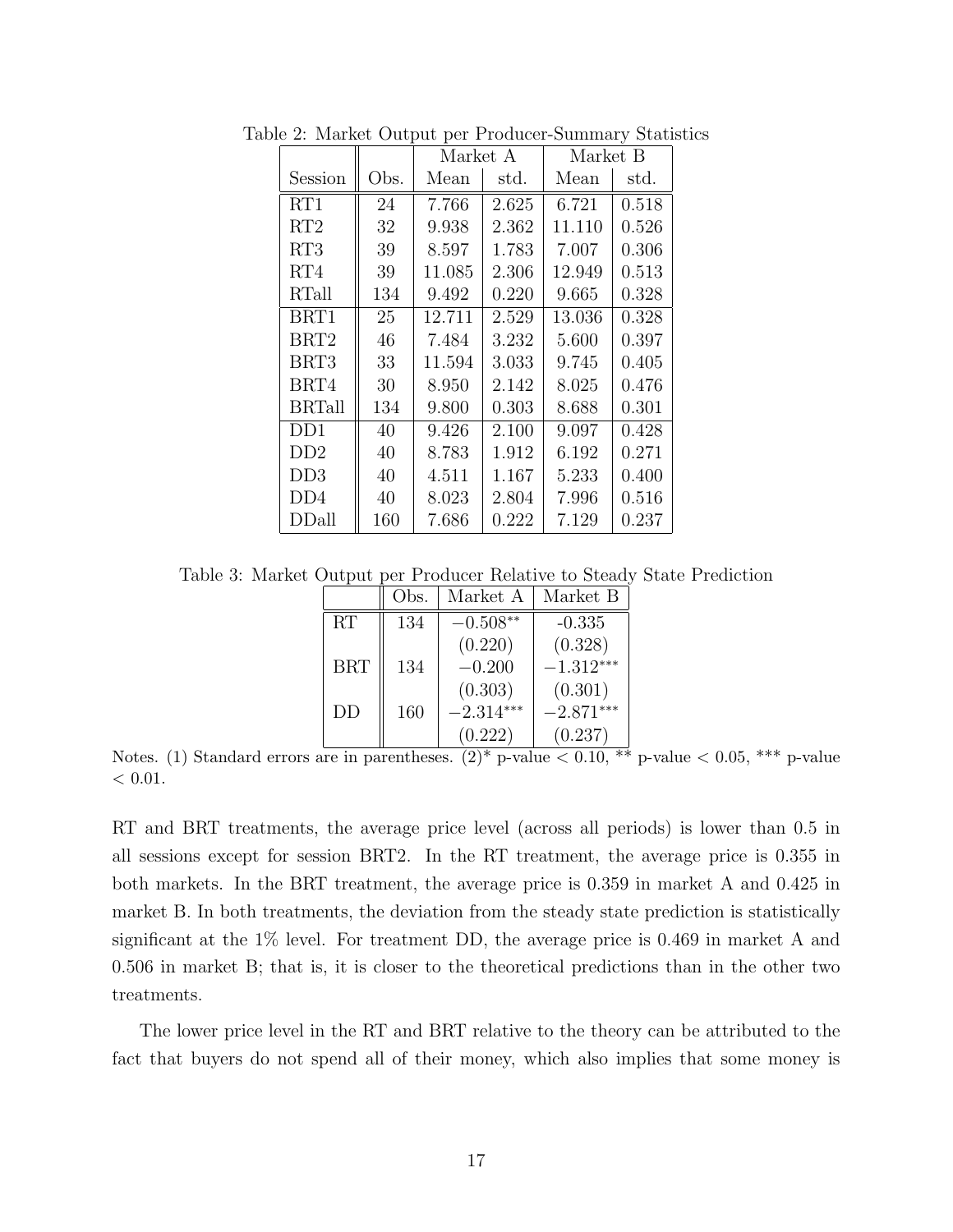Table 2: Market Output per Producer-Summary Statistics

| Session | Obs. | Market A | | Market B | |
|---|---|---|---|---|---|
| | | Mean | std. | Mean | std. |
| RT1 | 24 | 7.766 | 2.625 | 6.721 | 0.518 |
| RT2 | 32 | 9.938 | 2.362 | 11.110 | 0.526 |
| RT3 | 39 | 8.597 | 1.783 | 7.007 | 0.306 |
| RT4 | 39 | 11.085 | 2.306 | 12.949 | 0.513 |
| RTall | 134 | 9.492 | 0.220 | 9.665 | 0.328 |
| BRT1 | 25 | 12.711 | 2.529 | 13.036 | 0.328 |
| BRT2 | 46 | 7.484 | 3.232 | 5.600 | 0.397 |
| BRT3 | 33 | 11.594 | 3.033 | 9.745 | 0.405 |
| BRT4 | 30 | 8.950 | 2.142 | 8.025 | 0.476 |
| BRTall | 134 | 9.800 | 0.303 | 8.688 | 0.301 |
| DD1 | 40 | 9.426 | 2.100 | 9.097 | 0.428 |
| DD2 | 40 | 8.783 | 1.912 | 6.192 | 0.271 |
| DD3 | 40 | 4.511 | 1.167 | 5.233 | 0.400 |
| DD4 | 40 | 8.023 | 2.804 | 7.996 | 0.516 |
| DDall | 160 | 7.686 | 0.222 | 7.129 | 0.237 |

Table 3: Market Output per Producer Relative to Steady State Prediction

| | Obs. | Market A | Market B |
|---|---|---|---|
| RT | 134 | $-0.508^{**}$ | -0.335 |
| | | (0.220) | (0.328) |
| BRT | 134 | $-0.200$ | $-1.312^{***}$ |
| | | (0.303) | (0.301) |
| DD | 160 | $-2.314^{***}$ | $-2.871^{***}$ |
| | | (0.222) | (0.237) |

Notes. (1) Standard errors are in parentheses. (2)* p-value $< 0.10$, ** p-value $< 0.05$, *** p-value $< 0.01$.

RT and BRT treatments, the average price level (across all periods) is lower than 0.5 in all sessions except for session BRT2. In the RT treatment, the average price is 0.355 in both markets. In the BRT treatment, the average price is 0.359 in market A and 0.425 in market B. In both treatments, the deviation from the steady state prediction is statistically significant at the 1% level. For treatment DD, the average price is 0.469 in market A and 0.506 in market B; that is, it is closer to the theoretical predictions than in the other two treatments.

The lower price level in the RT and BRT relative to the theory can be attributed to the fact that buyers do not spend all of their money, which also implies that some money is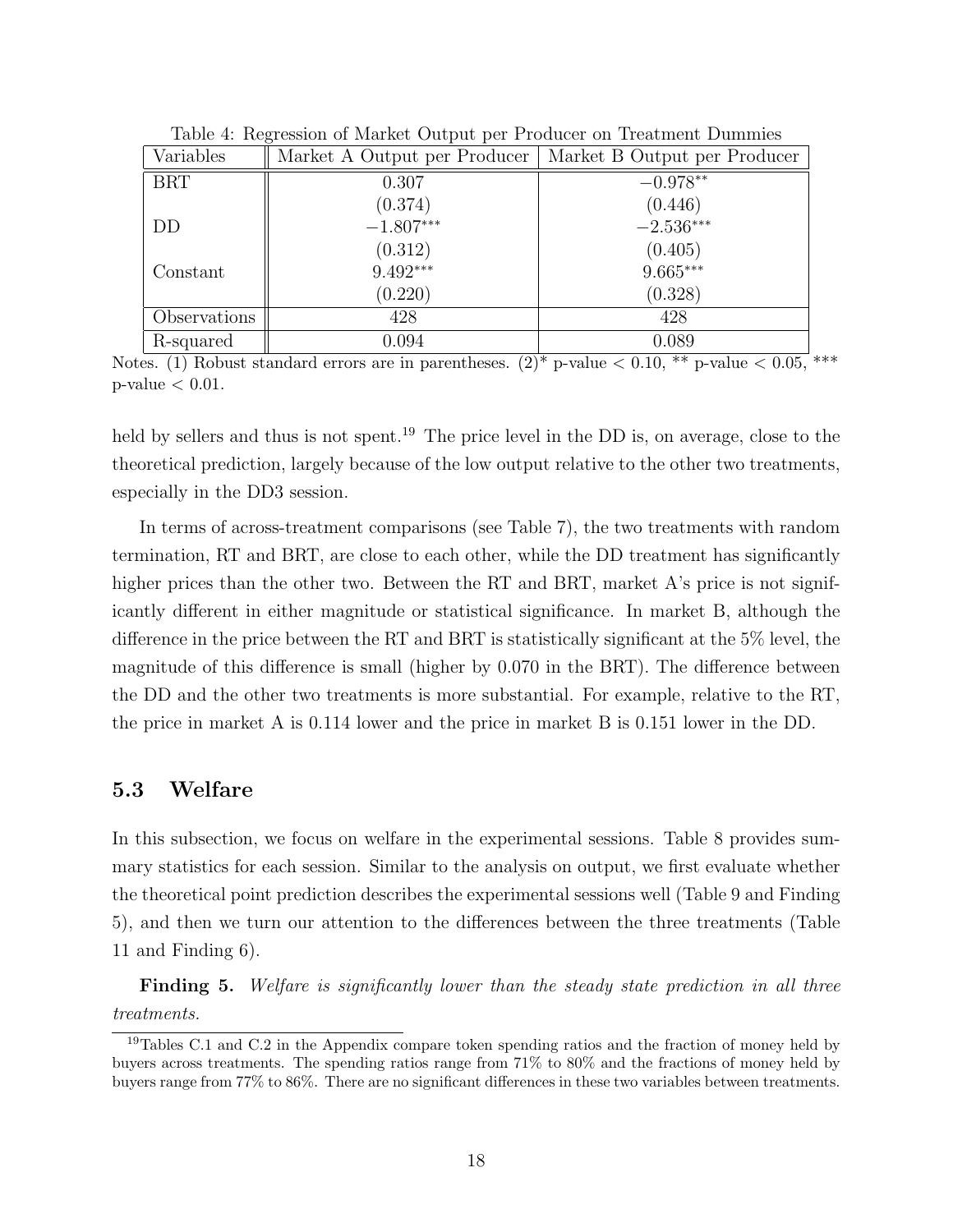Table 4: Regression of Market Output per Producer on Treatment Dummies

| Variables | Market A Output per Producer | Market B Output per Producer |
|---|---|---|
| BRT | 0.307 | $-0.978^{**}$ |
| | (0.374) | (0.446) |
| DD | $-1.807^{***}$ | $-2.536^{***}$ |
| | (0.312) | (0.405) |
| Constant | $9.492^{***}$ | $9.665^{***}$ |
| | (0.220) | (0.328) |
| Observations | 428 | 428 |
| R-squared | 0.094 | 0.089 |

Notes. (1) Robust standard errors are in parentheses. (2)* p-value < 0.10, ** p-value < 0.05, *** p-value < 0.01.

held by sellers and thus is not spent.[19] The price level in the DD is, on average, close to the theoretical prediction, largely because of the low output relative to the other two treatments, especially in the DD3 session.

In terms of across-treatment comparisons (see Table 7), the two treatments with random termination, RT and BRT, are close to each other, while the DD treatment has significantly higher prices than the other two. Between the RT and BRT, market A's price is not significantly different in either magnitude or statistical significance. In market B, although the difference in the price between the RT and BRT is statistically significant at the 5% level, the magnitude of this difference is small (higher by 0.070 in the BRT). The difference between the DD and the other two treatments is more substantial. For example, relative to the RT, the price in market A is 0.114 lower and the price in market B is 0.151 lower in the DD.

### 5.3 Welfare

In this subsection, we focus on welfare in the experimental sessions. Table 8 provides summary statistics for each session. Similar to the analysis on output, we first evaluate whether the theoretical point prediction describes the experimental sessions well (Table 9 and Finding 5), and then we turn our attention to the differences between the three treatments (Table 11 and Finding 6).

**Finding 5.** *Welfare is significantly lower than the steady state prediction in all three treatments.*

[19] Tables C.1 and C.2 in the Appendix compare token spending ratios and the fraction of money held by buyers across treatments. The spending ratios range from 71% to 80% and the fractions of money held by buyers range from 77% to 86%. There are no significant differences in these two variables between treatments.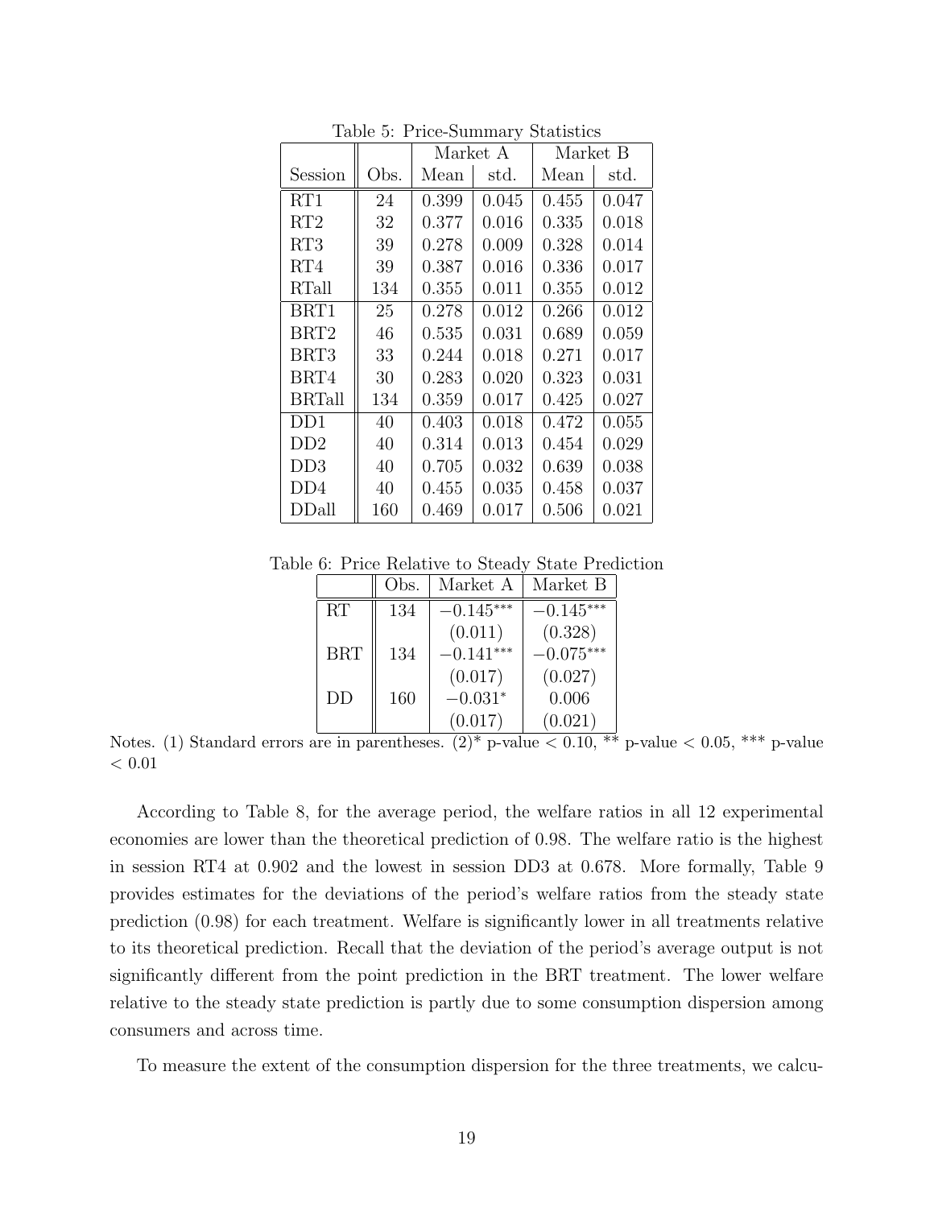Table 5: Price-Summary Statistics

| Session | Obs. | Market A Mean | Market A std. | Market B Mean | Market B std. |
|---|---|---|---|---|---|
| RT1 | 24 | 0.399 | 0.045 | 0.455 | 0.047 |
| RT2 | 32 | 0.377 | 0.016 | 0.335 | 0.018 |
| RT3 | 39 | 0.278 | 0.009 | 0.328 | 0.014 |
| RT4 | 39 | 0.387 | 0.016 | 0.336 | 0.017 |
| RTall | 134 | 0.355 | 0.011 | 0.355 | 0.012 |
| BRT1 | 25 | 0.278 | 0.012 | 0.266 | 0.012 |
| BRT2 | 46 | 0.535 | 0.031 | 0.689 | 0.059 |
| BRT3 | 33 | 0.244 | 0.018 | 0.271 | 0.017 |
| BRT4 | 30 | 0.283 | 0.020 | 0.323 | 0.031 |
| BRTall | 134 | 0.359 | 0.017 | 0.425 | 0.027 |
| DD1 | 40 | 0.403 | 0.018 | 0.472 | 0.055 |
| DD2 | 40 | 0.314 | 0.013 | 0.454 | 0.029 |
| DD3 | 40 | 0.705 | 0.032 | 0.639 | 0.038 |
| DD4 | 40 | 0.455 | 0.035 | 0.458 | 0.037 |
| DDall | 160 | 0.469 | 0.017 | 0.506 | 0.021 |

Table 6: Price Relative to Steady State Prediction

| | Obs. | Market A | Market B |
|---|---|---|---|
| RT | 134 | $-0.145^{***}$ | $-0.145^{***}$ |
| | | (0.011) | (0.328) |
| BRT | 134 | $-0.141^{***}$ | $-0.075^{***}$ |
| | | (0.017) | (0.027) |
| DD | 160 | $-0.031^{*}$ | 0.006 |
| | | (0.017) | (0.021) |

Notes. (1) Standard errors are in parentheses. (2)* p-value $< 0.10$, ** p-value $< 0.05$, *** p-value $< 0.01$

According to Table 8, for the average period, the welfare ratios in all 12 experimental economies are lower than the theoretical prediction of 0.98. The welfare ratio is the highest in session RT4 at 0.902 and the lowest in session DD3 at 0.678. More formally, Table 9 provides estimates for the deviations of the period's welfare ratios from the steady state prediction (0.98) for each treatment. Welfare is significantly lower in all treatments relative to its theoretical prediction. Recall that the deviation of the period's average output is not significantly different from the point prediction in the BRT treatment. The lower welfare relative to the steady state prediction is partly due to some consumption dispersion among consumers and across time.

To measure the extent of the consumption dispersion for the three treatments, we calcu-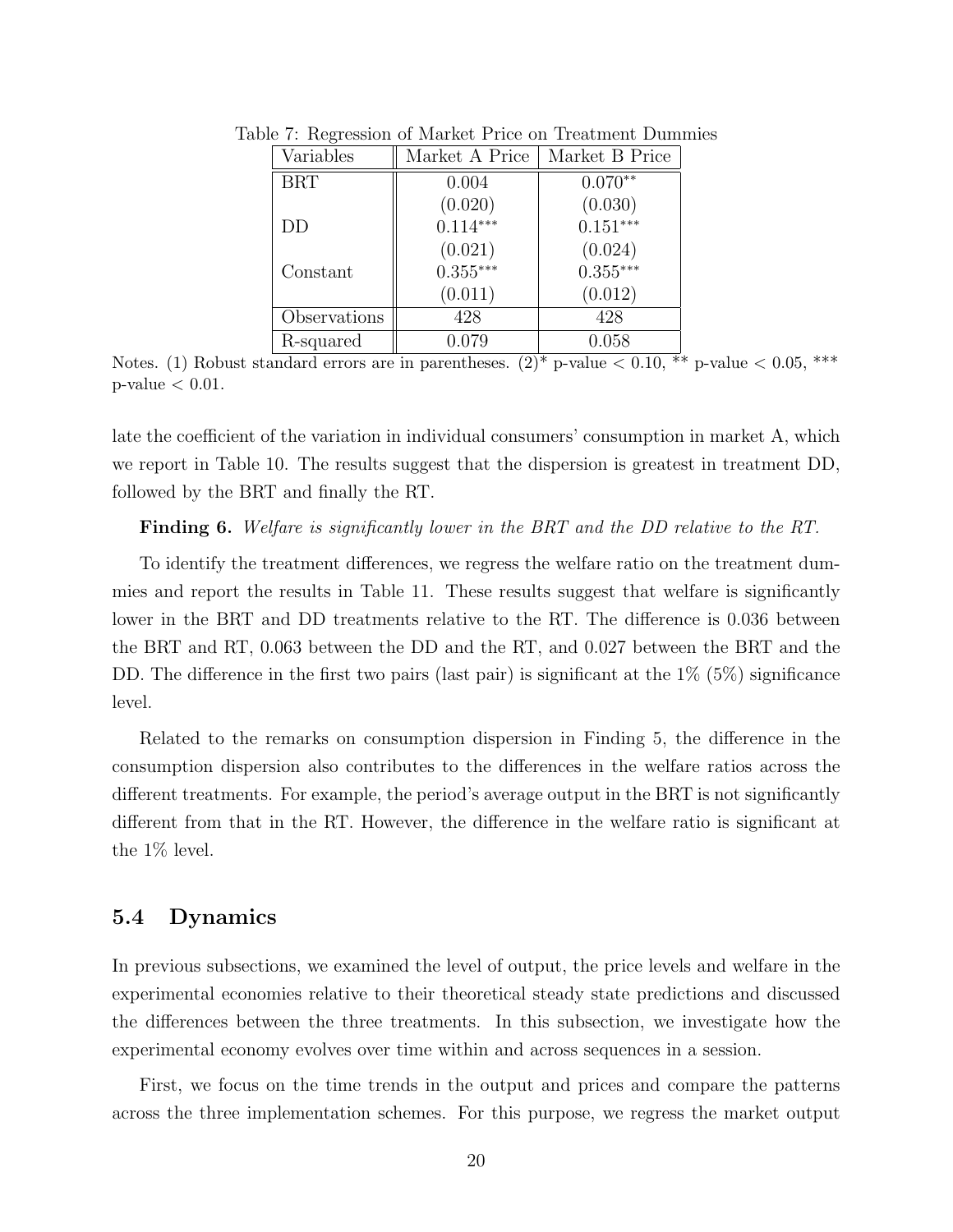Table 7: Regression of Market Price on Treatment Dummies

| Variables | Market A Price | Market B Price |
|---|---|---|
| BRT | 0.004 | $0.070^{**}$ |
| | (0.020) | (0.030) |
| DD | $0.114^{***}$ | $0.151^{***}$ |
| | (0.021) | (0.024) |
| Constant | $0.355^{***}$ | $0.355^{***}$ |
| | (0.011) | (0.012) |
| Observations | 428 | 428 |
| R-squared | 0.079 | 0.058 |

Notes. (1) Robust standard errors are in parentheses. (2)* p-value $< 0.10$, ** p-value $< 0.05$, *** p-value $< 0.01$.

late the coefficient of the variation in individual consumers' consumption in market A, which we report in Table 10. The results suggest that the dispersion is greatest in treatment DD, followed by the BRT and finally the RT.

**Finding 6.** *Welfare is significantly lower in the BRT and the DD relative to the RT.*

To identify the treatment differences, we regress the welfare ratio on the treatment dummies and report the results in Table 11. These results suggest that welfare is significantly lower in the BRT and DD treatments relative to the RT. The difference is 0.036 between the BRT and RT, 0.063 between the DD and the RT, and 0.027 between the BRT and the DD. The difference in the first two pairs (last pair) is significant at the 1% (5%) significance level.

Related to the remarks on consumption dispersion in Finding 5, the difference in the consumption dispersion also contributes to the differences in the welfare ratios across the different treatments. For example, the period's average output in the BRT is not significantly different from that in the RT. However, the difference in the welfare ratio is significant at the 1% level.

## 5.4 Dynamics

In previous subsections, we examined the level of output, the price levels and welfare in the experimental economies relative to their theoretical steady state predictions and discussed the differences between the three treatments. In this subsection, we investigate how the experimental economy evolves over time within and across sequences in a session.

First, we focus on the time trends in the output and prices and compare the patterns across the three implementation schemes. For this purpose, we regress the market output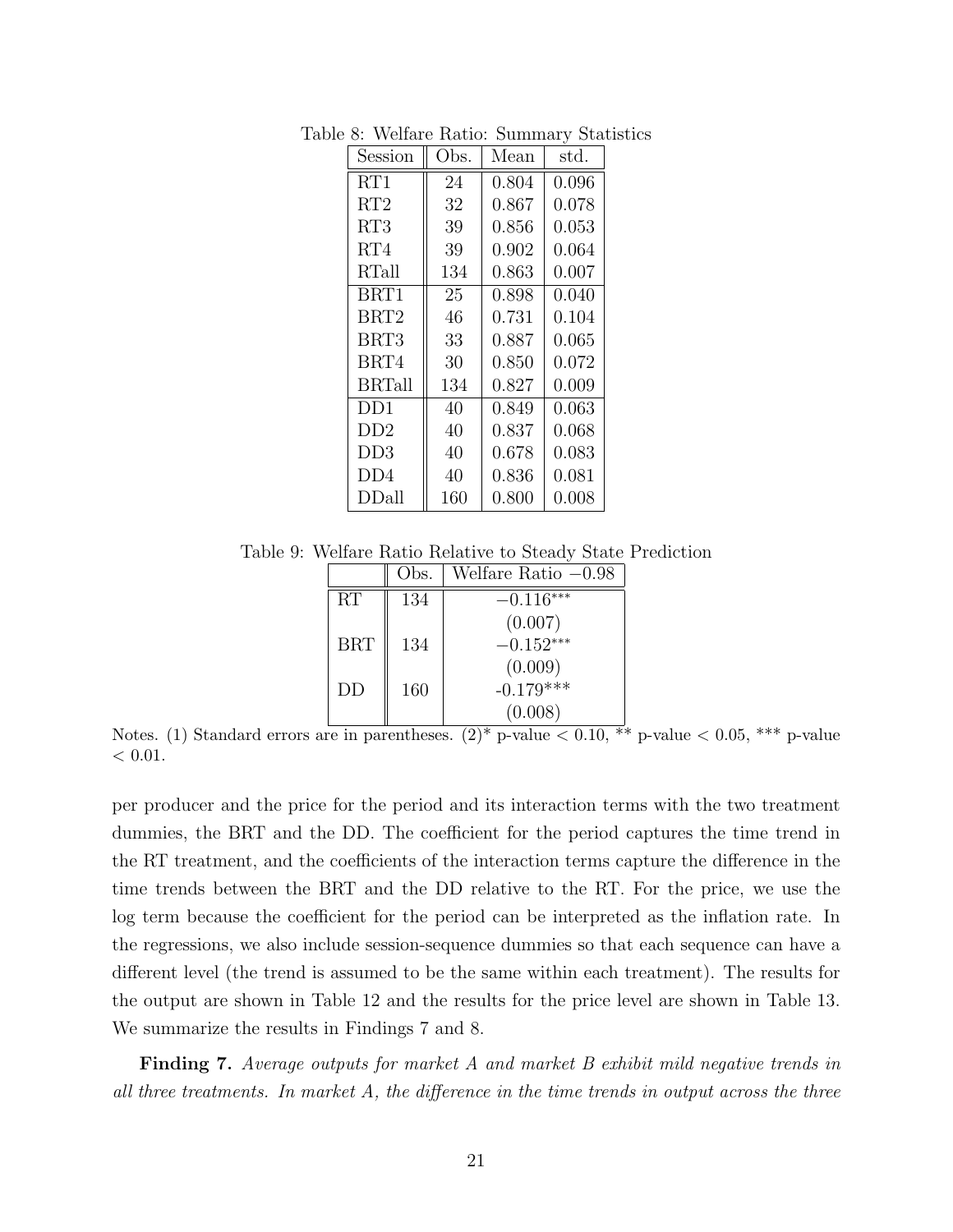Table 8: Welfare Ratio: Summary Statistics

| Session | Obs. | Mean | std. |
|---|---|---|---|
| RT1 | 24 | 0.804 | 0.096 |
| RT2 | 32 | 0.867 | 0.078 |
| RT3 | 39 | 0.856 | 0.053 |
| RT4 | 39 | 0.902 | 0.064 |
| RTall | 134 | 0.863 | 0.007 |
| BRT1 | 25 | 0.898 | 0.040 |
| BRT2 | 46 | 0.731 | 0.104 |
| BRT3 | 33 | 0.887 | 0.065 |
| BRT4 | 30 | 0.850 | 0.072 |
| BRTall | 134 | 0.827 | 0.009 |
| DD1 | 40 | 0.849 | 0.063 |
| DD2 | 40 | 0.837 | 0.068 |
| DD3 | 40 | 0.678 | 0.083 |
| DD4 | 40 | 0.836 | 0.081 |
| DDall | 160 | 0.800 | 0.008 |

Table 9: Welfare Ratio Relative to Steady State Prediction

| | Obs. | Welfare Ratio $-0.98$ |
|---|---|---|
| RT | 134 | $-0.116^{***}$ |
| | | (0.007) |
| BRT | 134 | $-0.152^{***}$ |
| | | (0.009) |
| DD | 160 | -0.179*** |
| | | (0.008) |

Notes. (1) Standard errors are in parentheses. (2)* p-value $< 0.10$, ** p-value $< 0.05$, *** p-value $< 0.01$.

per producer and the price for the period and its interaction terms with the two treatment dummies, the BRT and the DD. The coefficient for the period captures the time trend in the RT treatment, and the coefficients of the interaction terms capture the difference in the time trends between the BRT and the DD relative to the RT. For the price, we use the log term because the coefficient for the period can be interpreted as the inflation rate. In the regressions, we also include session-sequence dummies so that each sequence can have a different level (the trend is assumed to be the same within each treatment). The results for the output are shown in Table 12 and the results for the price level are shown in Table 13. We summarize the results in Findings 7 and 8.

**Finding 7.** *Average outputs for market A and market B exhibit mild negative trends in all three treatments. In market A, the difference in the time trends in output across the three*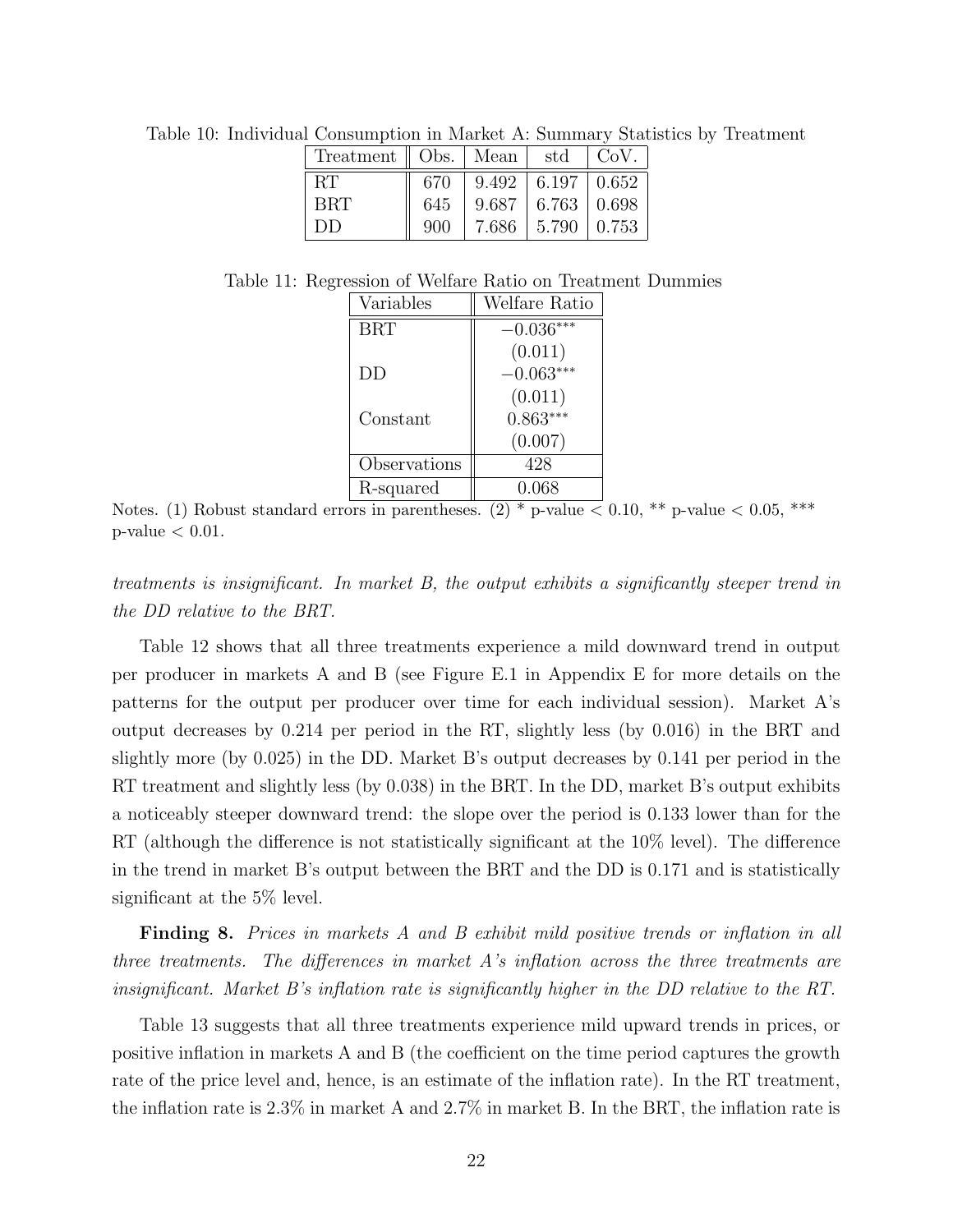Table 10: Individual Consumption in Market A: Summary Statistics by Treatment

| Treatment | Obs. | Mean | std | CoV. |
|---|---|---|---|---|
| RT | 670 | 9.492 | 6.197 | 0.652 |
| BRT | 645 | 9.687 | 6.763 | 0.698 |
| DD | 900 | 7.686 | 5.790 | 0.753 |

Table 11: Regression of Welfare Ratio on Treatment Dummies

| Variables | Welfare Ratio |
|---|---|
| BRT | $-0.036^{***}$ |
| | (0.011) |
| DD | $-0.063^{***}$ |
| | (0.011) |
| Constant | $0.863^{***}$ |
| | (0.007) |
| Observations | 428 |
| R-squared | 0.068 |

Notes. (1) Robust standard errors in parentheses. (2) * p-value < 0.10, ** p-value < 0.05, *** p-value < 0.01.

*treatments is insignificant. In market B, the output exhibits a significantly steeper trend in the DD relative to the BRT.*

Table 12 shows that all three treatments experience a mild downward trend in output per producer in markets A and B (see Figure E.1 in Appendix E for more details on the patterns for the output per producer over time for each individual session). Market A's output decreases by 0.214 per period in the RT, slightly less (by 0.016) in the BRT and slightly more (by 0.025) in the DD. Market B's output decreases by 0.141 per period in the RT treatment and slightly less (by 0.038) in the BRT. In the DD, market B's output exhibits a noticeably steeper downward trend: the slope over the period is 0.133 lower than for the RT (although the difference is not statistically significant at the 10% level). The difference in the trend in market B's output between the BRT and the DD is 0.171 and is statistically significant at the 5% level.

**Finding 8.** *Prices in markets A and B exhibit mild positive trends or inflation in all three treatments. The differences in market A's inflation across the three treatments are insignificant. Market B's inflation rate is significantly higher in the DD relative to the RT.*

Table 13 suggests that all three treatments experience mild upward trends in prices, or positive inflation in markets A and B (the coefficient on the time period captures the growth rate of the price level and, hence, is an estimate of the inflation rate). In the RT treatment, the inflation rate is 2.3% in market A and 2.7% in market B. In the BRT, the inflation rate is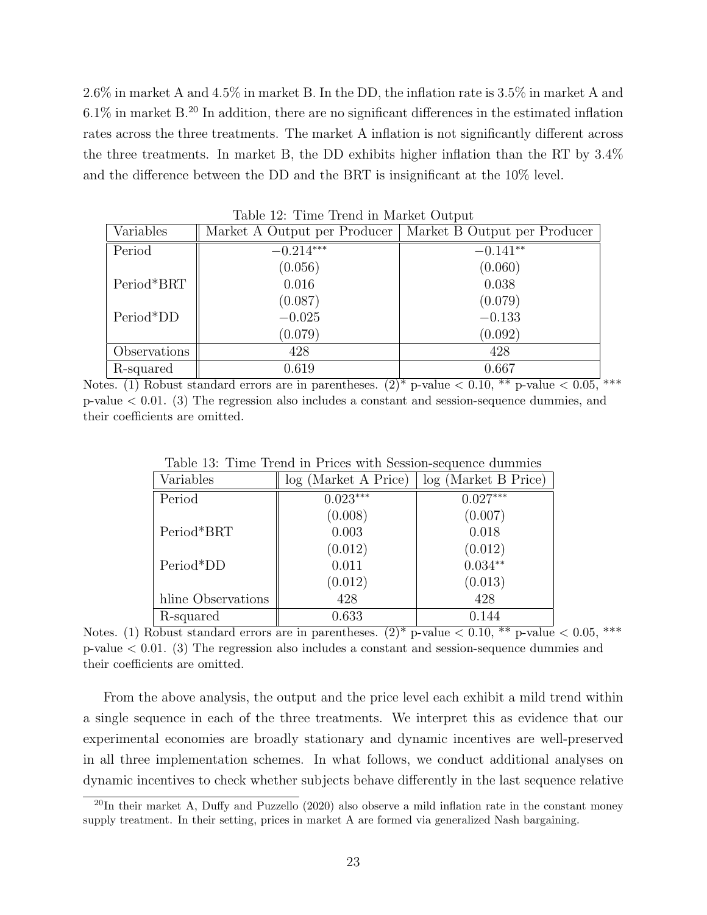2.6% in market A and 4.5% in market B. In the DD, the inflation rate is 3.5% in market A and 6.1% in market B.[20] In addition, there are no significant differences in the estimated inflation rates across the three treatments. The market A inflation is not significantly different across the three treatments. In market B, the DD exhibits higher inflation than the RT by 3.4% and the difference between the DD and the BRT is insignificant at the 10% level.

Table 12: Time Trend in Market Output

| Variables | Market A Output per Producer | Market B Output per Producer |
|---|---|---|
| Period | $-0.214^{***}$ | $-0.141^{**}$ |
| | (0.056) | (0.060) |
| Period*BRT | 0.016 | 0.038 |
| | (0.087) | (0.079) |
| Period*DD | $-0.025$ | $-0.133$ |
| | (0.079) | (0.092) |
| Observations | 428 | 428 |
| R-squared | 0.619 | 0.667 |

Notes. (1) Robust standard errors are in parentheses. (2)* p-value < 0.10, ** p-value < 0.05, *** p-value < 0.01. (3) The regression also includes a constant and session-sequence dummies, and their coefficients are omitted.

Table 13: Time Trend in Prices with Session-sequence dummies

| Variables | log (Market A Price) | log (Market B Price) |
|---|---|---|
| Period | $0.023^{***}$ | $0.027^{***}$ |
| | (0.008) | (0.007) |
| Period*BRT | 0.003 | 0.018 |
| | (0.012) | (0.012) |
| Period*DD | 0.011 | $0.034^{**}$ |
| | (0.012) | (0.013) |
| hline Observations | 428 | 428 |
| R-squared | 0.633 | 0.144 |

Notes. (1) Robust standard errors are in parentheses. (2)* p-value < 0.10, ** p-value < 0.05, *** p-value < 0.01. (3) The regression also includes a constant and session-sequence dummies and their coefficients are omitted.

From the above analysis, the output and the price level each exhibit a mild trend within a single sequence in each of the three treatments. We interpret this as evidence that our experimental economies are broadly stationary and dynamic incentives are well-preserved in all three implementation schemes. In what follows, we conduct additional analyses on dynamic incentives to check whether subjects behave differently in the last sequence relative

[20] In their market A, Duffy and Puzzello (2020) also observe a mild inflation rate in the constant money supply treatment. In their setting, prices in market A are formed via generalized Nash bargaining.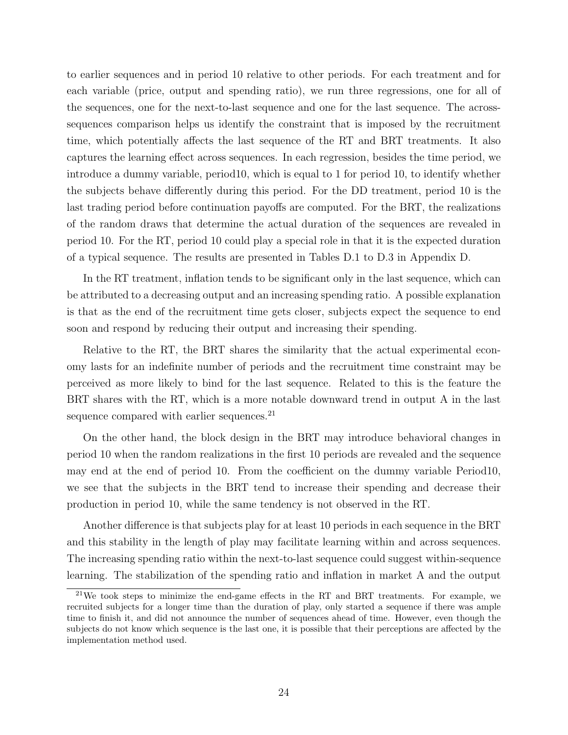to earlier sequences and in period 10 relative to other periods. For each treatment and for each variable (price, output and spending ratio), we run three regressions, one for all of the sequences, one for the next-to-last sequence and one for the last sequence. The across-sequences comparison helps us identify the constraint that is imposed by the recruitment time, which potentially affects the last sequence of the RT and BRT treatments. It also captures the learning effect across sequences. In each regression, besides the time period, we introduce a dummy variable, period10, which is equal to 1 for period 10, to identify whether the subjects behave differently during this period. For the DD treatment, period 10 is the last trading period before continuation payoffs are computed. For the BRT, the realizations of the random draws that determine the actual duration of the sequences are revealed in period 10. For the RT, period 10 could play a special role in that it is the expected duration of a typical sequence. The results are presented in Tables D.1 to D.3 in Appendix D.

In the RT treatment, inflation tends to be significant only in the last sequence, which can be attributed to a decreasing output and an increasing spending ratio. A possible explanation is that as the end of the recruitment time gets closer, subjects expect the sequence to end soon and respond by reducing their output and increasing their spending.

Relative to the RT, the BRT shares the similarity that the actual experimental economy lasts for an indefinite number of periods and the recruitment time constraint may be perceived as more likely to bind for the last sequence. Related to this is the feature the BRT shares with the RT, which is a more notable downward trend in output A in the last sequence compared with earlier sequences.[21]

On the other hand, the block design in the BRT may introduce behavioral changes in period 10 when the random realizations in the first 10 periods are revealed and the sequence may end at the end of period 10. From the coefficient on the dummy variable Period10, we see that the subjects in the BRT tend to increase their spending and decrease their production in period 10, while the same tendency is not observed in the RT.

Another difference is that subjects play for at least 10 periods in each sequence in the BRT and this stability in the length of play may facilitate learning within and across sequences. The increasing spending ratio within the next-to-last sequence could suggest within-sequence learning. The stabilization of the spending ratio and inflation in market A and the output

[21]We took steps to minimize the end-game effects in the RT and BRT treatments. For example, we recruited subjects for a longer time than the duration of play, only started a sequence if there was ample time to finish it, and did not announce the number of sequences ahead of time. However, even though the subjects do not know which sequence is the last one, it is possible that their perceptions are affected by the implementation method used.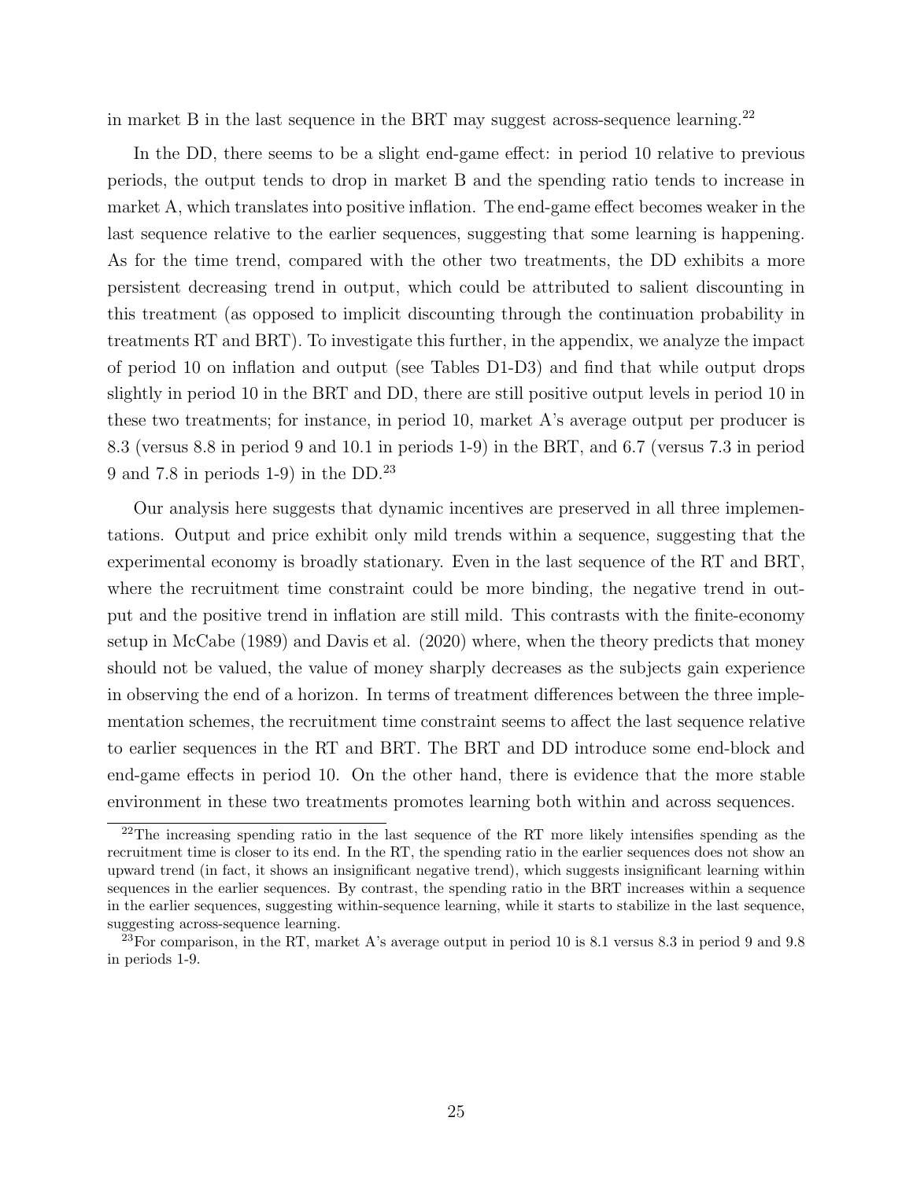in market B in the last sequence in the BRT may suggest across-sequence learning.[22]

In the DD, there seems to be a slight end-game effect: in period 10 relative to previous periods, the output tends to drop in market B and the spending ratio tends to increase in market A, which translates into positive inflation. The end-game effect becomes weaker in the last sequence relative to the earlier sequences, suggesting that some learning is happening. As for the time trend, compared with the other two treatments, the DD exhibits a more persistent decreasing trend in output, which could be attributed to salient discounting in this treatment (as opposed to implicit discounting through the continuation probability in treatments RT and BRT). To investigate this further, in the appendix, we analyze the impact of period 10 on inflation and output (see Tables D1-D3) and find that while output drops slightly in period 10 in the BRT and DD, there are still positive output levels in period 10 in these two treatments; for instance, in period 10, market A's average output per producer is 8.3 (versus 8.8 in period 9 and 10.1 in periods 1-9) in the BRT, and 6.7 (versus 7.3 in period 9 and 7.8 in periods 1-9) in the DD.[23]

Our analysis here suggests that dynamic incentives are preserved in all three implementations. Output and price exhibit only mild trends within a sequence, suggesting that the experimental economy is broadly stationary. Even in the last sequence of the RT and BRT, where the recruitment time constraint could be more binding, the negative trend in output and the positive trend in inflation are still mild. This contrasts with the finite-economy setup in McCabe (1989) and Davis et al. (2020) where, when the theory predicts that money should not be valued, the value of money sharply decreases as the subjects gain experience in observing the end of a horizon. In terms of treatment differences between the three implementation schemes, the recruitment time constraint seems to affect the last sequence relative to earlier sequences in the RT and BRT. The BRT and DD introduce some end-block and end-game effects in period 10. On the other hand, there is evidence that the more stable environment in these two treatments promotes learning both within and across sequences.

[22] The increasing spending ratio in the last sequence of the RT more likely intensifies spending as the recruitment time is closer to its end. In the RT, the spending ratio in the earlier sequences does not show an upward trend (in fact, it shows an insignificant negative trend), which suggests insignificant learning within sequences in the earlier sequences. By contrast, the spending ratio in the BRT increases within a sequence in the earlier sequences, suggesting within-sequence learning, while it starts to stabilize in the last sequence, suggesting across-sequence learning.

[23] For comparison, in the RT, market A's average output in period 10 is 8.1 versus 8.3 in period 9 and 9.8 in periods 1-9.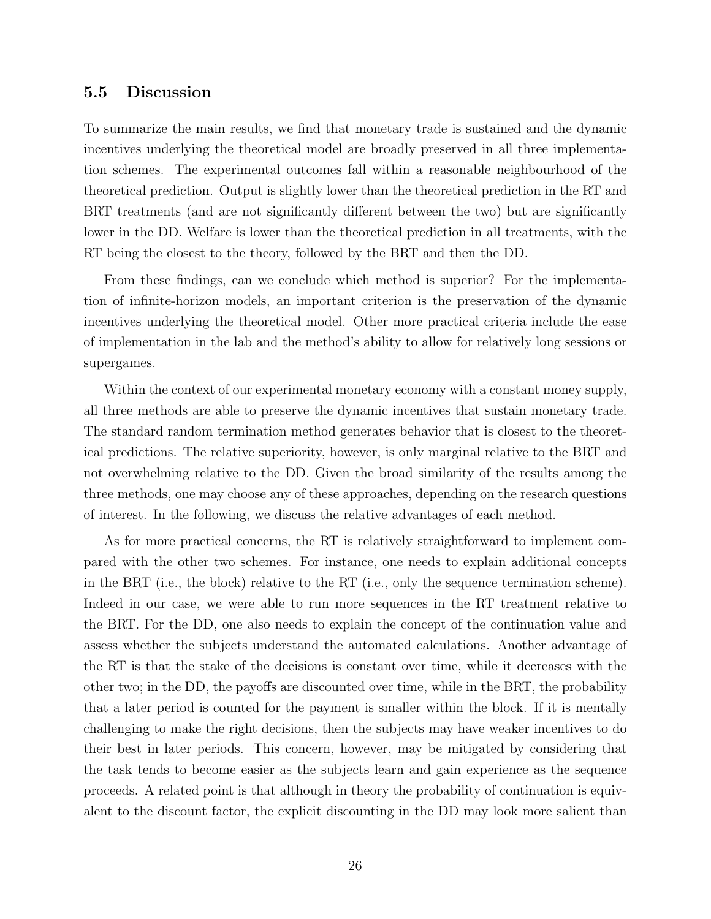### 5.5 Discussion

To summarize the main results, we find that monetary trade is sustained and the dynamic incentives underlying the theoretical model are broadly preserved in all three implementation schemes. The experimental outcomes fall within a reasonable neighbourhood of the theoretical prediction. Output is slightly lower than the theoretical prediction in the RT and BRT treatments (and are not significantly different between the two) but are significantly lower in the DD. Welfare is lower than the theoretical prediction in all treatments, with the RT being the closest to the theory, followed by the BRT and then the DD.

From these findings, can we conclude which method is superior? For the implementation of infinite-horizon models, an important criterion is the preservation of the dynamic incentives underlying the theoretical model. Other more practical criteria include the ease of implementation in the lab and the method's ability to allow for relatively long sessions or supergames.

Within the context of our experimental monetary economy with a constant money supply, all three methods are able to preserve the dynamic incentives that sustain monetary trade. The standard random termination method generates behavior that is closest to the theoretical predictions. The relative superiority, however, is only marginal relative to the BRT and not overwhelming relative to the DD. Given the broad similarity of the results among the three methods, one may choose any of these approaches, depending on the research questions of interest. In the following, we discuss the relative advantages of each method.

As for more practical concerns, the RT is relatively straightforward to implement compared with the other two schemes. For instance, one needs to explain additional concepts in the BRT (i.e., the block) relative to the RT (i.e., only the sequence termination scheme). Indeed in our case, we were able to run more sequences in the RT treatment relative to the BRT. For the DD, one also needs to explain the concept of the continuation value and assess whether the subjects understand the automated calculations. Another advantage of the RT is that the stake of the decisions is constant over time, while it decreases with the other two; in the DD, the payoffs are discounted over time, while in the BRT, the probability that a later period is counted for the payment is smaller within the block. If it is mentally challenging to make the right decisions, then the subjects may have weaker incentives to do their best in later periods. This concern, however, may be mitigated by considering that the task tends to become easier as the subjects learn and gain experience as the sequence proceeds. A related point is that although in theory the probability of continuation is equivalent to the discount factor, the explicit discounting in the DD may look more salient than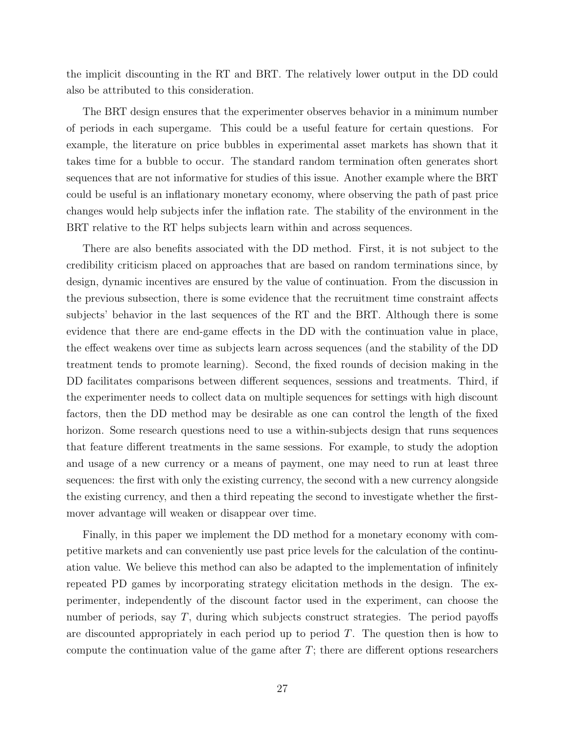the implicit discounting in the RT and BRT. The relatively lower output in the DD could also be attributed to this consideration.

The BRT design ensures that the experimenter observes behavior in a minimum number of periods in each supergame. This could be a useful feature for certain questions. For example, the literature on price bubbles in experimental asset markets has shown that it takes time for a bubble to occur. The standard random termination often generates short sequences that are not informative for studies of this issue. Another example where the BRT could be useful is an inflationary monetary economy, where observing the path of past price changes would help subjects infer the inflation rate. The stability of the environment in the BRT relative to the RT helps subjects learn within and across sequences.

There are also benefits associated with the DD method. First, it is not subject to the credibility criticism placed on approaches that are based on random terminations since, by design, dynamic incentives are ensured by the value of continuation. From the discussion in the previous subsection, there is some evidence that the recruitment time constraint affects subjects' behavior in the last sequences of the RT and the BRT. Although there is some evidence that there are end-game effects in the DD with the continuation value in place, the effect weakens over time as subjects learn across sequences (and the stability of the DD treatment tends to promote learning). Second, the fixed rounds of decision making in the DD facilitates comparisons between different sequences, sessions and treatments. Third, if the experimenter needs to collect data on multiple sequences for settings with high discount factors, then the DD method may be desirable as one can control the length of the fixed horizon. Some research questions need to use a within-subjects design that runs sequences that feature different treatments in the same sessions. For example, to study the adoption and usage of a new currency or a means of payment, one may need to run at least three sequences: the first with only the existing currency, the second with a new currency alongside the existing currency, and then a third repeating the second to investigate whether the first-mover advantage will weaken or disappear over time.

Finally, in this paper we implement the DD method for a monetary economy with competitive markets and can conveniently use past price levels for the calculation of the continuation value. We believe this method can also be adapted to the implementation of infinitely repeated PD games by incorporating strategy elicitation methods in the design. The experimenter, independently of the discount factor used in the experiment, can choose the number of periods, say $T$, during which subjects construct strategies. The period payoffs are discounted appropriately in each period up to period $T$. The question then is how to compute the continuation value of the game after $T$; there are different options researchers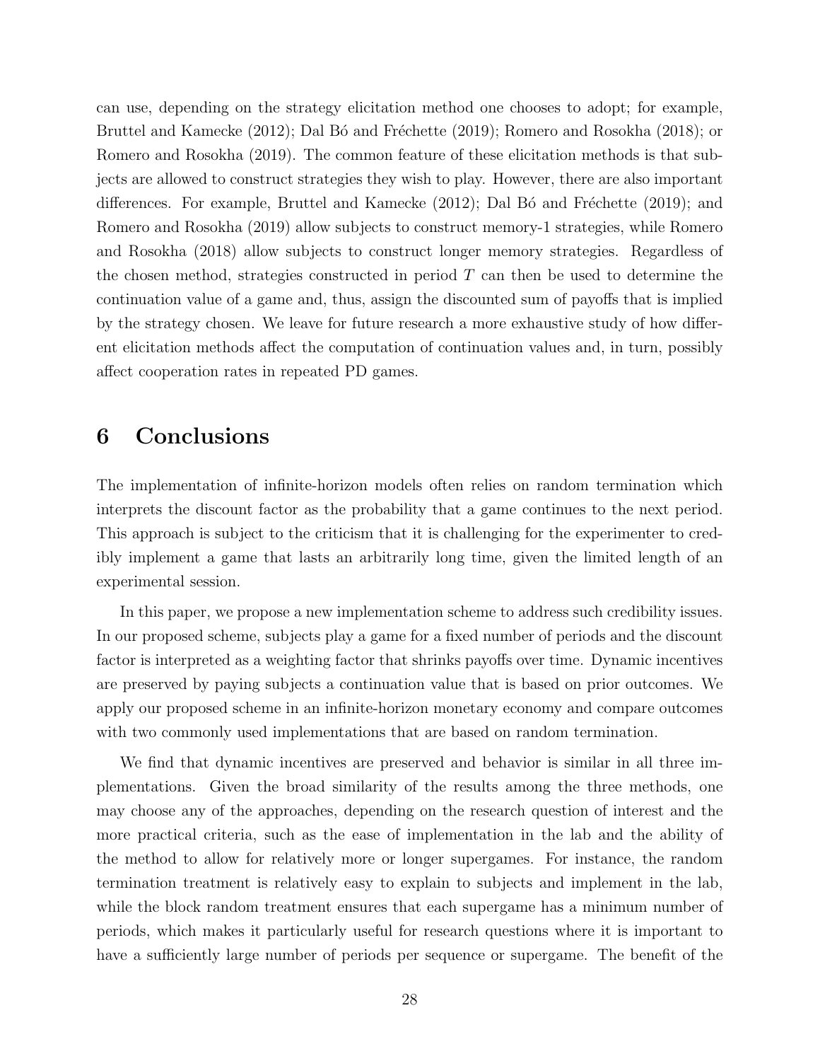can use, depending on the strategy elicitation method one chooses to adopt; for example, Bruttel and Kamecke (2012); Dal Bó and Fréchette (2019); Romero and Rosokha (2018); or Romero and Rosokha (2019). The common feature of these elicitation methods is that subjects are allowed to construct strategies they wish to play. However, there are also important differences. For example, Bruttel and Kamecke (2012); Dal Bó and Fréchette (2019); and Romero and Rosokha (2019) allow subjects to construct memory-1 strategies, while Romero and Rosokha (2018) allow subjects to construct longer memory strategies. Regardless of the chosen method, strategies constructed in period $T$ can then be used to determine the continuation value of a game and, thus, assign the discounted sum of payoffs that is implied by the strategy chosen. We leave for future research a more exhaustive study of how different elicitation methods affect the computation of continuation values and, in turn, possibly affect cooperation rates in repeated PD games.

# 6 Conclusions

The implementation of infinite-horizon models often relies on random termination which interprets the discount factor as the probability that a game continues to the next period. This approach is subject to the criticism that it is challenging for the experimenter to credibly implement a game that lasts an arbitrarily long time, given the limited length of an experimental session.

In this paper, we propose a new implementation scheme to address such credibility issues. In our proposed scheme, subjects play a game for a fixed number of periods and the discount factor is interpreted as a weighting factor that shrinks payoffs over time. Dynamic incentives are preserved by paying subjects a continuation value that is based on prior outcomes. We apply our proposed scheme in an infinite-horizon monetary economy and compare outcomes with two commonly used implementations that are based on random termination.

We find that dynamic incentives are preserved and behavior is similar in all three implementations. Given the broad similarity of the results among the three methods, one may choose any of the approaches, depending on the research question of interest and the more practical criteria, such as the ease of implementation in the lab and the ability of the method to allow for relatively more or longer supergames. For instance, the random termination treatment is relatively easy to explain to subjects and implement in the lab, while the block random treatment ensures that each supergame has a minimum number of periods, which makes it particularly useful for research questions where it is important to have a sufficiently large number of periods per sequence or supergame. The benefit of the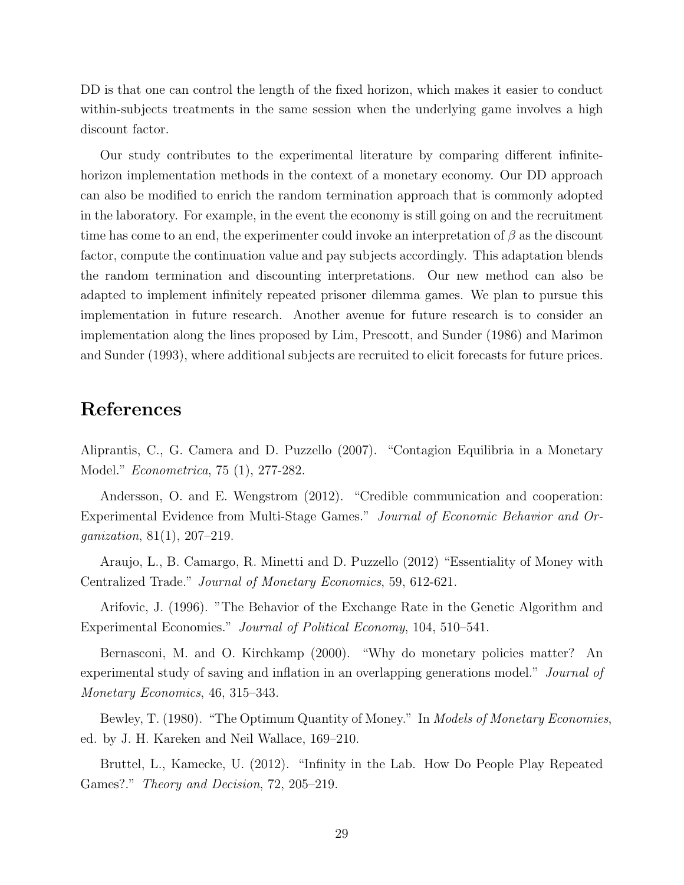DD is that one can control the length of the fixed horizon, which makes it easier to conduct within-subjects treatments in the same session when the underlying game involves a high discount factor.

Our study contributes to the experimental literature by comparing different infinite-horizon implementation methods in the context of a monetary economy. Our DD approach can also be modified to enrich the random termination approach that is commonly adopted in the laboratory. For example, in the event the economy is still going on and the recruitment time has come to an end, the experimenter could invoke an interpretation of $\beta$ as the discount factor, compute the continuation value and pay subjects accordingly. This adaptation blends the random termination and discounting interpretations. Our new method can also be adapted to implement infinitely repeated prisoner dilemma games. We plan to pursue this implementation in future research. Another avenue for future research is to consider an implementation along the lines proposed by Lim, Prescott, and Sunder (1986) and Marimon and Sunder (1993), where additional subjects are recruited to elicit forecasts for future prices.

# References

Aliprantis, C., G. Camera and D. Puzzello (2007). "Contagion Equilibria in a Monetary Model." *Econometrica*, 75 (1), 277-282.

Andersson, O. and E. Wengstrom (2012). "Credible communication and cooperation: Experimental Evidence from Multi-Stage Games." *Journal of Economic Behavior and Organization*, 81(1), 207–219.

Araujo, L., B. Camargo, R. Minetti and D. Puzzello (2012) "Essentiality of Money with Centralized Trade." *Journal of Monetary Economics*, 59, 612-621.

Arifovic, J. (1996). "The Behavior of the Exchange Rate in the Genetic Algorithm and Experimental Economies." *Journal of Political Economy*, 104, 510–541.

Bernasconi, M. and O. Kirchkamp (2000). "Why do monetary policies matter? An experimental study of saving and inflation in an overlapping generations model." *Journal of Monetary Economics*, 46, 315–343.

Bewley, T. (1980). "The Optimum Quantity of Money." In *Models of Monetary Economies*, ed. by J. H. Kareken and Neil Wallace, 169–210.

Bruttel, L., Kamecke, U. (2012). "Infinity in the Lab. How Do People Play Repeated Games?." *Theory and Decision*, 72, 205–219.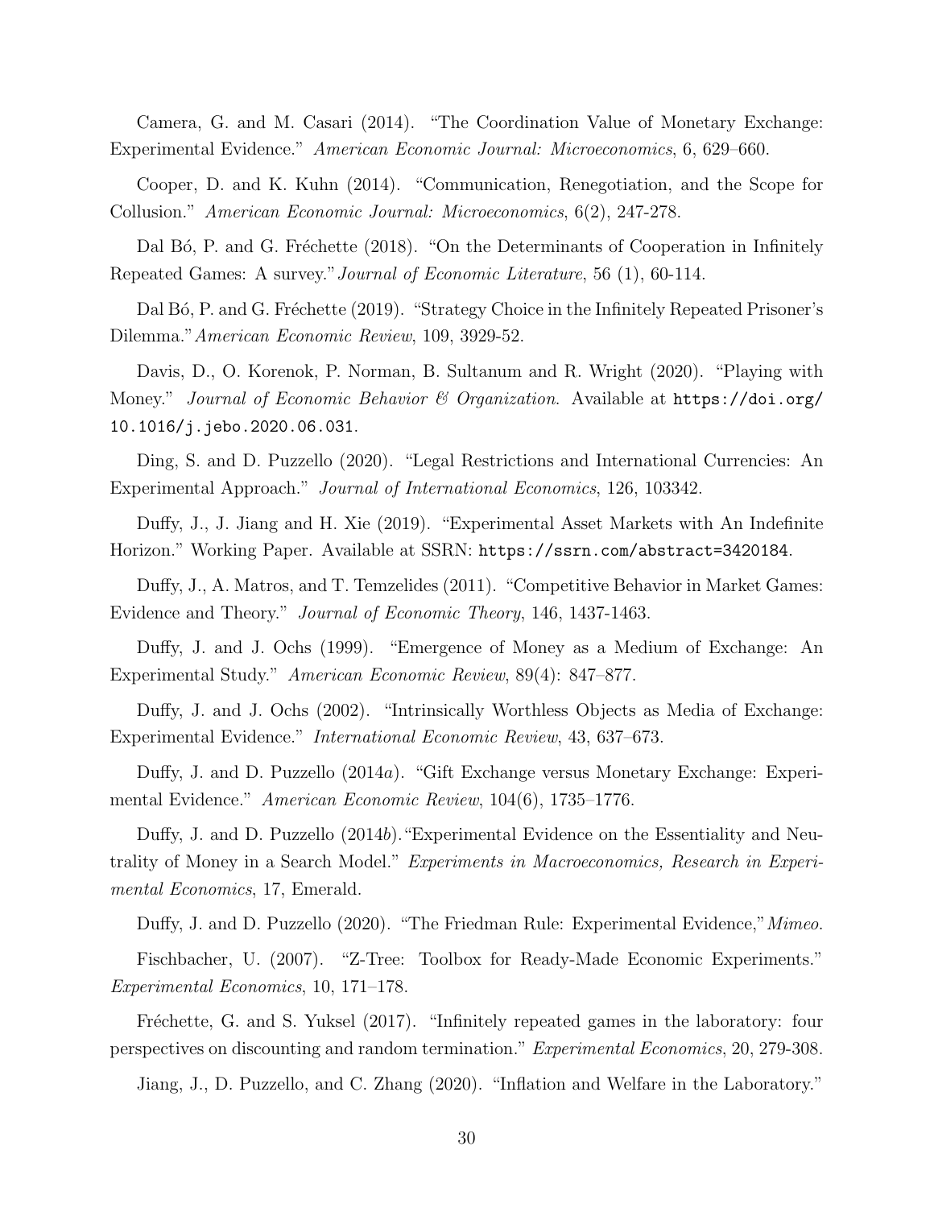Camera, G. and M. Casari (2014). "The Coordination Value of Monetary Exchange: Experimental Evidence." *American Economic Journal: Microeconomics*, 6, 629–660.

Cooper, D. and K. Kuhn (2014). "Communication, Renegotiation, and the Scope for Collusion." *American Economic Journal: Microeconomics*, 6(2), 247-278.

Dal Bó, P. and G. Fréchette (2018). "On the Determinants of Cooperation in Infinitely Repeated Games: A survey." *Journal of Economic Literature*, 56 (1), 60-114.

Dal Bó, P. and G. Fréchette (2019). "Strategy Choice in the Infinitely Repeated Prisoner's Dilemma." *American Economic Review*, 109, 3929-52.

Davis, D., O. Korenok, P. Norman, B. Sultanum and R. Wright (2020). "Playing with Money." *Journal of Economic Behavior & Organization*. Available at `https://doi.org/10.1016/j.jebo.2020.06.031`.

Ding, S. and D. Puzzello (2020). "Legal Restrictions and International Currencies: An Experimental Approach." *Journal of International Economics*, 126, 103342.

Duffy, J., J. Jiang and H. Xie (2019). "Experimental Asset Markets with An Indefinite Horizon." Working Paper. Available at SSRN: `https://ssrn.com/abstract=3420184`.

Duffy, J., A. Matros, and T. Temzelides (2011). "Competitive Behavior in Market Games: Evidence and Theory." *Journal of Economic Theory*, 146, 1437-1463.

Duffy, J. and J. Ochs (1999). "Emergence of Money as a Medium of Exchange: An Experimental Study." *American Economic Review*, 89(4): 847–877.

Duffy, J. and J. Ochs (2002). "Intrinsically Worthless Objects as Media of Exchange: Experimental Evidence." *International Economic Review*, 43, 637–673.

Duffy, J. and D. Puzzello (2014*a*). "Gift Exchange versus Monetary Exchange: Experimental Evidence." *American Economic Review*, 104(6), 1735–1776.

Duffy, J. and D. Puzzello (2014*b*). "Experimental Evidence on the Essentiality and Neutrality of Money in a Search Model." *Experiments in Macroeconomics, Research in Experimental Economics*, 17, Emerald.

Duffy, J. and D. Puzzello (2020). "The Friedman Rule: Experimental Evidence," *Mimeo*.

Fischbacher, U. (2007). "Z-Tree: Toolbox for Ready-Made Economic Experiments." *Experimental Economics*, 10, 171–178.

Fréchette, G. and S. Yuksel (2017). "Infinitely repeated games in the laboratory: four perspectives on discounting and random termination." *Experimental Economics*, 20, 279-308.

Jiang, J., D. Puzzello, and C. Zhang (2020). "Inflation and Welfare in the Laboratory."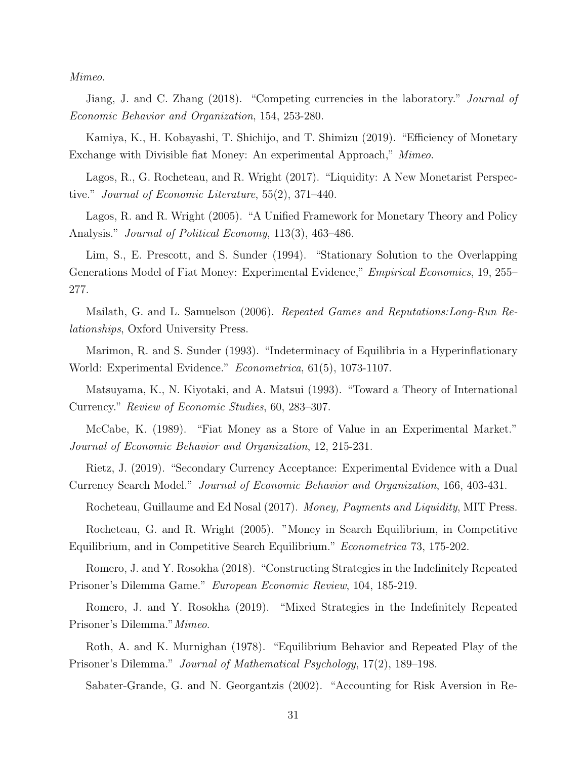*Mimeo*.

Jiang, J. and C. Zhang (2018). "Competing currencies in the laboratory." *Journal of Economic Behavior and Organization*, 154, 253-280.

Kamiya, K., H. Kobayashi, T. Shichijo, and T. Shimizu (2019). "Efficiency of Monetary Exchange with Divisible fiat Money: An experimental Approach," *Mimeo*.

Lagos, R., G. Rocheteau, and R. Wright (2017). "Liquidity: A New Monetarist Perspective." *Journal of Economic Literature*, 55(2), 371–440.

Lagos, R. and R. Wright (2005). "A Unified Framework for Monetary Theory and Policy Analysis." *Journal of Political Economy*, 113(3), 463–486.

Lim, S., E. Prescott, and S. Sunder (1994). "Stationary Solution to the Overlapping Generations Model of Fiat Money: Experimental Evidence," *Empirical Economics*, 19, 255–277.

Mailath, G. and L. Samuelson (2006). *Repeated Games and Reputations:Long-Run Relationships*, Oxford University Press.

Marimon, R. and S. Sunder (1993). "Indeterminacy of Equilibria in a Hyperinflationary World: Experimental Evidence." *Econometrica*, 61(5), 1073-1107.

Matsuyama, K., N. Kiyotaki, and A. Matsui (1993). "Toward a Theory of International Currency." *Review of Economic Studies*, 60, 283–307.

McCabe, K. (1989). "Fiat Money as a Store of Value in an Experimental Market." *Journal of Economic Behavior and Organization*, 12, 215-231.

Rietz, J. (2019). "Secondary Currency Acceptance: Experimental Evidence with a Dual Currency Search Model." *Journal of Economic Behavior and Organization*, 166, 403-431.

Rocheteau, Guillaume and Ed Nosal (2017). *Money, Payments and Liquidity*, MIT Press.

Rocheteau, G. and R. Wright (2005). "Money in Search Equilibrium, in Competitive Equilibrium, and in Competitive Search Equilibrium." *Econometrica* 73, 175-202.

Romero, J. and Y. Rosokha (2018). "Constructing Strategies in the Indefinitely Repeated Prisoner's Dilemma Game." *European Economic Review*, 104, 185-219.

Romero, J. and Y. Rosokha (2019). "Mixed Strategies in the Indefinitely Repeated Prisoner's Dilemma."*Mimeo*.

Roth, A. and K. Murnighan (1978). "Equilibrium Behavior and Repeated Play of the Prisoner's Dilemma." *Journal of Mathematical Psychology*, 17(2), 189–198.

Sabater-Grande, G. and N. Georgantzis (2002). "Accounting for Risk Aversion in Re-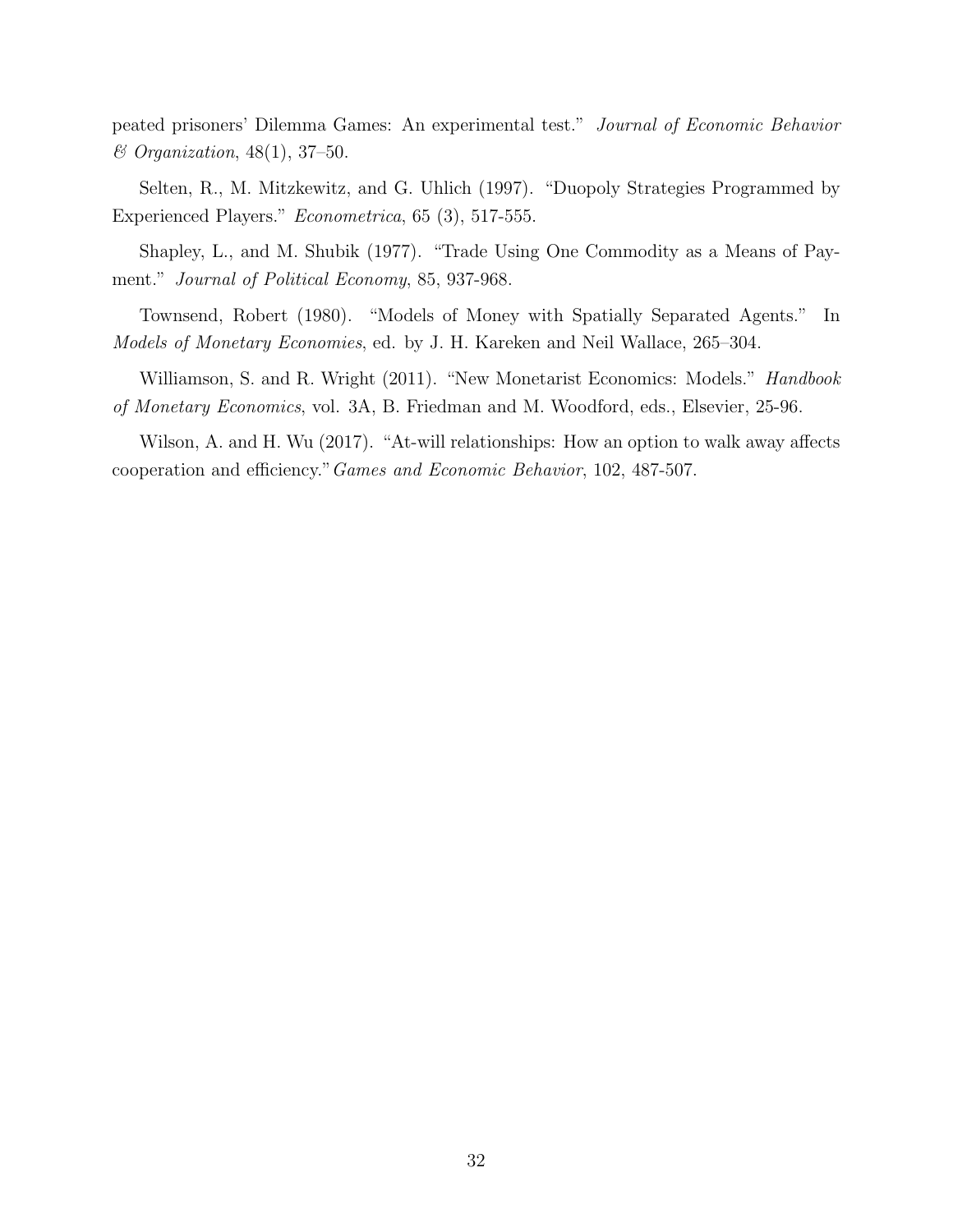peated prisoners' Dilemma Games: An experimental test." *Journal of Economic Behavior & Organization*, 48(1), 37–50.

Selten, R., M. Mitzkewitz, and G. Uhlich (1997). "Duopoly Strategies Programmed by Experienced Players." *Econometrica*, 65 (3), 517-555.

Shapley, L., and M. Shubik (1977). "Trade Using One Commodity as a Means of Payment." *Journal of Political Economy*, 85, 937-968.

Townsend, Robert (1980). "Models of Money with Spatially Separated Agents." In *Models of Monetary Economies*, ed. by J. H. Kareken and Neil Wallace, 265–304.

Williamson, S. and R. Wright (2011). "New Monetarist Economics: Models." *Handbook of Monetary Economics*, vol. 3A, B. Friedman and M. Woodford, eds., Elsevier, 25-96.

Wilson, A. and H. Wu (2017). "At-will relationships: How an option to walk away affects cooperation and efficiency." *Games and Economic Behavior*, 102, 487-507.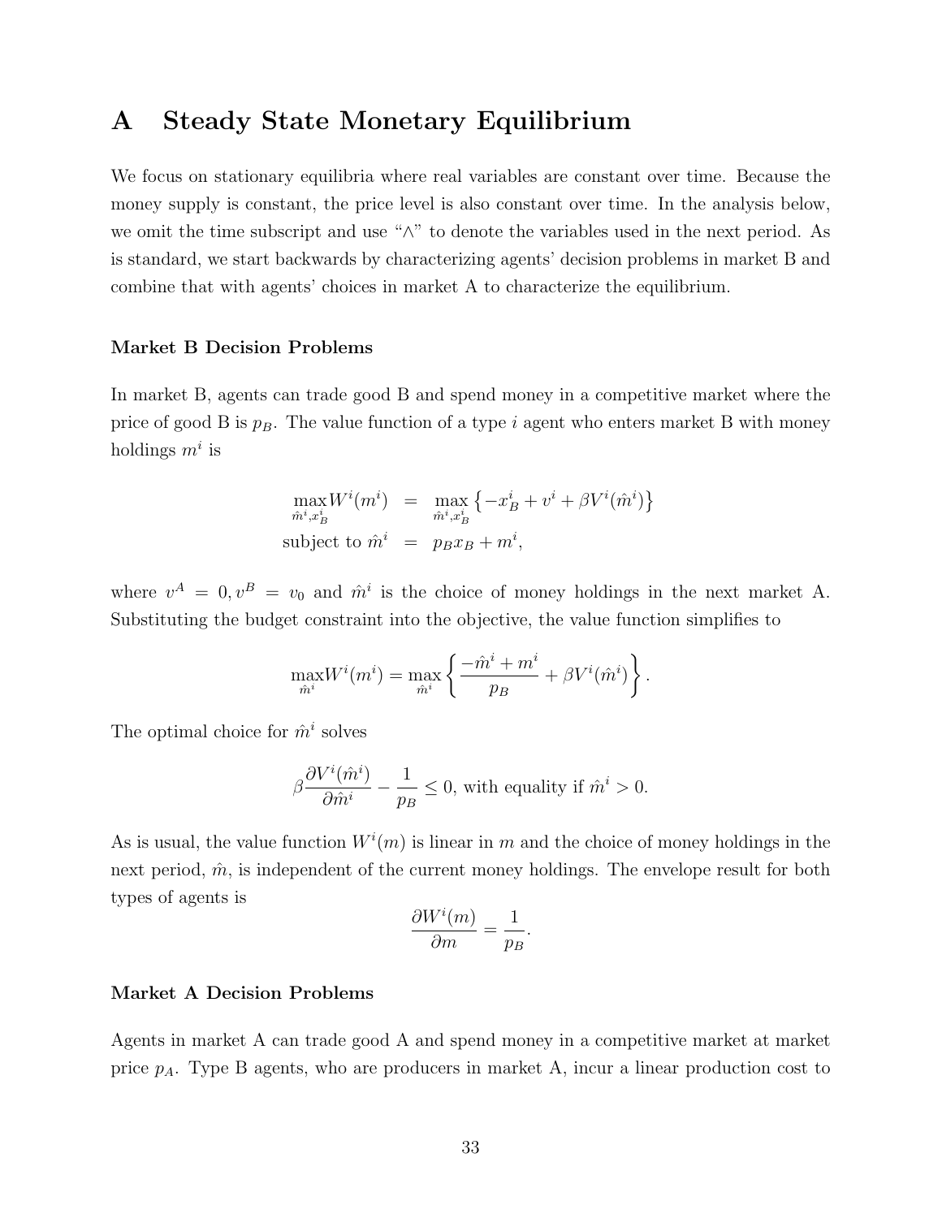# A Steady State Monetary Equilibrium

We focus on stationary equilibria where real variables are constant over time. Because the money supply is constant, the price level is also constant over time. In the analysis below, we omit the time subscript and use "$\wedge$" to denote the variables used in the next period. As is standard, we start backwards by characterizing agents' decision problems in market B and combine that with agents' choices in market A to characterize the equilibrium.

### Market B Decision Problems

In market B, agents can trade good B and spend money in a competitive market where the price of good B is $p_B$. The value function of a type $i$ agent who enters market B with money holdings $m^i$ is

$$
\begin{aligned}
\max_{\hat{m}^i, x_B^i} W^i(m^i) &= \max_{\hat{m}^i, x_B^i} \left\{ -x_B^i + v^i + \beta V^i(\hat{m}^i) \right\} \\
\text{subject to } \hat{m}^i &= p_B x_B + m^i,
\end{aligned}
$$

where $v^A = 0, v^B = v_0$ and $\hat{m}^i$ is the choice of money holdings in the next market A. Substituting the budget constraint into the objective, the value function simplifies to

$$
\max_{\hat{m}^i} W^i(m^i) = \max_{\hat{m}^i} \left\{ \frac{-\hat{m}^i + m^i}{p_B} + \beta V^i(\hat{m}^i) \right\}.
$$

The optimal choice for $\hat{m}^i$ solves

$$
\beta \frac{\partial V^i(\hat{m}^i)}{\partial \hat{m}^i} - \frac{1}{p_B} \leq 0, \text{ with equality if } \hat{m}^i > 0.
$$

As is usual, the value function $W^i(m)$ is linear in $m$ and the choice of money holdings in the next period, $\hat{m}$, is independent of the current money holdings. The envelope result for both types of agents is

$$
\frac{\partial W^i(m)}{\partial m} = \frac{1}{p_B}.
$$

### Market A Decision Problems

Agents in market A can trade good A and spend money in a competitive market at market price $p_A$. Type B agents, who are producers in market A, incur a linear production cost to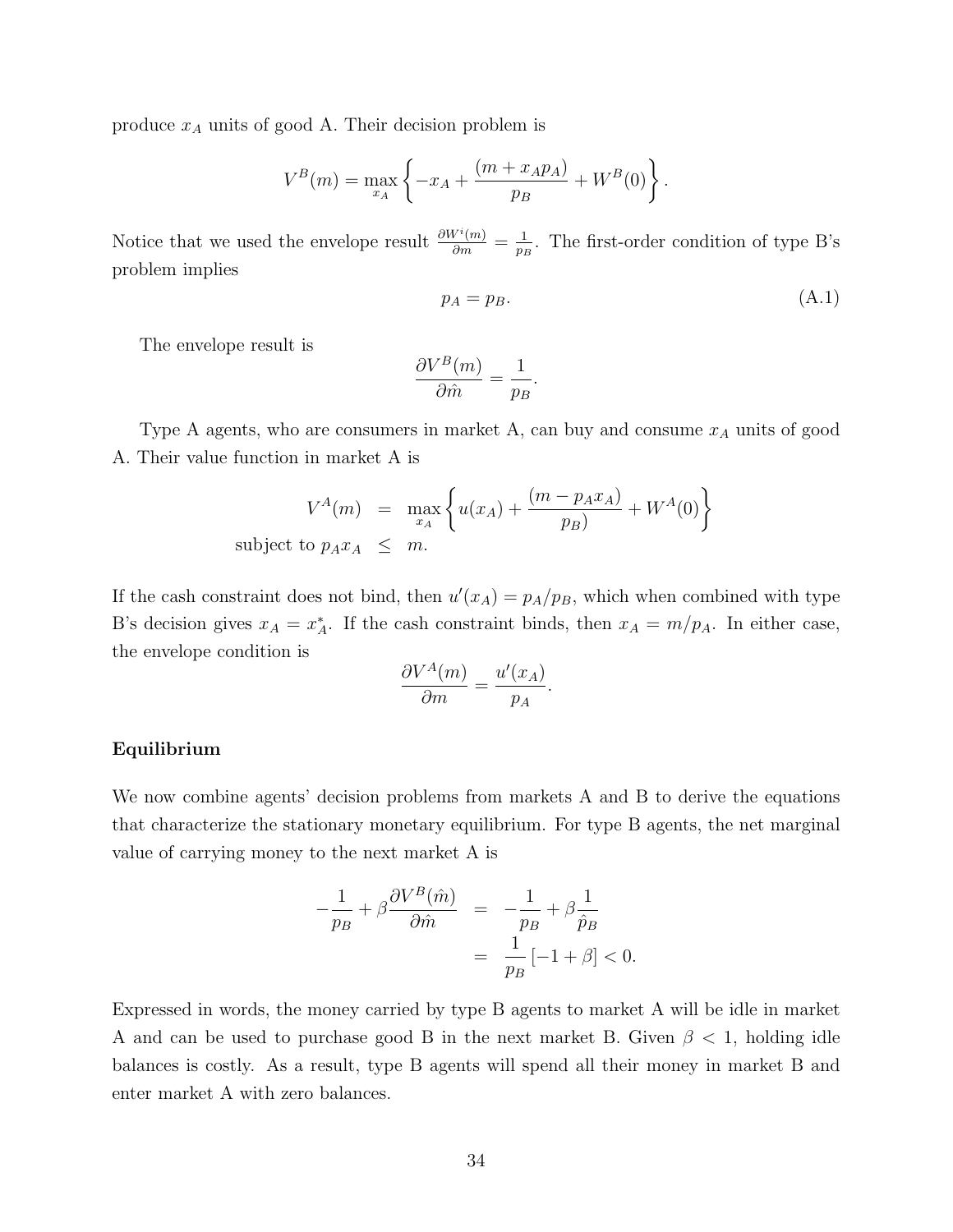produce $x_A$ units of good A. Their decision problem is

$$V^B(m) = \max_{x_A} \left\{ -x_A + \frac{(m + x_A p_A)}{p_B} + W^B(0) \right\}.$$

Notice that we used the envelope result $\frac{\partial W^i(m)}{\partial m} = \frac{1}{p_B}$. The first-order condition of type B's problem implies

$$p_A = p_B. \tag{A.1}$$

The envelope result is

$$\frac{\partial V^B(m)}{\partial \hat{m}} = \frac{1}{p_B}.$$

Type A agents, who are consumers in market A, can buy and consume $x_A$ units of good A. Their value function in market A is

$$\begin{aligned} V^A(m) &= \max_{x_A} \left\{ u(x_A) + \frac{(m - p_A x_A)}{p_B)} + W^A(0) \right\} \\ \text{subject to } p_A x_A &\leq m. \end{aligned}$$

If the cash constraint does not bind, then $u'(x_A) = p_A/p_B$, which when combined with type B's decision gives $x_A = x_A^*$. If the cash constraint binds, then $x_A = m/p_A$. In either case, the envelope condition is

$$\frac{\partial V^A(m)}{\partial m} = \frac{u'(x_A)}{p_A}.$$

**Equilibrium**

We now combine agents' decision problems from markets A and B to derive the equations that characterize the stationary monetary equilibrium. For type B agents, the net marginal value of carrying money to the next market A is

$$\begin{aligned} -\frac{1}{p_B} + \beta \frac{\partial V^B(\hat{m})}{\partial \hat{m}} &= -\frac{1}{p_B} + \beta \frac{1}{\hat{p}_B} \\ &= \frac{1}{p_B} \left[ -1 + \beta \right] < 0. \end{aligned}$$

Expressed in words, the money carried by type B agents to market A will be idle in market A and can be used to purchase good B in the next market B. Given $\beta < 1$, holding idle balances is costly. As a result, type B agents will spend all their money in market B and enter market A with zero balances.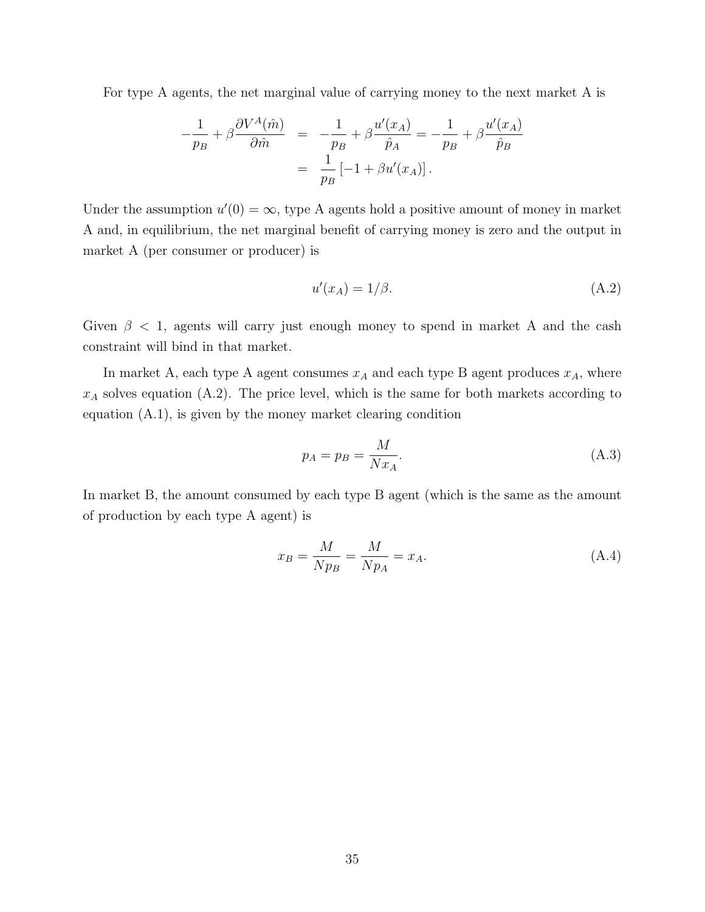For type A agents, the net marginal value of carrying money to the next market A is

$$
\begin{aligned}
-\frac{1}{p_B} + \beta \frac{\partial V^A(\hat{m})}{\partial \hat{m}} &= -\frac{1}{p_B} + \beta \frac{u'(x_A)}{\hat{p}_A} = -\frac{1}{p_B} + \beta \frac{u'(x_A)}{\hat{p}_B} \\
&= \frac{1}{p_B} \left[ -1 + \beta u'(x_A) \right].
\end{aligned}
$$

Under the assumption $u'(0) = \infty$, type A agents hold a positive amount of money in market A and, in equilibrium, the net marginal benefit of carrying money is zero and the output in market A (per consumer or producer) is

$$
u'(x_A) = 1/\beta. \tag{A.2}
$$

Given $\beta < 1$, agents will carry just enough money to spend in market A and the cash constraint will bind in that market.

In market A, each type A agent consumes $x_A$ and each type B agent produces $x_A$, where $x_A$ solves equation (A.2). The price level, which is the same for both markets according to equation (A.1), is given by the money market clearing condition

$$
p_A = p_B = \frac{M}{N x_A}. \tag{A.3}
$$

In market B, the amount consumed by each type B agent (which is the same as the amount of production by each type A agent) is

$$
x_B = \frac{M}{N p_B} = \frac{M}{N p_A} = x_A. \tag{A.4}
$$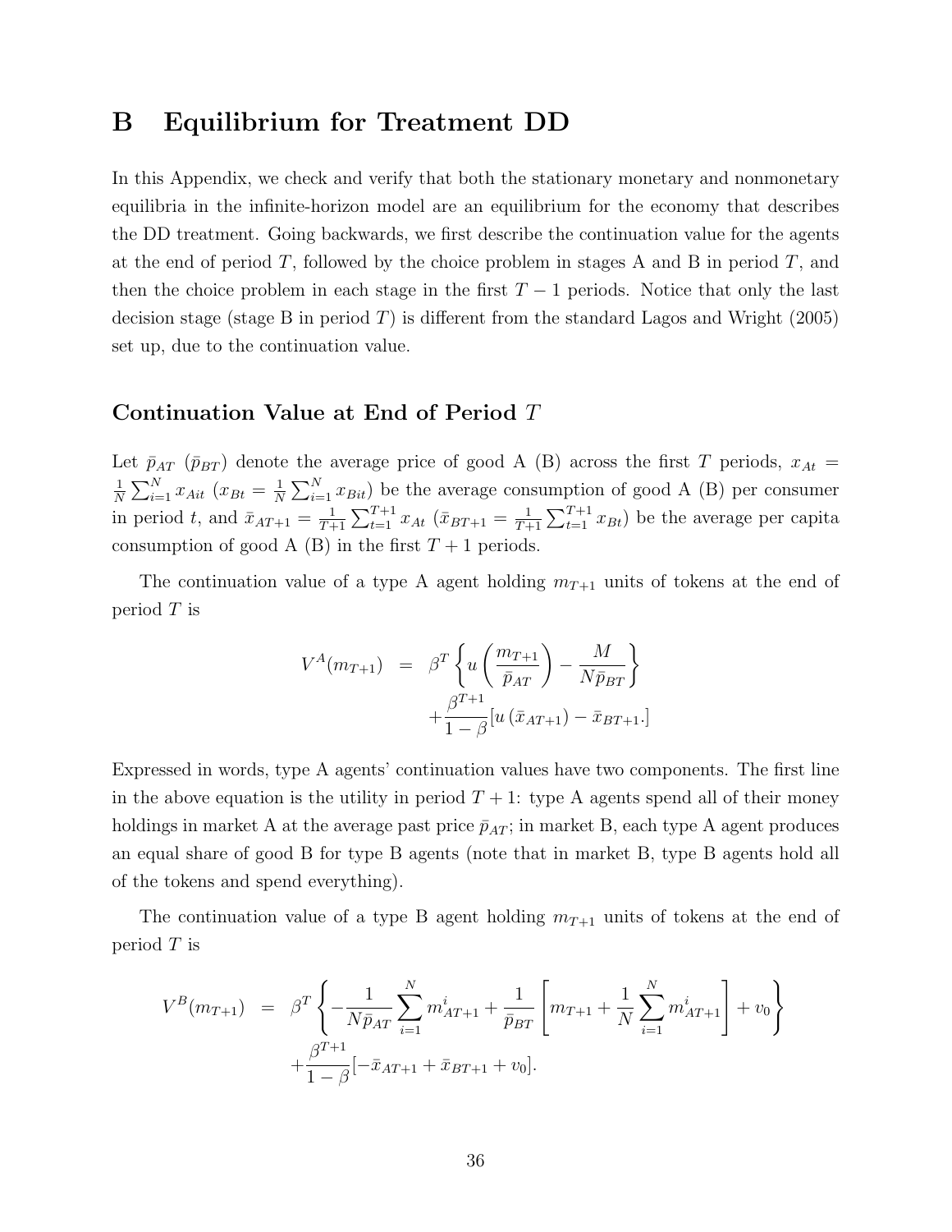# B Equilibrium for Treatment DD

In this Appendix, we check and verify that both the stationary monetary and nonmonetary equilibria in the infinite-horizon model are an equilibrium for the economy that describes the DD treatment. Going backwards, we first describe the continuation value for the agents at the end of period $T$, followed by the choice problem in stages A and B in period $T$, and then the choice problem in each stage in the first $T-1$ periods. Notice that only the last decision stage (stage B in period $T$) is different from the standard Lagos and Wright (2005) set up, due to the continuation value.

### Continuation Value at End of Period $T$

Let $\bar{p}_{AT}$ ($\bar{p}_{BT}$) denote the average price of good A (B) across the first $T$ periods, $x_{At} = \frac{1}{N}\sum_{i=1}^{N} x_{Ait}$ ($x_{Bt} = \frac{1}{N}\sum_{i=1}^{N} x_{Bit}$) be the average consumption of good A (B) per consumer in period $t$, and $\bar{x}_{AT+1} = \frac{1}{T+1}\sum_{t=1}^{T+1} x_{At}$ ($\bar{x}_{BT+1} = \frac{1}{T+1}\sum_{t=1}^{T+1} x_{Bt}$) be the average per capita consumption of good A (B) in the first $T+1$ periods.

The continuation value of a type A agent holding $m_{T+1}$ units of tokens at the end of period $T$ is

$$
\begin{aligned}
V^{A}(m_{T+1}) &= \beta^{T}\left\{u\left(\frac{m_{T+1}}{\bar{p}_{AT}}\right) - \frac{M}{N\bar{p}_{BT}}\right\} \\
&\quad + \frac{\beta^{T+1}}{1-\beta}[u\left(\bar{x}_{AT+1}\right) - \bar{x}_{BT+1}.]
\end{aligned}
$$

Expressed in words, type A agents' continuation values have two components. The first line in the above equation is the utility in period $T+1$: type A agents spend all of their money holdings in market A at the average past price $\bar{p}_{AT}$; in market B, each type A agent produces an equal share of good B for type B agents (note that in market B, type B agents hold all of the tokens and spend everything).

The continuation value of a type B agent holding $m_{T+1}$ units of tokens at the end of period $T$ is

$$
\begin{aligned}
V^{B}(m_{T+1}) &= \beta^{T}\left\{-\frac{1}{N\bar{p}_{AT}}\sum_{i=1}^{N} m_{AT+1}^{i} + \frac{1}{\bar{p}_{BT}}\left[m_{T+1} + \frac{1}{N}\sum_{i=1}^{N} m_{AT+1}^{i}\right] + v_{0}\right\} \\
&\quad + \frac{\beta^{T+1}}{1-\beta}[-\bar{x}_{AT+1} + \bar{x}_{BT+1} + v_{0}].
\end{aligned}
$$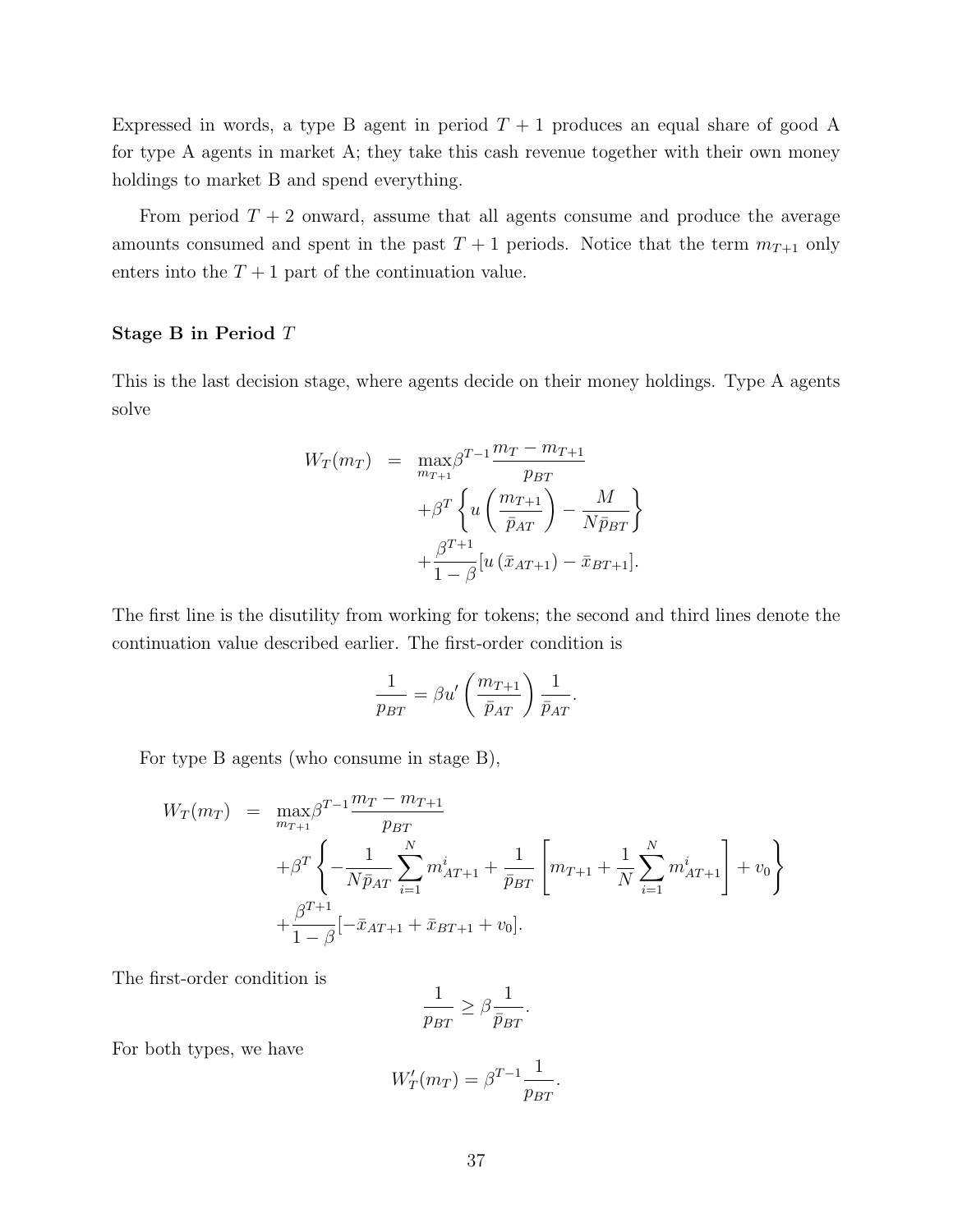Expressed in words, a type B agent in period $T+1$ produces an equal share of good A for type A agents in market A; they take this cash revenue together with their own money holdings to market B and spend everything.

From period $T+2$ onward, assume that all agents consume and produce the average amounts consumed and spent in the past $T+1$ periods. Notice that the term $m_{T+1}$ only enters into the $T+1$ part of the continuation value.

**Stage B in Period $T$**

This is the last decision stage, where agents decide on their money holdings. Type A agents solve

$$
\begin{aligned}
W_T(m_T) &= \max_{m_{T+1}} \beta^{T-1} \frac{m_T - m_{T+1}}{p_{BT}} \\
&\quad + \beta^T \left\{ u\left(\frac{m_{T+1}}{\bar{p}_{AT}}\right) - \frac{M}{N\bar{p}_{BT}} \right\} \\
&\quad + \frac{\beta^{T+1}}{1-\beta}[u(\bar{x}_{AT+1}) - \bar{x}_{BT+1}].
\end{aligned}
$$

The first line is the disutility from working for tokens; the second and third lines denote the continuation value described earlier. The first-order condition is

$$
\frac{1}{p_{BT}} = \beta u'\left(\frac{m_{T+1}}{\bar{p}_{AT}}\right)\frac{1}{\bar{p}_{AT}}.
$$

For type B agents (who consume in stage B),

$$
\begin{aligned}
W_T(m_T) &= \max_{m_{T+1}} \beta^{T-1} \frac{m_T - m_{T+1}}{p_{BT}} \\
&\quad + \beta^T \left\{ -\frac{1}{N\bar{p}_{AT}} \sum_{i=1}^{N} m^i_{AT+1} + \frac{1}{\bar{p}_{BT}} \left[ m_{T+1} + \frac{1}{N}\sum_{i=1}^{N} m^i_{AT+1} \right] + v_0 \right\} \\
&\quad + \frac{\beta^{T+1}}{1-\beta}[-\bar{x}_{AT+1} + \bar{x}_{BT+1} + v_0].
\end{aligned}
$$

The first-order condition is

$$
\frac{1}{p_{BT}} \geq \beta \frac{1}{\bar{p}_{BT}}.
$$

For both types, we have

$$
W'_T(m_T) = \beta^{T-1}\frac{1}{p_{BT}}.
$$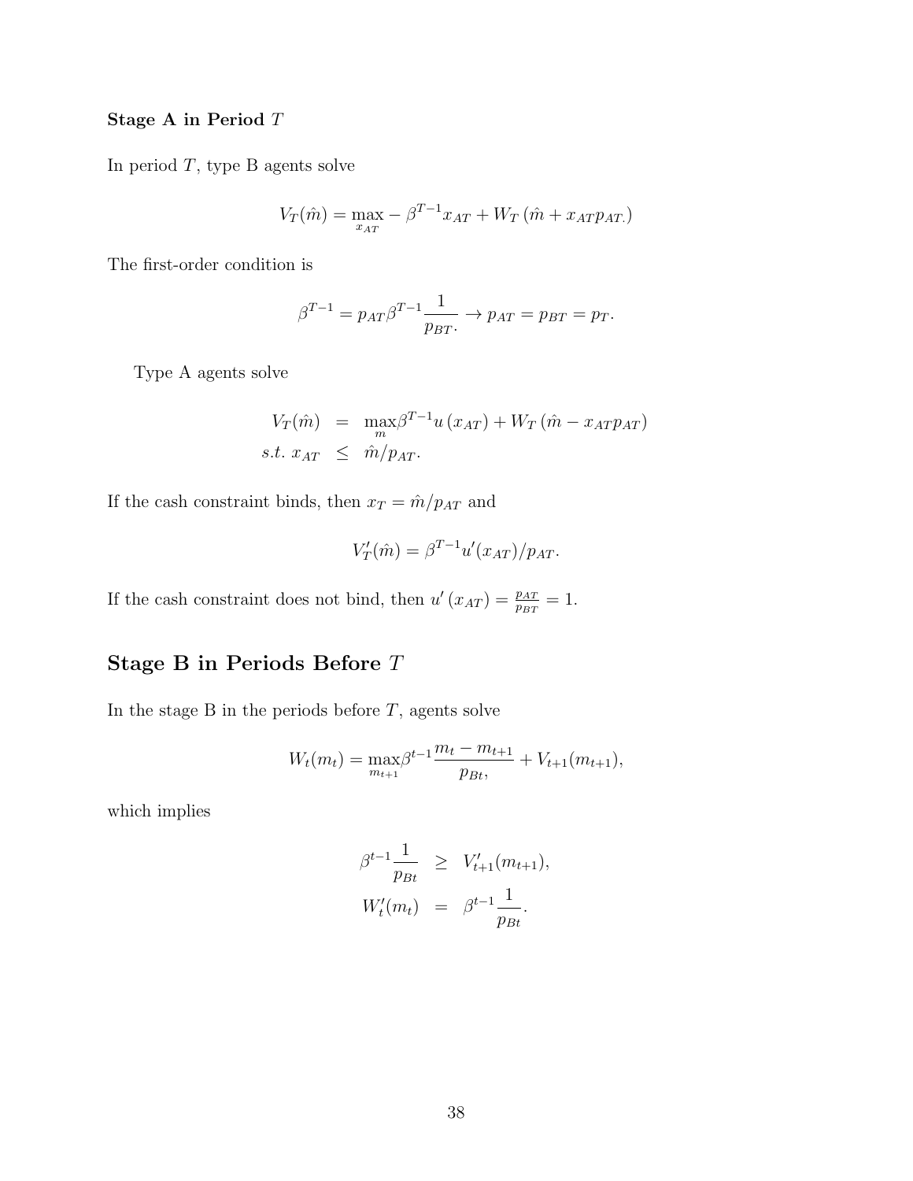**Stage A in Period $T$**

In period $T$, type B agents solve

$$V_T(\hat{m}) = \max_{x_{AT}} -\beta^{T-1}x_{AT} + W_T\left(\hat{m} + x_{AT}p_{AT.}\right)$$

The first-order condition is

$$\beta^{T-1} = p_{AT}\beta^{T-1}\frac{1}{p_{BT}.} \rightarrow p_{AT} = p_{BT} = p_T.$$

Type A agents solve

$$\begin{aligned} V_T(\hat{m}) &= \max_{m} \beta^{T-1}u\left(x_{AT}\right) + W_T\left(\hat{m} - x_{AT}p_{AT}\right) \\ s.t.\ x_{AT} &\leq \hat{m}/p_{AT}. \end{aligned}$$

If the cash constraint binds, then $x_T = \hat{m}/p_{AT}$ and

$$V_T'(\hat{m}) = \beta^{T-1}u'(x_{AT})/p_{AT}.$$

If the cash constraint does not bind, then $u'\left(x_{AT}\right) = \frac{p_{AT}}{p_{BT}} = 1.$

## Stage B in Periods Before $T$

In the stage B in the periods before $T$, agents solve

$$W_t(m_t) = \max_{m_{t+1}} \beta^{t-1}\frac{m_t - m_{t+1}}{p_{Bt},} + V_{t+1}(m_{t+1}),$$

which implies

$$\begin{aligned} \beta^{t-1}\frac{1}{p_{Bt}} &\geq V_{t+1}'(m_{t+1}), \\ W_t'(m_t) &= \beta^{t-1}\frac{1}{p_{Bt}}. \end{aligned}$$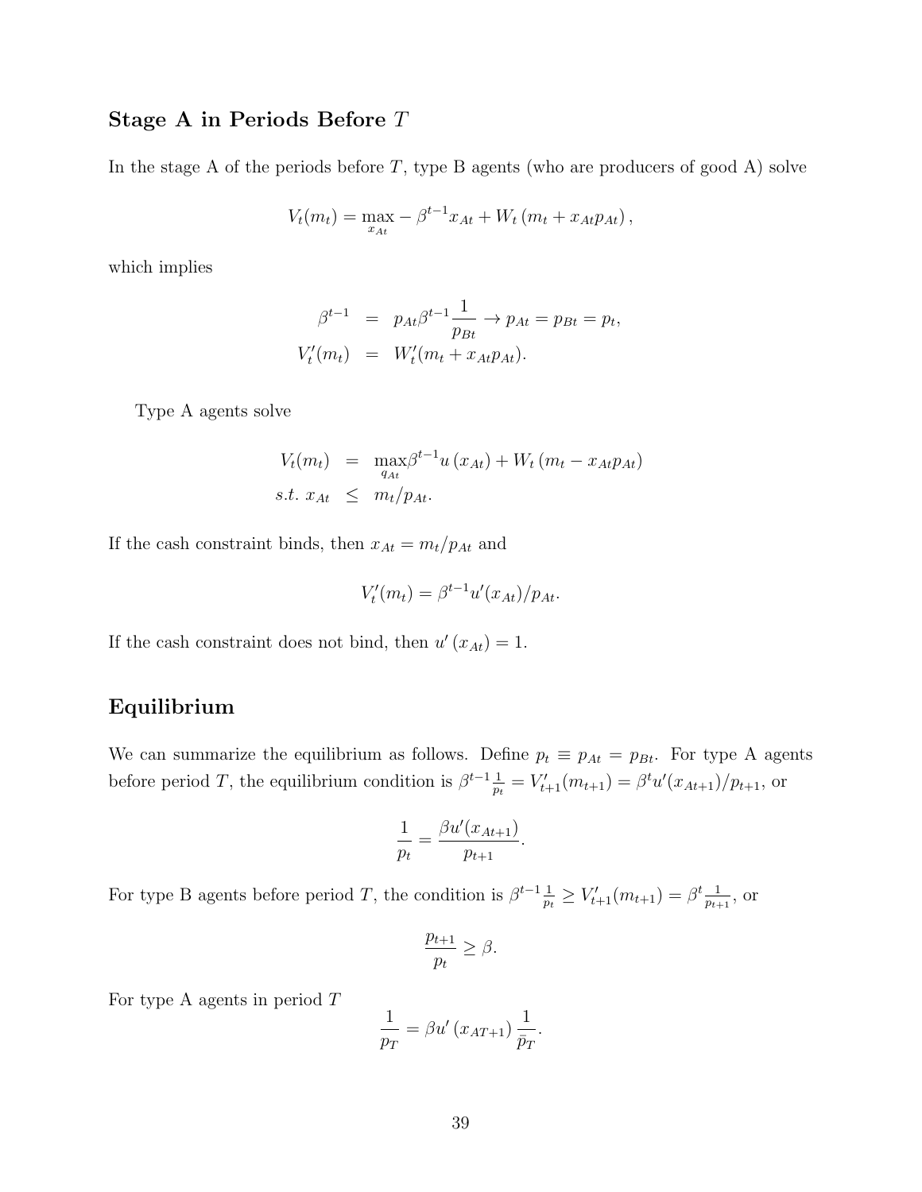## Stage A in Periods Before $T$

In the stage A of the periods before $T$, type B agents (who are producers of good A) solve

$$V_t(m_t) = \max_{x_{At}} -\beta^{t-1}x_{At} + W_t\left(m_t + x_{At}p_{At}\right),$$

which implies

$$\begin{aligned}
\beta^{t-1} &= p_{At}\beta^{t-1}\frac{1}{p_{Bt}} \rightarrow p_{At} = p_{Bt} = p_t, \\
V_t'(m_t) &= W_t'(m_t + x_{At}p_{At}).
\end{aligned}$$

Type A agents solve

$$\begin{aligned}
V_t(m_t) &= \max_{q_{At}} \beta^{t-1}u\left(x_{At}\right) + W_t\left(m_t - x_{At}p_{At}\right) \\
s.t.\ x_{At} &\leq m_t/p_{At}.
\end{aligned}$$

If the cash constraint binds, then $x_{At} = m_t/p_{At}$ and

$$V_t'(m_t) = \beta^{t-1}u'(x_{At})/p_{At}.$$

If the cash constraint does not bind, then $u'\left(x_{At}\right) = 1$.

## Equilibrium

We can summarize the equilibrium as follows. Define $p_t \equiv p_{At} = p_{Bt}$. For type A agents before period $T$, the equilibrium condition is $\beta^{t-1}\frac{1}{p_t} = V_{t+1}'(m_{t+1}) = \beta^t u'(x_{At+1})/p_{t+1}$, or

$$\frac{1}{p_t} = \frac{\beta u'(x_{At+1})}{p_{t+1}}.$$

For type B agents before period $T$, the condition is $\beta^{t-1}\frac{1}{p_t} \geq V_{t+1}'(m_{t+1}) = \beta^t\frac{1}{p_{t+1}}$, or

$$\frac{p_{t+1}}{p_t} \geq \beta.$$

For type A agents in period $T$

$$\frac{1}{p_T} = \beta u'\left(x_{AT+1}\right)\frac{1}{\bar{p}_T}.$$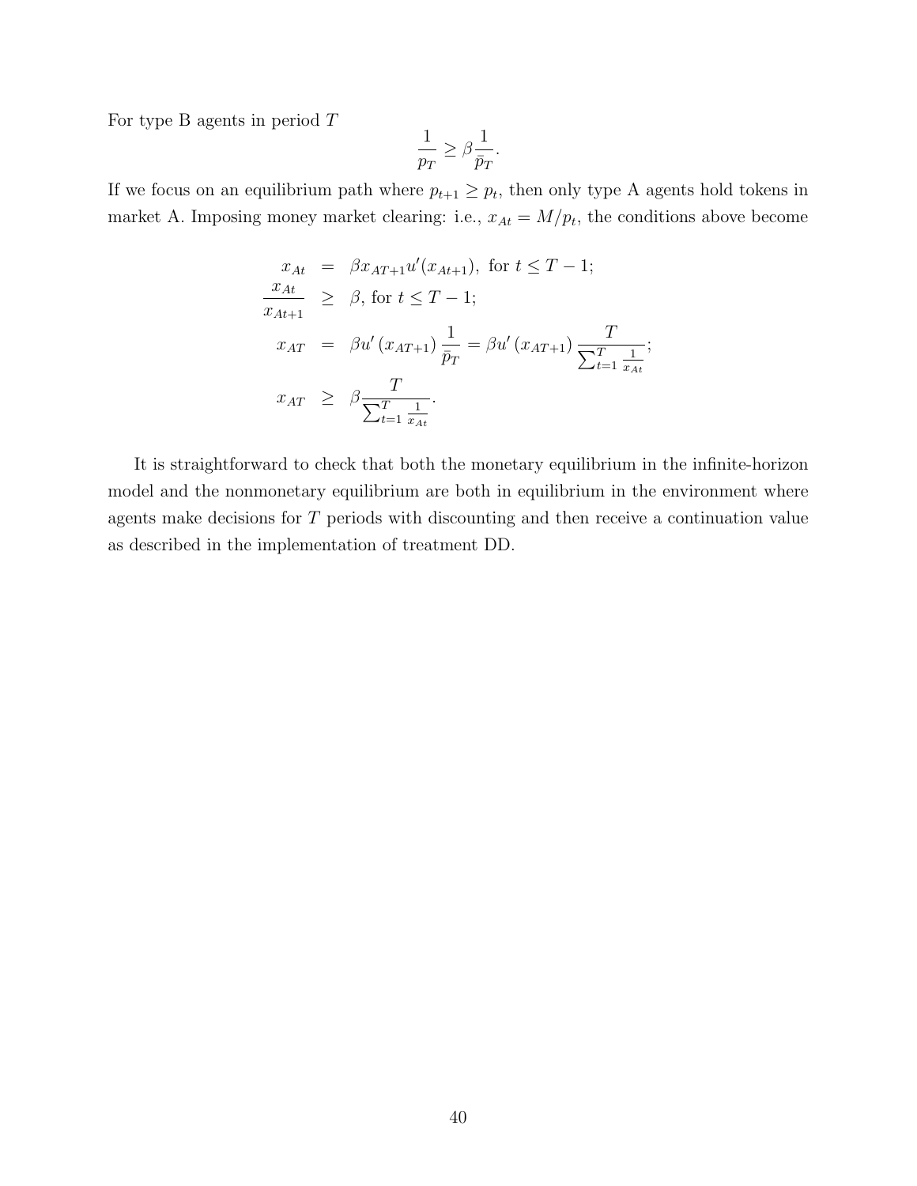For type B agents in period $T$

$$\frac{1}{p_T} \geq \beta \frac{1}{\bar{p}_T}.$$

If we focus on an equilibrium path where $p_{t+1} \geq p_t$, then only type A agents hold tokens in market A. Imposing money market clearing: i.e., $x_{At} = M/p_t$, the conditions above become

$$
\begin{aligned}
x_{At} &= \beta x_{AT+1} u'(x_{At+1}), \text{ for } t \leq T-1; \\
\frac{x_{At}}{x_{At+1}} &\geq \beta, \text{ for } t \leq T-1; \\
x_{AT} &= \beta u'(x_{AT+1}) \frac{1}{\bar{p}_T} = \beta u'(x_{AT+1}) \frac{T}{\sum_{t=1}^{T} \frac{1}{x_{At}}}; \\
x_{AT} &\geq \beta \frac{T}{\sum_{t=1}^{T} \frac{1}{x_{At}}}.
\end{aligned}
$$

It is straightforward to check that both the monetary equilibrium in the infinite-horizon model and the nonmonetary equilibrium are both in equilibrium in the environment where agents make decisions for $T$ periods with discounting and then receive a continuation value as described in the implementation of treatment DD.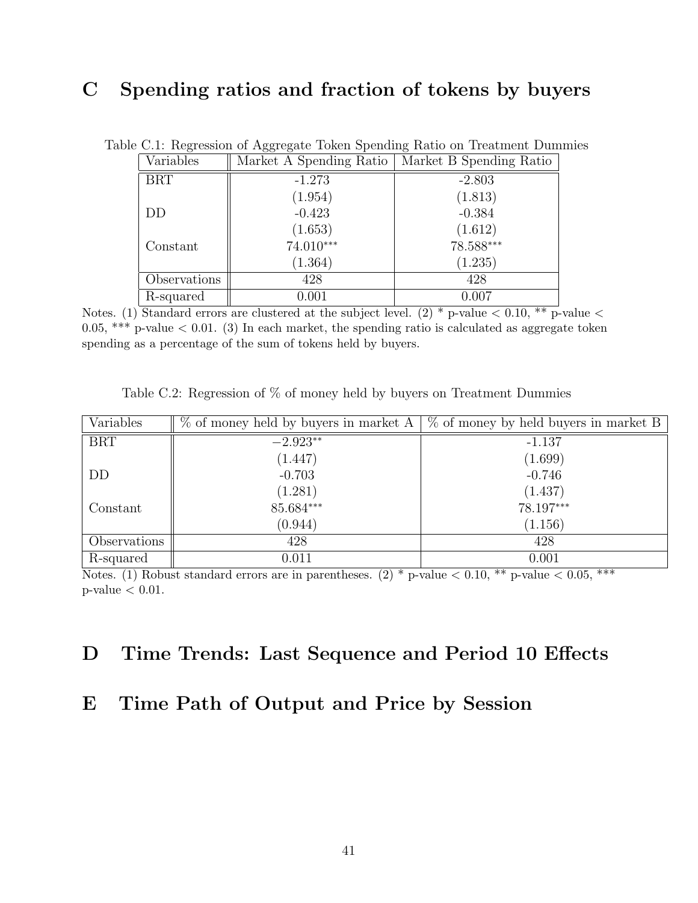# C Spending ratios and fraction of tokens by buyers

Table C.1: Regression of Aggregate Token Spending Ratio on Treatment Dummies

| Variables | Market A Spending Ratio | Market B Spending Ratio |
|---|---|---|
| BRT | -1.273 | -2.803 |
| | (1.954) | (1.813) |
| DD | -0.423 | -0.384 |
| | (1.653) | (1.612) |
| Constant | 74.010*** | 78.588*** |
| | (1.364) | (1.235) |
| Observations | 428 | 428 |
| R-squared | 0.001 | 0.007 |

Notes. (1) Standard errors are clustered at the subject level. (2) * p-value < 0.10, ** p-value < 0.05, *** p-value < 0.01. (3) In each market, the spending ratio is calculated as aggregate token spending as a percentage of the sum of tokens held by buyers.

Table C.2: Regression of % of money held by buyers on Treatment Dummies

| Variables | % of money held by buyers in market A | % of money by held buyers in market B |
|---|---|---|
| BRT | −2.923** | -1.137 |
| | (1.447) | (1.699) |
| DD | -0.703 | -0.746 |
| | (1.281) | (1.437) |
| Constant | 85.684*** | 78.197*** |
| | (0.944) | (1.156) |
| Observations | 428 | 428 |
| R-squared | 0.011 | 0.001 |

Notes. (1) Robust standard errors are in parentheses. (2) * p-value < 0.10, ** p-value < 0.05, *** p-value < 0.01.

# D Time Trends: Last Sequence and Period 10 Effects

# E Time Path of Output and Price by Session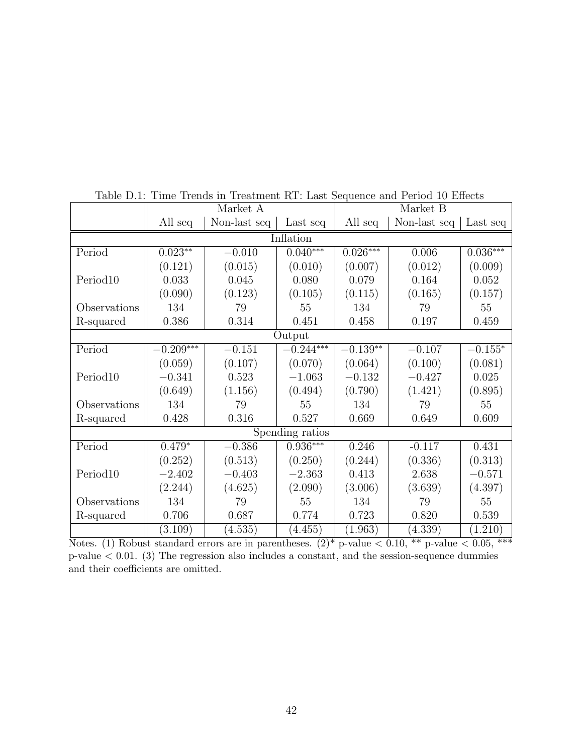Table D.1: Time Trends in Treatment RT: Last Sequence and Period 10 Effects

| | Market A | | | Market B | | |
|---|---|---|---|---|---|---|
| | All seq | Non-last seq | Last seq | All seq | Non-last seq | Last seq |
| **Inflation** | | | | | | |
| Period | $0.023^{**}$ | $-0.010$ | $0.040^{***}$ | $0.026^{***}$ | 0.006 | $0.036^{***}$ |
| | (0.121) | (0.015) | (0.010) | (0.007) | (0.012) | (0.009) |
| Period10 | 0.033 | 0.045 | 0.080 | 0.079 | 0.164 | 0.052 |
| | (0.090) | (0.123) | (0.105) | (0.115) | (0.165) | (0.157) |
| Observations | 134 | 79 | 55 | 134 | 79 | 55 |
| R-squared | 0.386 | 0.314 | 0.451 | 0.458 | 0.197 | 0.459 |
| **Output** | | | | | | |
| Period | $-0.209^{***}$ | $-0.151$ | $-0.244^{***}$ | $-0.139^{**}$ | $-0.107$ | $-0.155^{*}$ |
| | (0.059) | (0.107) | (0.070) | (0.064) | (0.100) | (0.081) |
| Period10 | $-0.341$ | 0.523 | $-1.063$ | $-0.132$ | $-0.427$ | 0.025 |
| | (0.649) | (1.156) | (0.494) | (0.790) | (1.421) | (0.895) |
| Observations | 134 | 79 | 55 | 134 | 79 | 55 |
| R-squared | 0.428 | 0.316 | 0.527 | 0.669 | 0.649 | 0.609 |
| **Spending ratios** | | | | | | |
| Period | $0.479^{*}$ | $-0.386$ | $0.936^{***}$ | 0.246 | -0.117 | 0.431 |
| | (0.252) | (0.513) | (0.250) | (0.244) | (0.336) | (0.313) |
| Period10 | $-2.402$ | $-0.403$ | $-2.363$ | 0.413 | 2.638 | $-0.571$ |
| | (2.244) | (4.625) | (2.090) | (3.006) | (3.639) | (4.397) |
| Observations | 134 | 79 | 55 | 134 | 79 | 55 |
| R-squared | 0.706 | 0.687 | 0.774 | 0.723 | 0.820 | 0.539 |
| | (3.109) | (4.535) | (4.455) | (1.963) | (4.339) | (1.210) |

Notes. (1) Robust standard errors are in parentheses. (2)* p-value $< 0.10$, ** p-value $< 0.05$, *** p-value $< 0.01$. (3) The regression also includes a constant, and the session-sequence dummies and their coefficients are omitted.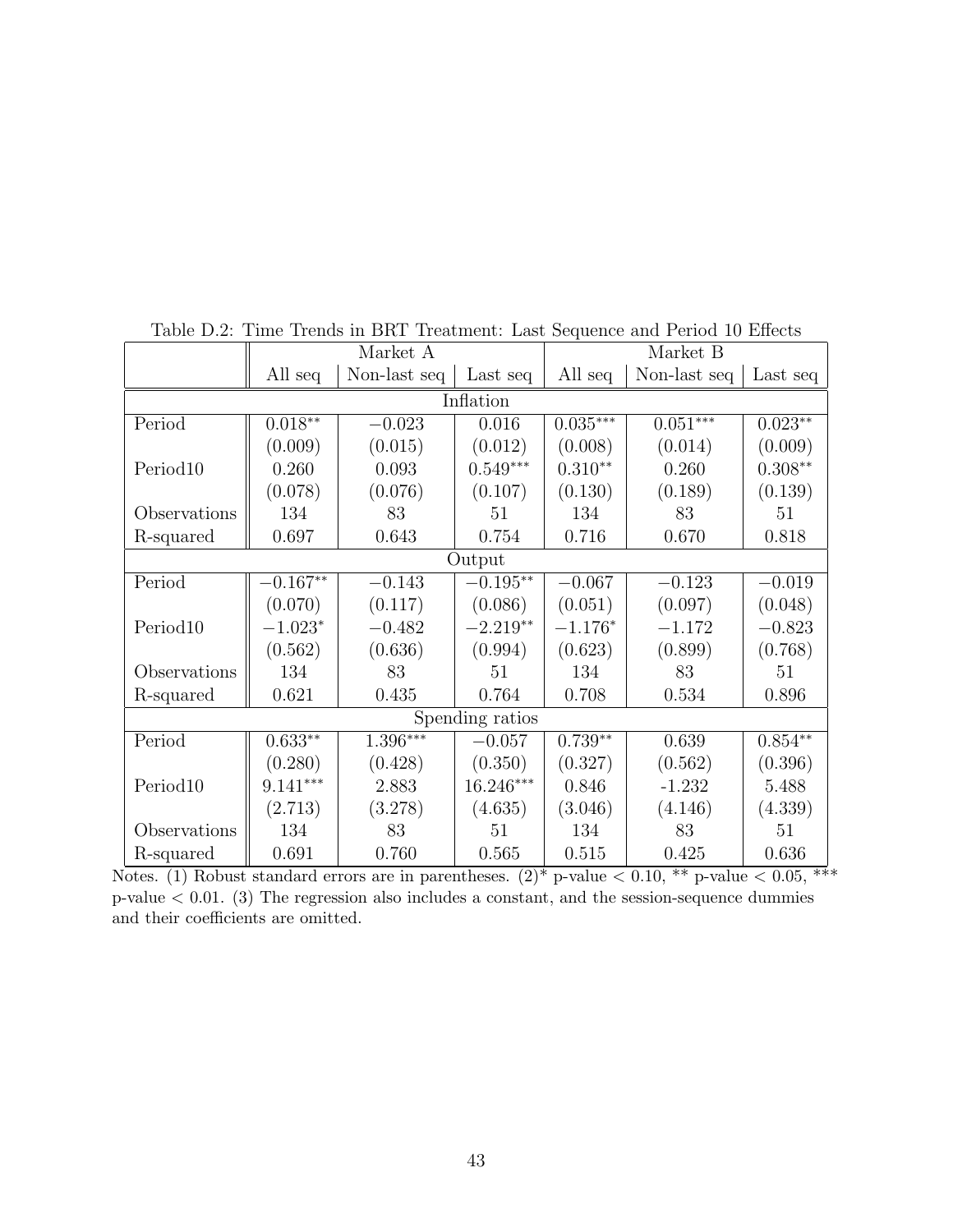Table D.2: Time Trends in BRT Treatment: Last Sequence and Period 10 Effects

| | Market A | | | Market B | | |
|---|---|---|---|---|---|---|
| | All seq | Non-last seq | Last seq | All seq | Non-last seq | Last seq |
| **Inflation** | | | | | | |
| Period | $0.018^{**}$ | $-0.023$ | 0.016 | $0.035^{***}$ | $0.051^{***}$ | $0.023^{**}$ |
| | (0.009) | (0.015) | (0.012) | (0.008) | (0.014) | (0.009) |
| Period10 | 0.260 | 0.093 | $0.549^{***}$ | $0.310^{**}$ | 0.260 | $0.308^{**}$ |
| | (0.078) | (0.076) | (0.107) | (0.130) | (0.189) | (0.139) |
| Observations | 134 | 83 | 51 | 134 | 83 | 51 |
| R-squared | 0.697 | 0.643 | 0.754 | 0.716 | 0.670 | 0.818 |
| **Output** | | | | | | |
| Period | $-0.167^{**}$ | $-0.143$ | $-0.195^{**}$ | $-0.067$ | $-0.123$ | $-0.019$ |
| | (0.070) | (0.117) | (0.086) | (0.051) | (0.097) | (0.048) |
| Period10 | $-1.023^{*}$ | $-0.482$ | $-2.219^{**}$ | $-1.176^{*}$ | $-1.172$ | $-0.823$ |
| | (0.562) | (0.636) | (0.994) | (0.623) | (0.899) | (0.768) |
| Observations | 134 | 83 | 51 | 134 | 83 | 51 |
| R-squared | 0.621 | 0.435 | 0.764 | 0.708 | 0.534 | 0.896 |
| **Spending ratios** | | | | | | |
| Period | $0.633^{**}$ | $1.396^{***}$ | $-0.057$ | $0.739^{**}$ | 0.639 | $0.854^{**}$ |
| | (0.280) | (0.428) | (0.350) | (0.327) | (0.562) | (0.396) |
| Period10 | $9.141^{***}$ | 2.883 | $16.246^{***}$ | 0.846 | -1.232 | 5.488 |
| | (2.713) | (3.278) | (4.635) | (3.046) | (4.146) | (4.339) |
| Observations | 134 | 83 | 51 | 134 | 83 | 51 |
| R-squared | 0.691 | 0.760 | 0.565 | 0.515 | 0.425 | 0.636 |

Notes. (1) Robust standard errors are in parentheses. (2)* p-value < 0.10, ** p-value < 0.05, *** p-value < 0.01. (3) The regression also includes a constant, and the session-sequence dummies and their coefficients are omitted.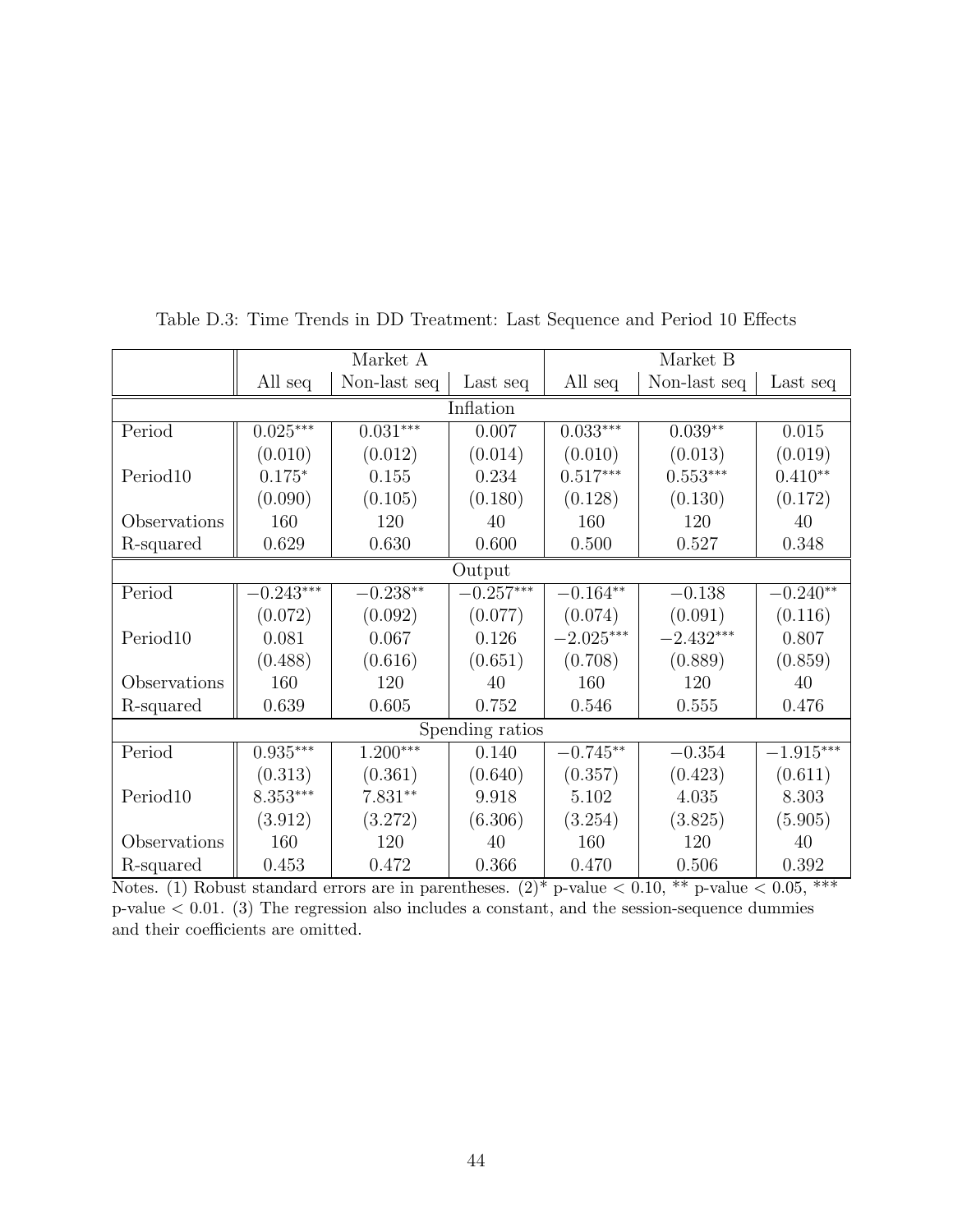Table D.3: Time Trends in DD Treatment: Last Sequence and Period 10 Effects

| | Market A | | | Market B | | |
|---|---|---|---|---|---|---|
| | All seq | Non-last seq | Last seq | All seq | Non-last seq | Last seq |
| **Inflation** | | | | | | |
| Period | $0.025^{***}$ | $0.031^{***}$ | 0.007 | $0.033^{***}$ | $0.039^{**}$ | 0.015 |
| | (0.010) | (0.012) | (0.014) | (0.010) | (0.013) | (0.019) |
| Period10 | $0.175^{*}$ | 0.155 | 0.234 | $0.517^{***}$ | $0.553^{***}$ | $0.410^{**}$ |
| | (0.090) | (0.105) | (0.180) | (0.128) | (0.130) | (0.172) |
| Observations | 160 | 120 | 40 | 160 | 120 | 40 |
| R-squared | 0.629 | 0.630 | 0.600 | 0.500 | 0.527 | 0.348 |
| **Output** | | | | | | |
| Period | $-0.243^{***}$ | $-0.238^{**}$ | $-0.257^{***}$ | $-0.164^{**}$ | $-0.138$ | $-0.240^{**}$ |
| | (0.072) | (0.092) | (0.077) | (0.074) | (0.091) | (0.116) |
| Period10 | 0.081 | 0.067 | 0.126 | $-2.025^{***}$ | $-2.432^{***}$ | 0.807 |
| | (0.488) | (0.616) | (0.651) | (0.708) | (0.889) | (0.859) |
| Observations | 160 | 120 | 40 | 160 | 120 | 40 |
| R-squared | 0.639 | 0.605 | 0.752 | 0.546 | 0.555 | 0.476 |
| **Spending ratios** | | | | | | |
| Period | $0.935^{***}$ | $1.200^{***}$ | 0.140 | $-0.745^{**}$ | $-0.354$ | $-1.915^{***}$ |
| | (0.313) | (0.361) | (0.640) | (0.357) | (0.423) | (0.611) |
| Period10 | $8.353^{***}$ | $7.831^{**}$ | 9.918 | 5.102 | 4.035 | 8.303 |
| | (3.912) | (3.272) | (6.306) | (3.254) | (3.825) | (5.905) |
| Observations | 160 | 120 | 40 | 160 | 120 | 40 |
| R-squared | 0.453 | 0.472 | 0.366 | 0.470 | 0.506 | 0.392 |

Notes. (1) Robust standard errors are in parentheses. (2)* p-value $< 0.10$, ** p-value $< 0.05$, *** p-value $< 0.01$. (3) The regression also includes a constant, and the session-sequence dummies and their coefficients are omitted.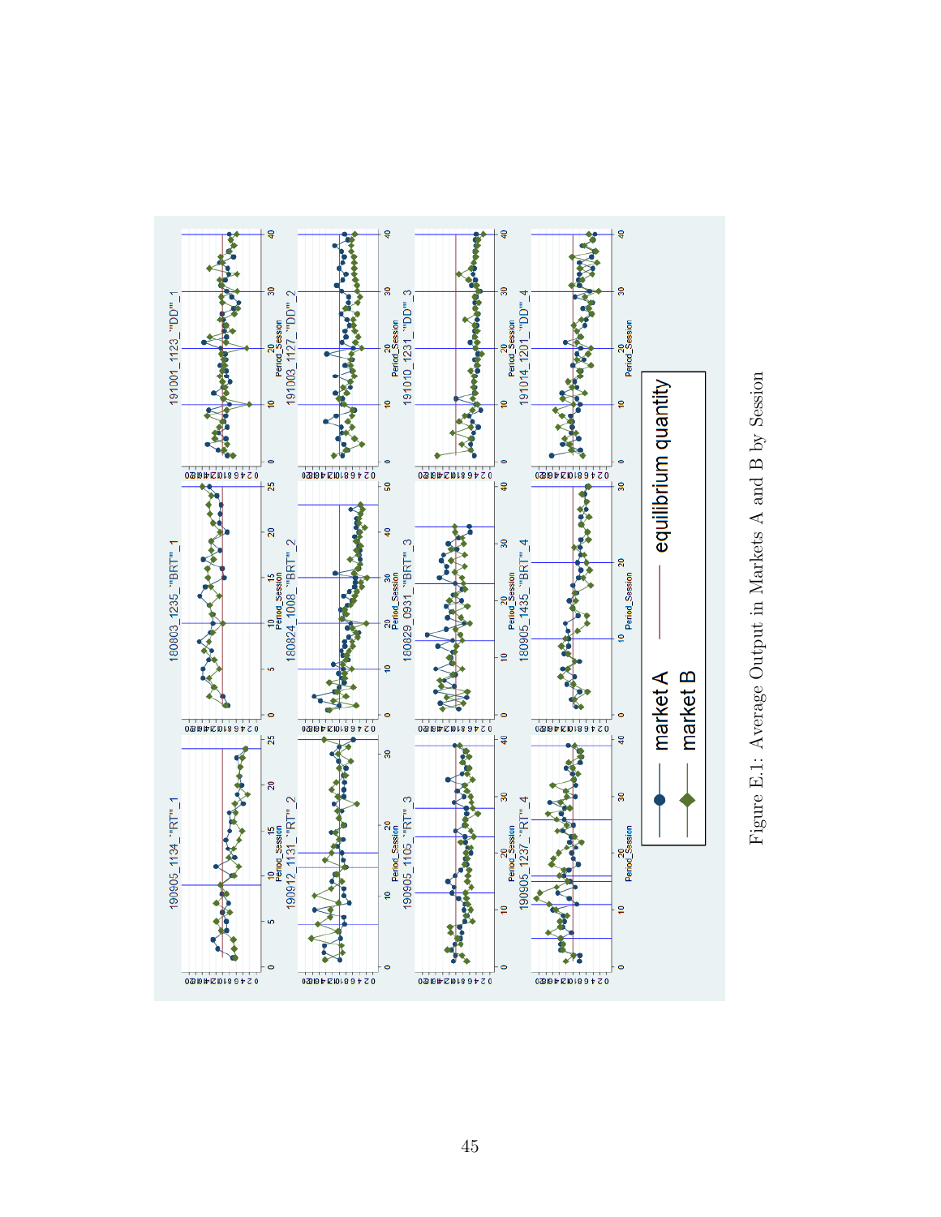Figure E.1: Average Output in Markets A and B by Session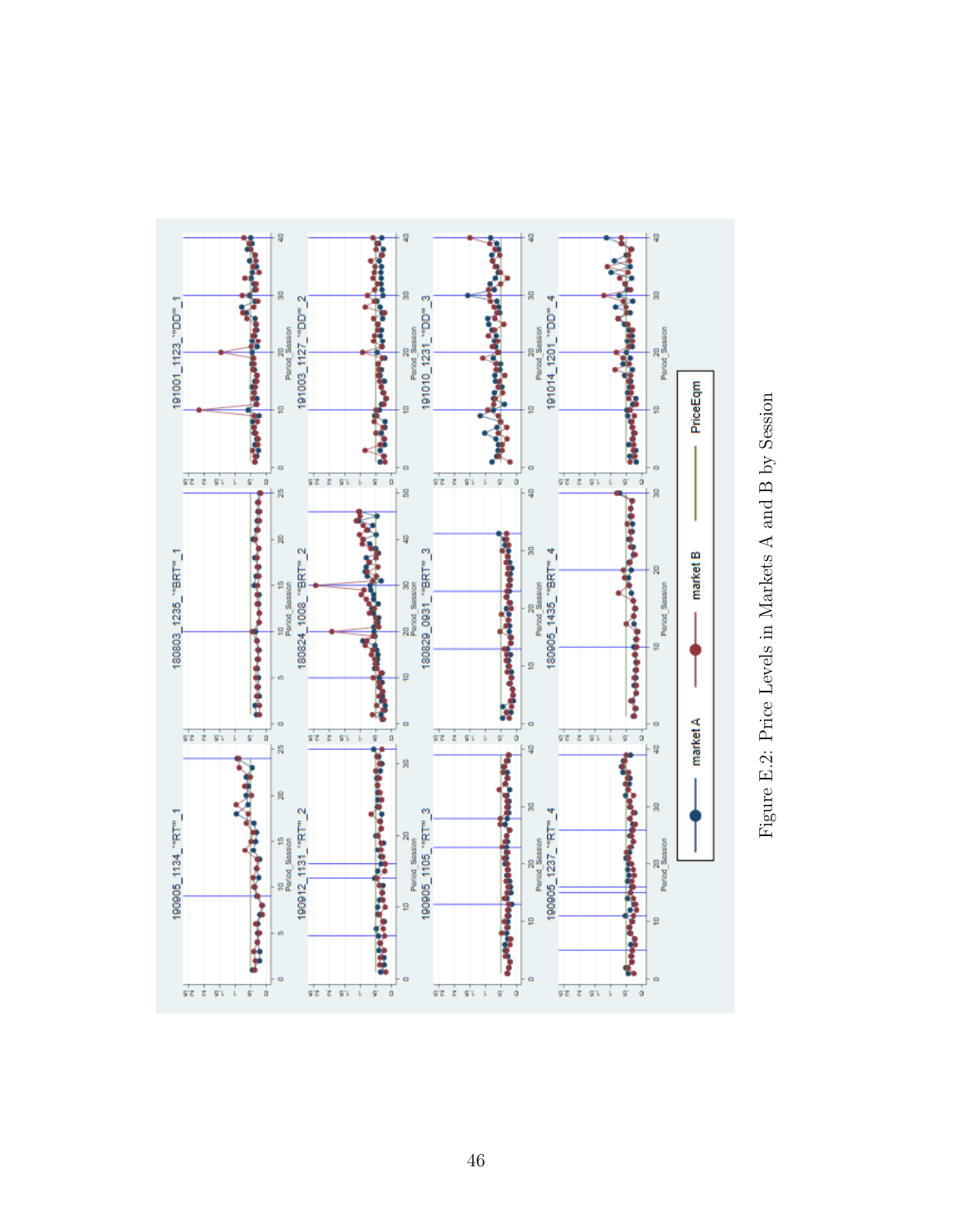190905_1134_"RT"_1
190912_1131_"RT"_2
190905_1105_"RT"_3
190905_1237_"RT"_4
180803_1235_"BRT"_1
180824_1008_"BRT"_2
180829_0931_"BRT"_3
180905_1435_"BRT"_4
191001_1123_"DD"_1
191003_1127_"DD"_2
191010_1231_"DD"_3
191014_1201_"DD"_4

Period_Session

market A
market B
PriceEqm

Figure E.2: Price Levels in Markets A and B by Session